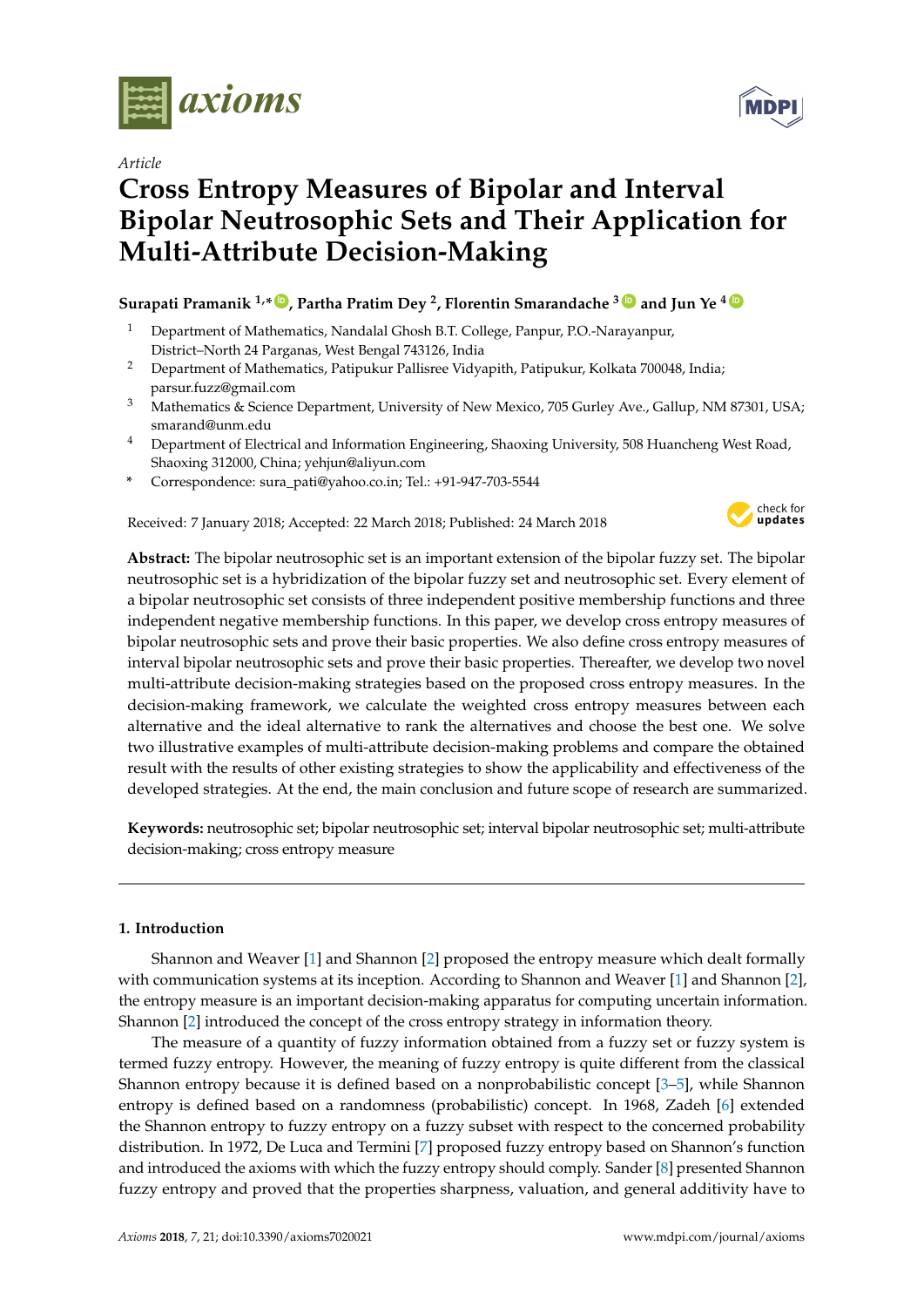*Article*

# Cross Entropy Measures of Bipolar and Interval Bipolar Neutrosophic Sets and Their Application for Multi-Attribute Decision-Making

**Surapati Pramanik [1,*], Partha Pratim Dey [2], Florentin Smarandache [3] and Jun Ye [4]**

1. Department of Mathematics, Nandalal Ghosh B.T. College, Panpur, P.O.-Narayanpur, District–North 24 Parganas, West Bengal 743126, India
2. Department of Mathematics, Patipukur Pallisree Vidyapith, Patipukur, Kolkata 700048, India; parsur.fuzz@gmail.com
3. Mathematics & Science Department, University of New Mexico, 705 Gurley Ave., Gallup, NM 87301, USA; smarand@unm.edu
4. Department of Electrical and Information Engineering, Shaoxing University, 508 Huancheng West Road, Shaoxing 312000, China; yehjun@aliyun.com

\* Correspondence: sura_pati@yahoo.co.in; Tel.: +91-947-703-5544

Received: 7 January 2018; Accepted: 22 March 2018; Published: 24 March 2018

**Abstract:** The bipolar neutrosophic set is an important extension of the bipolar fuzzy set. The bipolar neutrosophic set is a hybridization of the bipolar fuzzy set and neutrosophic set. Every element of a bipolar neutrosophic set consists of three independent positive membership functions and three independent negative membership functions. In this paper, we develop cross entropy measures of bipolar neutrosophic sets and prove their basic properties. We also define cross entropy measures of interval bipolar neutrosophic sets and prove their basic properties. Thereafter, we develop two novel multi-attribute decision-making strategies based on the proposed cross entropy measures. In the decision-making framework, we calculate the weighted cross entropy measures between each alternative and the ideal alternative to rank the alternatives and choose the best one. We solve two illustrative examples of multi-attribute decision-making problems and compare the obtained result with the results of other existing strategies to show the applicability and effectiveness of the developed strategies. At the end, the main conclusion and future scope of research are summarized.

**Keywords:** neutrosophic set; bipolar neutrosophic set; interval bipolar neutrosophic set; multi-attribute decision-making; cross entropy measure

## 1. Introduction

Shannon and Weaver [1] and Shannon [2] proposed the entropy measure which dealt formally with communication systems at its inception. According to Shannon and Weaver [1] and Shannon [2], the entropy measure is an important decision-making apparatus for computing uncertain information. Shannon [2] introduced the concept of the cross entropy strategy in information theory.

The measure of a quantity of fuzzy information obtained from a fuzzy set or fuzzy system is termed fuzzy entropy. However, the meaning of fuzzy entropy is quite different from the classical Shannon entropy because it is defined based on a nonprobabilistic concept [3–5], while Shannon entropy is defined based on a randomness (probabilistic) concept. In 1968, Zadeh [6] extended the Shannon entropy to fuzzy entropy on a fuzzy subset with respect to the concerned probability distribution. In 1972, De Luca and Termini [7] proposed fuzzy entropy based on Shannon's function and introduced the axioms with which the fuzzy entropy should comply. Sander [8] presented Shannon fuzzy entropy and proved that the properties sharpness, valuation, and general additivity have to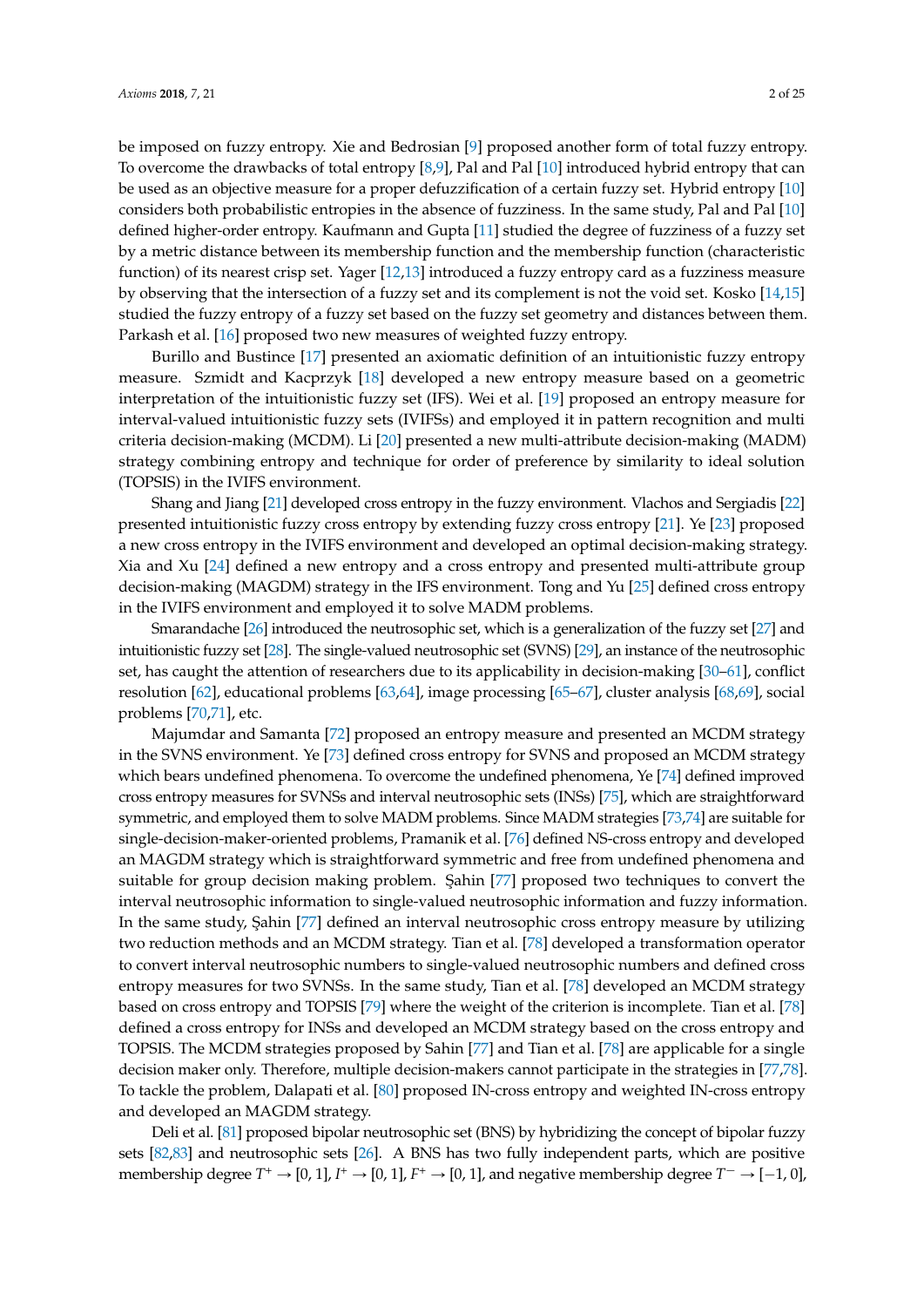be imposed on fuzzy entropy. Xie and Bedrosian [9] proposed another form of total fuzzy entropy. To overcome the drawbacks of total entropy [8,9], Pal and Pal [10] introduced hybrid entropy that can be used as an objective measure for a proper defuzzification of a certain fuzzy set. Hybrid entropy [10] considers both probabilistic entropies in the absence of fuzziness. In the same study, Pal and Pal [10] defined higher-order entropy. Kaufmann and Gupta [11] studied the degree of fuzziness of a fuzzy set by a metric distance between its membership function and the membership function (characteristic function) of its nearest crisp set. Yager [12,13] introduced a fuzzy entropy card as a fuzziness measure by observing that the intersection of a fuzzy set and its complement is not the void set. Kosko [14,15] studied the fuzzy entropy of a fuzzy set based on the fuzzy set geometry and distances between them. Parkash et al. [16] proposed two new measures of weighted fuzzy entropy.

Burillo and Bustince [17] presented an axiomatic definition of an intuitionistic fuzzy entropy measure. Szmidt and Kacprzyk [18] developed a new entropy measure based on a geometric interpretation of the intuitionistic fuzzy set (IFS). Wei et al. [19] proposed an entropy measure for interval-valued intuitionistic fuzzy sets (IVIFSs) and employed it in pattern recognition and multi criteria decision-making (MCDM). Li [20] presented a new multi-attribute decision-making (MADM) strategy combining entropy and technique for order of preference by similarity to ideal solution (TOPSIS) in the IVIFS environment.

Shang and Jiang [21] developed cross entropy in the fuzzy environment. Vlachos and Sergiadis [22] presented intuitionistic fuzzy cross entropy by extending fuzzy cross entropy [21]. Ye [23] proposed a new cross entropy in the IVIFS environment and developed an optimal decision-making strategy. Xia and Xu [24] defined a new entropy and a cross entropy and presented multi-attribute group decision-making (MAGDM) strategy in the IFS environment. Tong and Yu [25] defined cross entropy in the IVIFS environment and employed it to solve MADM problems.

Smarandache [26] introduced the neutrosophic set, which is a generalization of the fuzzy set [27] and intuitionistic fuzzy set [28]. The single-valued neutrosophic set (SVNS) [29], an instance of the neutrosophic set, has caught the attention of researchers due to its applicability in decision-making [30–61], conflict resolution [62], educational problems [63,64], image processing [65–67], cluster analysis [68,69], social problems [70,71], etc.

Majumdar and Samanta [72] proposed an entropy measure and presented an MCDM strategy in the SVNS environment. Ye [73] defined cross entropy for SVNS and proposed an MCDM strategy which bears undefined phenomena. To overcome the undefined phenomena, Ye [74] defined improved cross entropy measures for SVNSs and interval neutrosophic sets (INSs) [75], which are straightforward symmetric, and employed them to solve MADM problems. Since MADM strategies [73,74] are suitable for single-decision-maker-oriented problems, Pramanik et al. [76] defined NS-cross entropy and developed an MAGDM strategy which is straightforward symmetric and free from undefined phenomena and suitable for group decision making problem. Şahin [77] proposed two techniques to convert the interval neutrosophic information to single-valued neutrosophic information and fuzzy information. In the same study, Şahin [77] defined an interval neutrosophic cross entropy measure by utilizing two reduction methods and an MCDM strategy. Tian et al. [78] developed a transformation operator to convert interval neutrosophic numbers to single-valued neutrosophic numbers and defined cross entropy measures for two SVNSs. In the same study, Tian et al. [78] developed an MCDM strategy based on cross entropy and TOPSIS [79] where the weight of the criterion is incomplete. Tian et al. [78] defined a cross entropy for INSs and developed an MCDM strategy based on the cross entropy and TOPSIS. The MCDM strategies proposed by Sahin [77] and Tian et al. [78] are applicable for a single decision maker only. Therefore, multiple decision-makers cannot participate in the strategies in [77,78]. To tackle the problem, Dalapati et al. [80] proposed IN-cross entropy and weighted IN-cross entropy and developed an MAGDM strategy.

Deli et al. [81] proposed bipolar neutrosophic set (BNS) by hybridizing the concept of bipolar fuzzy sets [82,83] and neutrosophic sets [26]. A BNS has two fully independent parts, which are positive membership degree $T^{+} \rightarrow [0, 1]$, $I^{+} \rightarrow [0, 1]$, $F^{+} \rightarrow [0, 1]$, and negative membership degree $T^{-} \rightarrow [-1, 0]$,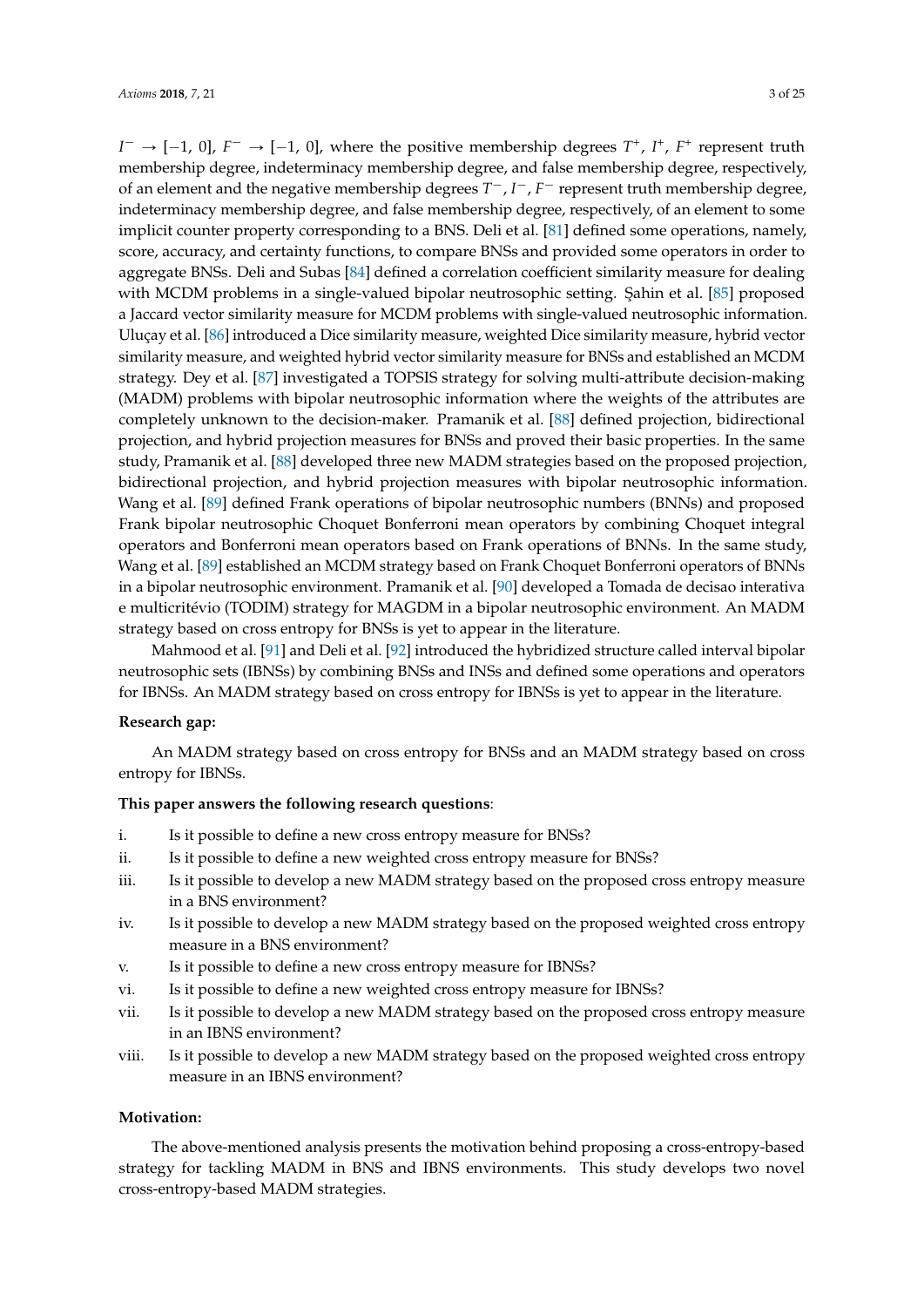$I^- \rightarrow [-1, 0]$, $F^- \rightarrow [-1, 0]$, where the positive membership degrees $T^+$, $I^+$, $F^+$ represent truth membership degree, indeterminacy membership degree, and false membership degree, respectively, of an element and the negative membership degrees $T^-$, $I^-$, $F^-$ represent truth membership degree, indeterminacy membership degree, and false membership degree, respectively, of an element to some implicit counter property corresponding to a BNS. Deli et al. [81] defined some operations, namely, score, accuracy, and certainty functions, to compare BNSs and provided some operators in order to aggregate BNSs. Deli and Subas [84] defined a correlation coefficient similarity measure for dealing with MCDM problems in a single-valued bipolar neutrosophic setting. Şahin et al. [85] proposed a Jaccard vector similarity measure for MCDM problems with single-valued neutrosophic information. Uluçay et al. [86] introduced a Dice similarity measure, weighted Dice similarity measure, hybrid vector similarity measure, and weighted hybrid vector similarity measure for BNSs and established an MCDM strategy. Dey et al. [87] investigated a TOPSIS strategy for solving multi-attribute decision-making (MADM) problems with bipolar neutrosophic information where the weights of the attributes are completely unknown to the decision-maker. Pramanik et al. [88] defined projection, bidirectional projection, and hybrid projection measures for BNSs and proved their basic properties. In the same study, Pramanik et al. [88] developed three new MADM strategies based on the proposed projection, bidirectional projection, and hybrid projection measures with bipolar neutrosophic information. Wang et al. [89] defined Frank operations of bipolar neutrosophic numbers (BNNs) and proposed Frank bipolar neutrosophic Choquet Bonferroni mean operators by combining Choquet integral operators and Bonferroni mean operators based on Frank operations of BNNs. In the same study, Wang et al. [89] established an MCDM strategy based on Frank Choquet Bonferroni operators of BNNs in a bipolar neutrosophic environment. Pramanik et al. [90] developed a Tomada de decisao interativa e multicritévio (TODIM) strategy for MAGDM in a bipolar neutrosophic environment. An MADM strategy based on cross entropy for BNSs is yet to appear in the literature.

Mahmood et al. [91] and Deli et al. [92] introduced the hybridized structure called interval bipolar neutrosophic sets (IBNSs) by combining BNSs and INSs and defined some operations and operators for IBNSs. An MADM strategy based on cross entropy for IBNSs is yet to appear in the literature.

**Research gap:**

An MADM strategy based on cross entropy for BNSs and an MADM strategy based on cross entropy for IBNSs.

**This paper answers the following research questions**:

i. Is it possible to define a new cross entropy measure for BNSs?
ii. Is it possible to define a new weighted cross entropy measure for BNSs?
iii. Is it possible to develop a new MADM strategy based on the proposed cross entropy measure in a BNS environment?
iv. Is it possible to develop a new MADM strategy based on the proposed weighted cross entropy measure in a BNS environment?
v. Is it possible to define a new cross entropy measure for IBNSs?
vi. Is it possible to define a new weighted cross entropy measure for IBNSs?
vii. Is it possible to develop a new MADM strategy based on the proposed cross entropy measure in an IBNS environment?
viii. Is it possible to develop a new MADM strategy based on the proposed weighted cross entropy measure in an IBNS environment?

**Motivation:**

The above-mentioned analysis presents the motivation behind proposing a cross-entropy-based strategy for tackling MADM in BNS and IBNS environments. This study develops two novel cross-entropy-based MADM strategies.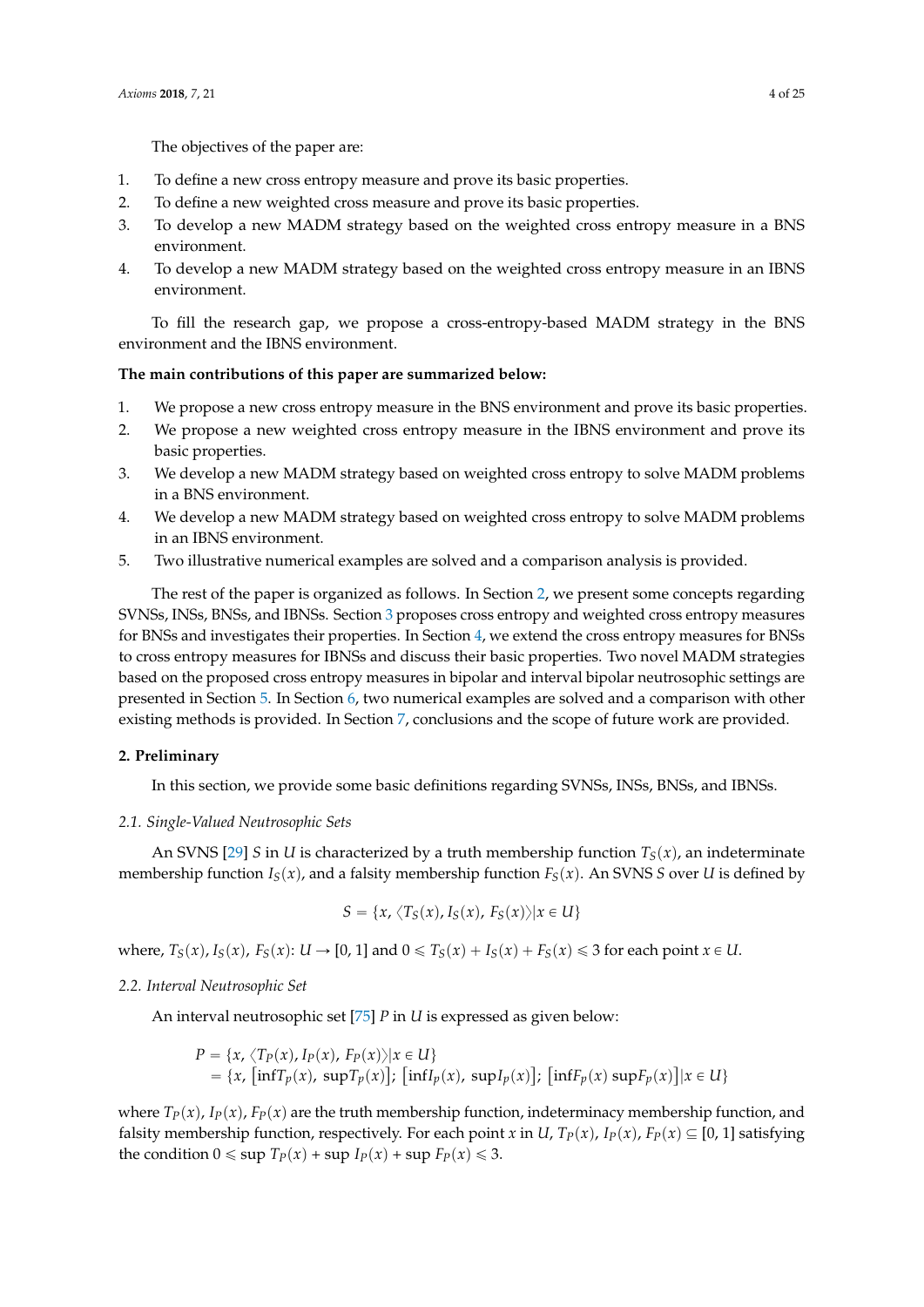The objectives of the paper are:

1. To define a new cross entropy measure and prove its basic properties.
2. To define a new weighted cross measure and prove its basic properties.
3. To develop a new MADM strategy based on the weighted cross entropy measure in a BNS environment.
4. To develop a new MADM strategy based on the weighted cross entropy measure in an IBNS environment.

To fill the research gap, we propose a cross-entropy-based MADM strategy in the BNS environment and the IBNS environment.

**The main contributions of this paper are summarized below:**

1. We propose a new cross entropy measure in the BNS environment and prove its basic properties.
2. We propose a new weighted cross entropy measure in the IBNS environment and prove its basic properties.
3. We develop a new MADM strategy based on weighted cross entropy to solve MADM problems in a BNS environment.
4. We develop a new MADM strategy based on weighted cross entropy to solve MADM problems in an IBNS environment.
5. Two illustrative numerical examples are solved and a comparison analysis is provided.

The rest of the paper is organized as follows. In Section 2, we present some concepts regarding SVNSs, INSs, BNSs, and IBNSs. Section 3 proposes cross entropy and weighted cross entropy measures for BNSs and investigates their properties. In Section 4, we extend the cross entropy measures for BNSs to cross entropy measures for IBNSs and discuss their basic properties. Two novel MADM strategies based on the proposed cross entropy measures in bipolar and interval bipolar neutrosophic settings are presented in Section 5. In Section 6, two numerical examples are solved and a comparison with other existing methods is provided. In Section 7, conclusions and the scope of future work are provided.

## 2. Preliminary

In this section, we provide some basic definitions regarding SVNSs, INSs, BNSs, and IBNSs.

### *2.1. Single-Valued Neutrosophic Sets*

An SVNS [29] $S$ in $U$ is characterized by a truth membership function $T_S(x)$, an indeterminate membership function $I_S(x)$, and a falsity membership function $F_S(x)$. An SVNS $S$ over $U$ is defined by

$$S = \{x, \langle T_S(x), I_S(x), F_S(x)\rangle | x \in U\}$$

where, $T_S(x)$, $I_S(x)$, $F_S(x)$: $U \to [0, 1]$ and $0 \leqslant T_S(x) + I_S(x) + F_S(x) \leqslant 3$ for each point $x \in U$.

### *2.2. Interval Neutrosophic Set*

An interval neutrosophic set [75] $P$ in $U$ is expressed as given below:

$$\begin{aligned} P &= \{x, \langle T_P(x), I_P(x), F_P(x)\rangle | x \in U\} \\ &= \{x, [\inf T_p(x), \sup T_p(x)]; [\inf I_p(x), \sup I_p(x)]; [\inf F_p(x) \sup F_p(x)] | x \in U\} \end{aligned}$$

where $T_P(x)$, $I_P(x)$, $F_P(x)$ are the truth membership function, indeterminacy membership function, and falsity membership function, respectively. For each point $x$ in $U$, $T_P(x)$, $I_P(x)$, $F_P(x) \subseteq [0, 1]$ satisfying the condition $0 \leqslant \sup T_P(x) + \sup I_P(x) + \sup F_P(x) \leqslant 3$.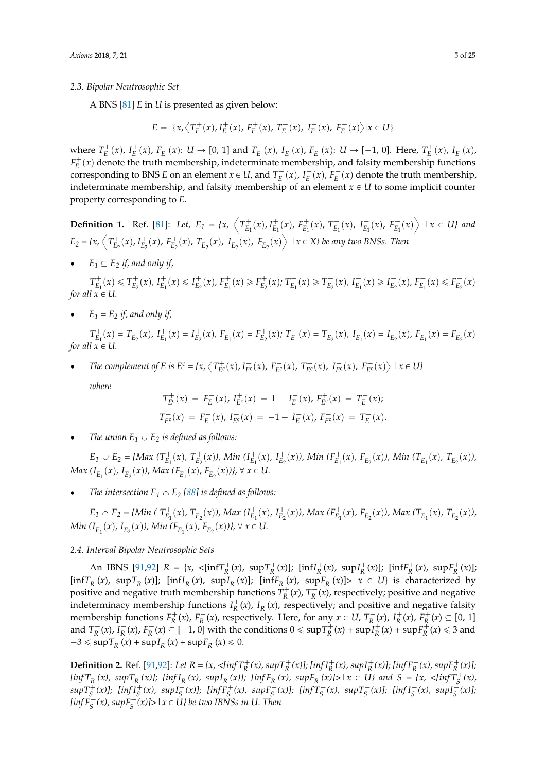### 2.3. Bipolar Neutrosophic Set

A BNS [81] $E$ in $U$ is presented as given below:

$$E = \{x, \langle T_E^+(x), I_E^+(x), F_E^+(x), T_E^-(x), I_E^-(x), F_E^-(x) \rangle | x \in U\}$$

where $T_E^+(x)$, $I_E^+(x)$, $F_E^+(x)$: $U \to [0, 1]$ and $T_E^-(x)$, $I_E^-(x)$, $F_E^-(x)$: $U \to [-1, 0]$. Here, $T_E^+(x)$, $I_E^+(x)$, $F_E^+(x)$ denote the truth membership, indeterminate membership, and falsity membership functions corresponding to BNS $E$ on an element $x \in U$, and $T_E^-(x)$, $I_E^-(x)$, $F_E^-(x)$ denote the truth membership, indeterminate membership, and falsity membership of an element $x \in U$ to some implicit counter property corresponding to $E$.

**Definition 1.** Ref. [81]: *Let,* $E_1 = \{x, \langle T_{E_1}^+(x), I_{E_1}^+(x), F_{E_1}^+(x), T_{E_1}^-(x), I_{E_1}^-(x), F_{E_1}^-(x) \rangle \mid x \in U\}$ *and* $E_2 = \{x, \langle T_{E_2}^+(x), I_{E_2}^+(x), F_{E_2}^+(x), T_{E_2}^-(x), I_{E_2}^-(x), F_{E_2}^-(x) \rangle \mid x \in X\}$ *be any two BNSs. Then*

- $E_1 \subseteq E_2$ *if, and only if,*

  $T_{E_1}^+(x) \leqslant T_{E_2}^+(x)$, $I_{E_1}^+(x) \leqslant I_{E_2}^+(x)$, $F_{E_1}^+(x) \geqslant F_{E_2}^+(x)$; $T_{E_1}^-(x) \geqslant T_{E_2}^-(x)$, $I_{E_1}^-(x) \geqslant I_{E_2}^-(x)$, $F_{E_1}^-(x) \leqslant F_{E_2}^-(x)$ *for all* $x \in U$.

- $E_1 = E_2$ *if, and only if,*

  $T_{E_1}^+(x) = T_{E_2}^+(x)$, $I_{E_1}^+(x) = I_{E_2}^+(x)$, $F_{E_1}^+(x) = F_{E_2}^+(x)$; $T_{E_1}^-(x) = T_{E_2}^-(x)$, $I_{E_1}^-(x) = I_{E_2}^-(x)$, $F_{E_1}^-(x) = F_{E_2}^-(x)$ *for all* $x \in U$.

- *The complement of E is* $E^c = \{x, \langle T_{E^c}^+(x), I_{E^c}^+(x), F_{E^c}^+(x), T_{E^c}^-(x), I_{E^c}^-(x), F_{E^c}^-(x) \rangle \mid x \in U\}$

  *where*

$$T_{E^c}^+(x) = F_E^+(x),\ I_{E^c}^+(x) = 1 - I_E^+(x),\ F_{E^c}^+(x) = T_E^+(x);$$
$$T_{E^c}^-(x) = F_E^-(x),\ I_{E^c}^-(x) = -1 - I_E^-(x),\ F_{E^c}^-(x) = T_E^-(x).$$

- *The union* $E_1 \cup E_2$ *is defined as follows:*

  $E_1 \cup E_2 = \{Max\ (T_{E_1}^+(x), T_{E_2}^+(x)), Min\ (I_{E_1}^+(x), I_{E_2}^+(x)), Min\ (F_{E_1}^+(x), F_{E_2}^+(x)), Min\ (T_{E_1}^-(x), T_{E_2}^-(x)), Max\ (I_{E_1}^-(x), I_{E_2}^-(x)), Max\ (F_{E_1}^-(x), F_{E_2}^-(x))\}, \forall\ x \in U$.

- *The intersection* $E_1 \cap E_2$ *[88] is defined as follows:*

  $E_1 \cap E_2 = \{Min\ (T_{E_1}^+(x), T_{E_2}^+(x)), Max\ (I_{E_1}^+(x), I_{E_2}^+(x)), Max\ (F_{E_1}^+(x), F_{E_2}^+(x)), Max\ (T_{E_1}^-(x), T_{E_2}^-(x)), Min\ (I_{E_1}^-(x), I_{E_2}^-(x)), Min\ (F_{E_1}^-(x), F_{E_2}^-(x))\}, \forall\ x \in U$.

### 2.4. Interval Bipolar Neutrosophic Sets

An IBNS [91,92] $R = \{x, <[\inf T_R^+(x), \sup T_R^+(x)]; [\inf I_R^+(x), \sup I_R^+(x)]; [\inf F_R^+(x), \sup F_R^+(x)]; [\inf T_R^-(x), \sup T_R^-(x)]; [\inf I_R^-(x), \sup I_R^-(x)]; [\inf F_R^-(x), \sup F_R^-(x)]> \mid x \in U\}$ is characterized by positive and negative truth membership functions $T_R^+(x)$, $T_R^-(x)$, respectively; positive and negative indeterminacy membership functions $I_R^+(x)$, $I_R^-(x)$, respectively; and positive and negative falsity membership functions $F_R^+(x)$, $F_R^-(x)$, respectively. Here, for any $x \in U$, $T_R^+(x)$, $I_R^+(x)$, $F_R^+(x) \subseteq [0, 1]$ and $T_R^-(x)$, $I_R^-(x)$, $F_R^-(x) \subseteq [-1, 0]$ with the conditions $0 \leqslant \sup T_R^+(x) + \sup I_R^+(x) + \sup F_R^+(x) \leqslant 3$ and $-3 \leqslant \sup T_R^-(x) + \sup I_R^-(x) + \sup F_R^-(x) \leqslant 0$.

**Definition 2.** Ref. [91,92]: *Let* $R = \{x, <[\inf T_R^+(x), \sup T_R^+(x)]; [\inf I_R^+(x), \sup I_R^+(x)]; [\inf F_R^+(x), \sup F_R^+(x)]; [\inf T_R^-(x), \sup T_R^-(x)]; [\inf I_R^-(x), \sup I_R^-(x)]; [\inf F_R^-(x), \sup F_R^-(x)]> \mid x \in U\}$ *and* $S = \{x, <[\inf T_S^+(x), \sup T_S^+(x)]; [\inf I_S^+(x), \sup I_S^+(x)]; [\inf F_S^+(x), \sup F_S^+(x)]; [\inf T_S^-(x), \sup T_S^-(x)]; [\inf I_S^-(x), \sup I_S^-(x)]; [\inf F_S^-(x), \sup F_S^-(x)]> \mid x \in U\}$ *be two IBNSs in U. Then*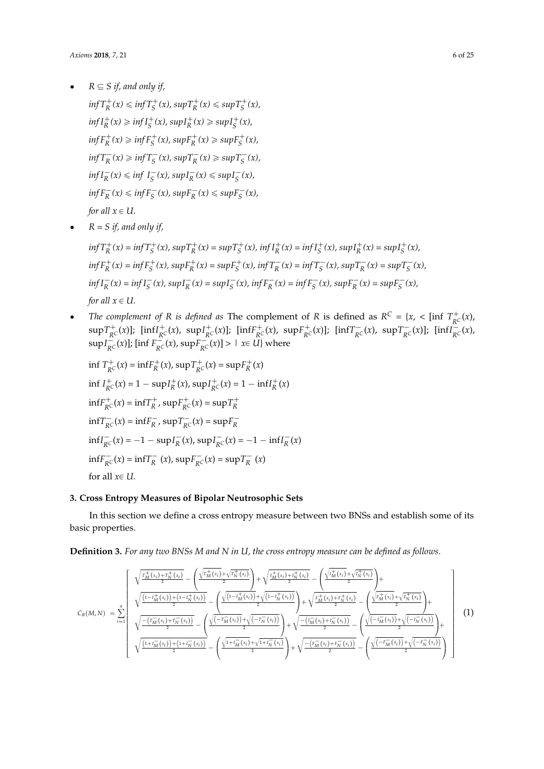- *$R \subseteq S$ if, and only if,*

  *$\inf T_R^+(x) \leqslant \inf T_S^+(x)$, $\sup T_R^+(x) \leqslant \sup T_S^+(x)$,*

  *$\inf I_R^+(x) \geqslant \inf I_S^+(x)$, $\sup I_R^+(x) \geqslant \sup I_S^+(x)$,*

  *$\inf F_R^+(x) \geqslant \inf F_S^+(x)$, $\sup F_R^+(x) \geqslant \sup F_S^+(x)$,*

  *$\inf T_R^-(x) \geqslant \inf T_S^-(x)$, $\sup T_R^-(x) \geqslant \sup T_S^-(x)$,*

  *$\inf I_R^-(x) \leqslant \inf\ I_S^-(x)$, $\sup I_R^-(x) \leqslant \sup I_S^-(x)$,*

  *$\inf F_R^-(x) \leqslant \inf F_S^-(x)$, $\sup F_R^-(x) \leqslant \sup F_S^-(x)$,*

  *for all $x \in U$.*

- *$R = S$ if, and only if,*

  *$\inf T_R^+(x) = \inf T_S^+(x)$, $\sup T_R^+(x) = \sup T_S^+(x)$, $\inf I_R^+(x) = \inf I_S^+(x)$, $\sup I_R^+(x) = \sup I_S^+(x)$,*

  *$\inf F_R^+(x) = \inf F_S^+(x)$, $\sup F_R^+(x) = \sup F_S^+(x)$, $\inf T_R^-(x) = \inf T_S^-(x)$, $\sup T_R^-(x) = \sup T_S^-(x)$,*

  *$\inf I_R^-(x) = \inf I_S^-(x)$, $\sup I_R^-(x) = \sup I_S^-(x)$, $\inf F_R^-(x) = \inf F_S^-(x)$, $\sup F_R^-(x) = \sup F_S^-(x)$,*

  *for all $x \in U$.*

- *The complement of R is defined as* The complement of $R$ is defined as $R^C = \{x, <[\inf T_{R^C}^+(x), \sup T_{R^C}^+(x)]; [\inf I_{R^C}^+(x), \sup I_{R^C}^+(x)]; [\inf F_{R^C}^+(x), \sup F_{R^C}^+(x)]; [\inf T_{R^C}^-(x), \sup T_{R^C}^-(x)]; [\inf I_{R^C}^-(x), \sup I_{R^C}^-(x)]; [\inf F_{R^C}^-(x), \sup F_{R^C}^-(x)]> \mid x \in U\}$ where

  $\inf T_{R^C}^+(x) = \inf F_R^+(x)$, $\sup T_{R^C}^+(x) = \sup F_R^+(x)$

  $\inf I_{R^C}^+(x) = 1 - \sup I_R^+(x)$, $\sup I_{R^C}^+(x) = 1 - \inf I_R^+(x)$

  $\inf F_{R^C}^+(x) = \inf T_R^+$, $\sup F_{R^C}^+(x) = \sup T_R^+$

  $\inf T_{R^C}^-(x) = \inf F_R^-$, $\sup T_{R^C}^-(x) = \sup F_R^-$

  $\inf I_{R^C}^-(x) = -1 - \sup I_R^-(x)$, $\sup I_{R^C}^-(x) = -1 - \inf I_R^-(x)$

  $\inf F_{R^C}^-(x) = \inf T_R^-\ (x)$, $\sup F_{R^C}^-(x) = \sup T_R^-\ (x)$

  for all $x \in U$.

## 3. Cross Entropy Measures of Bipolar Neutrosophic Sets

In this section we define a cross entropy measure between two BNSs and establish some of its basic properties.

**Definition 3.** *For any two BNSs M and N in U, the cross entropy measure can be defined as follows.*

$$C_B(M,N) = \sum_{i=1}^{n}\left[\begin{array}{l}\sqrt{\frac{T_M^+(x_i)+T_N^+(x_i)}{2}} - \left(\frac{\sqrt{T_M^+(x_i)}+\sqrt{T_N^+(x_i)}}{2}\right) + \sqrt{\frac{I_M^+(x_i)+I_N^+(x_i)}{2}} - \left(\frac{\sqrt{I_M^+(x_i)}+\sqrt{I_N^+(x_i)}}{2}\right) + \\ \sqrt{\frac{(1-I_M^+(x_i))+(1-I_N^+(x_i))}{2}} - \left(\frac{\sqrt{(1-I_M^+(x_i))}+\sqrt{(1-I_N^+(x_i))}}{2}\right) + \sqrt{\frac{F_M^+(x_i)+F_N^+(x_i)}{2}} - \left(\frac{\sqrt{F_M^+(x_i)}+\sqrt{F_N^+(x_i)}}{2}\right) + \\ \sqrt{\frac{-(T_M^-(x_i)+T_N^-(x_i))}{2}} - \left(\frac{\sqrt{(-T_M^-(x_i))}+\sqrt{(-T_N^-(x_i))}}{2}\right) + \sqrt{\frac{-(I_M^-(x_i)+I_N^-(x_i))}{2}} - \left(\frac{\sqrt{(-I_M^-(x_i))}+\sqrt{(-I_N^-(x_i))}}{2}\right) + \\ \sqrt{\frac{(1+I_M^-(x_i))+(1+I_N^-(x_i))}{2}} - \left(\frac{\sqrt{1+I_M^-(x_i)}+\sqrt{1+I_N^-(x_i)}}{2}\right) + \sqrt{\frac{-(F_M^-(x_i)+F_N^-(x_i))}{2}} - \left(\frac{\sqrt{(-F_M^-(x_i))}+\sqrt{(-F_N^-(x_i))}}{2}\right)\end{array}\right] \quad (1)$$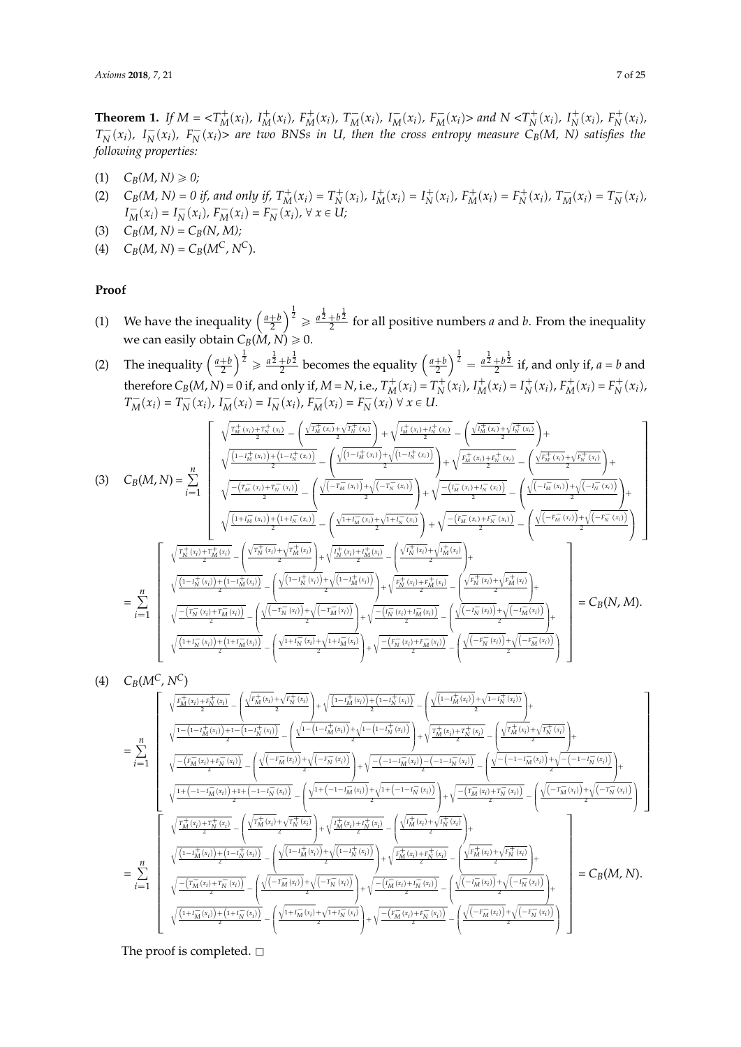**Theorem 1.** *If $M = <T_M^+(x_i), I_M^+(x_i), F_M^+(x_i), T_M^-(x_i), I_M^-(x_i), F_M^-(x_i)>$ and $N <T_N^+(x_i), I_N^+(x_i), F_N^+(x_i), T_N^-(x_i), I_N^-(x_i), F_N^-(x_i)>$ are two BNSs in U, then the cross entropy measure $C_B(M, N)$ satisfies the following properties:*

(1) $C_B(M, N) \geqslant 0$;

(2) $C_B(M, N) = 0$ if, and only if, $T_M^+(x_i) = T_N^+(x_i)$, $I_M^+(x_i) = I_N^+(x_i)$, $F_M^+(x_i) = F_N^+(x_i)$, $T_M^-(x_i) = T_N^-(x_i)$, $I_M^-(x_i) = I_N^-(x_i)$, $F_M^-(x_i) = F_N^-(x_i)$, $\forall\, x \in U$;

(3) $C_B(M, N) = C_B(N, M)$;

(4) $C_B(M, N) = C_B(M^C, N^C)$.

**Proof**

(1) We have the inequality $\left(\frac{a+b}{2}\right)^{\frac{1}{2}} \geqslant \frac{a^{\frac{1}{2}}+b^{\frac{1}{2}}}{2}$ for all positive numbers $a$ and $b$. From the inequality we can easily obtain $C_B(M, N) \geqslant 0$.

(2) The inequality $\left(\frac{a+b}{2}\right)^{\frac{1}{2}} \geqslant \frac{a^{\frac{1}{2}}+b^{\frac{1}{2}}}{2}$ becomes the equality $\left(\frac{a+b}{2}\right)^{\frac{1}{2}} = \frac{a^{\frac{1}{2}}+b^{\frac{1}{2}}}{2}$ if, and only if, $a = b$ and therefore $C_B(M, N) = 0$ if, and only if, $M = N$, i.e., $T_M^+(x_i) = T_N^+(x_i)$, $I_M^+(x_i) = I_N^+(x_i)$, $F_M^+(x_i) = F_N^+(x_i)$, $T_M^-(x_i) = T_N^-(x_i)$, $I_M^-(x_i) = I_N^-(x_i)$, $F_M^-(x_i) = F_N^-(x_i)$ $\forall\, x \in U$.

(3)
$$
C_B(M,N) = \sum_{i=1}^{n}\left[\begin{array}{l}
\sqrt{\frac{T_M^+(x_i)+T_N^+(x_i)}{2}} - \left(\frac{\sqrt{T_M^+(x_i)}+\sqrt{T_N^+(x_i)}}{2}\right) + \sqrt{\frac{I_M^+(x_i)+I_N^+(x_i)}{2}} - \left(\frac{\sqrt{I_M^+(x_i)}+\sqrt{I_N^+(x_i)}}{2}\right) + \\
\sqrt{\frac{(1-I_M^+(x_i))+(1-I_N^+(x_i))}{2}} - \left(\frac{\sqrt{(1-I_M^+(x_i))}+\sqrt{(1-I_N^+(x_i))}}{2}\right) + \sqrt{\frac{F_M^+(x_i)+F_N^+(x_i)}{2}} - \left(\frac{\sqrt{F_M^+(x_i)}+\sqrt{F_N^+(x_i)}}{2}\right) + \\
\sqrt{\frac{-(T_M^-(x_i)+T_N^-(x_i))}{2}} - \left(\frac{\sqrt{(-T_M^-(x_i))}+\sqrt{(-T_N^-(x_i))}}{2}\right) + \sqrt{\frac{-(I_M^-(x_i)+I_N^-(x_i))}{2}} - \left(\frac{\sqrt{(-I_M^-(x_i))}+\sqrt{(-I_N^-(x_i))}}{2}\right) + \\
\sqrt{\frac{(1+I_M^-(x_i))+(1+I_N^-(x_i))}{2}} - \left(\frac{\sqrt{1+I_M^-(x_i)}+\sqrt{1+I_N^-(x_i)}}{2}\right) + \sqrt{\frac{-(F_M^-(x_i)+F_N^-(x_i))}{2}} - \left(\frac{\sqrt{(-F_M^-(x_i))}+\sqrt{(-F_N^-(x_i))}}{2}\right)
\end{array}\right]
$$
$$
= \sum_{i=1}^{n}\left[\begin{array}{l}
\sqrt{\frac{T_N^+(x_i)+T_M^+(x_i)}{2}} - \left(\frac{\sqrt{T_N^+(x_i)}+\sqrt{T_M^+(x_i)}}{2}\right) + \sqrt{\frac{I_N^+(x_i)+I_M^+(x_i)}{2}} - \left(\frac{\sqrt{I_N^+(x_i)}+\sqrt{I_M^+(x_i)}}{2}\right) + \\
\sqrt{\frac{(1-I_N^+(x_i))+(1-I_M^+(x_i))}{2}} - \left(\frac{\sqrt{(1-I_N^+(x_i))}+\sqrt{(1-I_M^+(x_i))}}{2}\right) + \sqrt{\frac{F_N^+(x_i)+F_M^+(x_i)}{2}} - \left(\frac{\sqrt{F_N^+(x_i)}+\sqrt{F_M^+(x_i)}}{2}\right) + \\
\sqrt{\frac{-(T_N^-(x_i)+T_M^-(x_i))}{2}} - \left(\frac{\sqrt{(-T_N^-(x_i))}+\sqrt{(-T_M^-(x_i))}}{2}\right) + \sqrt{\frac{-(I_N^-(x_i)+I_M^-(x_i))}{2}} - \left(\frac{\sqrt{(-I_N^-(x_i))}+\sqrt{(-I_M^-(x_i))}}{2}\right) + \\
\sqrt{\frac{(1+I_N^-(x_i))+(1+I_M^-(x_i))}{2}} - \left(\frac{\sqrt{1+I_N^-(x_i)}+\sqrt{1+I_M^-(x_i)}}{2}\right) + \sqrt{\frac{-(F_N^-(x_i)+F_M^-(x_i))}{2}} - \left(\frac{\sqrt{(-F_N^-(x_i))}+\sqrt{(-F_M^-(x_i))}}{2}\right)
\end{array}\right] = C_B(N, M).
$$

(4) $C_B(M^C, N^C)$
$$
= \sum_{i=1}^{n}\left[\begin{array}{l}
\sqrt{\frac{F_M^+(x_i)+F_N^+(x_i)}{2}} - \left(\frac{\sqrt{F_M^+(x_i)}+\sqrt{F_N^+(x_i)}}{2}\right) + \sqrt{\frac{(1-I_M^+(x_i))+(1-I_N^+(x_i))}{2}} - \left(\frac{\sqrt{(1-I_M^+(x_i))}+\sqrt{1-I_N^+(x_i)}}{2}\right) + \\
\sqrt{\frac{1-(1-I_M^+(x_i))+1-(1-I_N^+(x_i))}{2}} - \left(\frac{\sqrt{1-(1-I_M^+(x_i))}+\sqrt{1-(1-I_N^+(x_i))}}{2}\right) + \sqrt{\frac{T_M^+(x_i)+T_N^+(x_i)}{2}} - \left(\frac{\sqrt{T_M^+(x_i)}+\sqrt{T_N^+(x_i)}}{2}\right) + \\
\sqrt{\frac{-(F_M^-(x_i)+F_N^-(x_i))}{2}} - \left(\frac{\sqrt{(-F_M^-(x_i))}+\sqrt{(-F_N^-(x_i))}}{2}\right) + \sqrt{\frac{-(-1-I_M^-(x_i))-(-1-I_N^-(x_i))}{2}} - \left(\frac{\sqrt{-(-1-I_M^-(x_i))}+\sqrt{-(-1-I_N^-(x_i))}}{2}\right) + \\
\sqrt{\frac{1+(-1-I_M^-(x_i))+1+(-1-I_N^-(x_i))}{2}} - \left(\frac{\sqrt{1+(-1-I_M^-(x_i))}+\sqrt{1+(-1-I_N^-(x_i))}}{2}\right) + \sqrt{\frac{-(T_M^-(x_i)+T_N^-(x_i))}{2}} - \left(\frac{\sqrt{(-T_M^-(x_i))}+\sqrt{(-T_N^-(x_i))}}{2}\right)
\end{array}\right]
$$
$$
= \sum_{i=1}^{n}\left[\begin{array}{l}
\sqrt{\frac{T_M^+(x_i)+T_N^+(x_i)}{2}} - \left(\frac{\sqrt{T_M^+(x_i)}+\sqrt{T_N^+(x_i)}}{2}\right) + \sqrt{\frac{I_M^+(x_i)+I_N^+(x_i)}{2}} - \left(\frac{\sqrt{I_M^+(x_i)}+\sqrt{I_N^+(x_i)}}{2}\right) + \\
\sqrt{\frac{(1-I_M^+(x_i))+(1-I_N^+(x_i))}{2}} - \left(\frac{\sqrt{(1-I_M^+(x_i))}+\sqrt{(1-I_N^+(x_i))}}{2}\right) + \sqrt{\frac{F_M^+(x_i)+F_N^+(x_i)}{2}} - \left(\frac{\sqrt{F_M^+(x_i)}+\sqrt{F_N^+(x_i)}}{2}\right) + \\
\sqrt{\frac{-(T_M^-(x_i)+T_N^-(x_i))}{2}} - \left(\frac{\sqrt{(-T_M^-(x_i))}+\sqrt{(-T_N^-(x_i))}}{2}\right) + \sqrt{\frac{-(I_M^-(x_i)+I_N^-(x_i))}{2}} - \left(\frac{\sqrt{(-I_M^-(x_i))}+\sqrt{(-I_N^-(x_i))}}{2}\right) + \\
\sqrt{\frac{(1+I_M^-(x_i))+(1+I_N^-(x_i))}{2}} - \left(\frac{\sqrt{1+I_M^-(x_i)}+\sqrt{1+I_N^-(x_i)}}{2}\right) + \sqrt{\frac{-(F_M^-(x_i)+F_N^-(x_i))}{2}} - \left(\frac{\sqrt{(-F_M^-(x_i))}+\sqrt{(-F_N^-(x_i))}}{2}\right)
\end{array}\right] = C_B(M, N).
$$

The proof is completed. □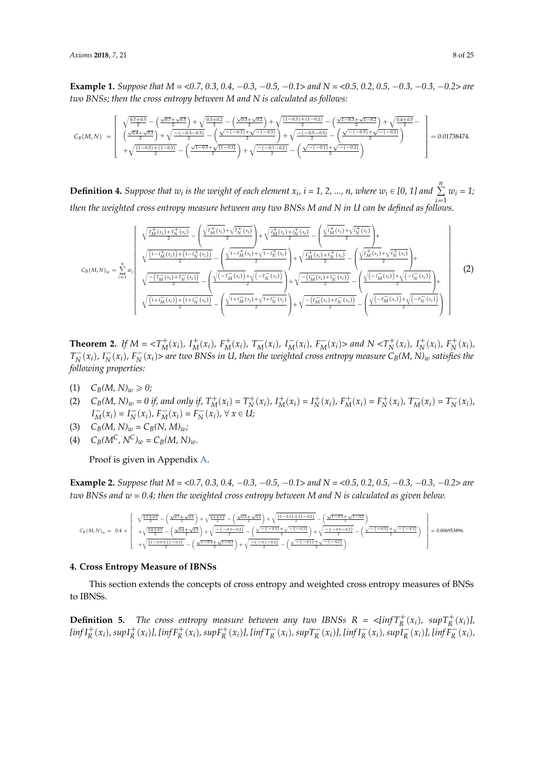**Example 1.** *Suppose that M = <0.7, 0.3, 0.4, −0.3, −0.5, −0.1> and N = <0.5, 0.2, 0.5, −0.3, −0.3, −0.2> are two BNSs; then the cross entropy between M and N is calculated as follows:*

$$C_B(M,N) = \left[\begin{array}{l} \sqrt{\frac{0.7+0.5}{2}} - \left(\frac{\sqrt{0.7}+\sqrt{0.5}}{2}\right) + \sqrt{\frac{0.3+0.2}{2}} - \left(\frac{\sqrt{0.3}+\sqrt{0.2}}{2}\right) + \sqrt{\frac{(1-0.3)+(1-0.2)}{2}} - \left(\frac{\sqrt{1-0.3}+\sqrt{1-0.2}}{2}\right) + \sqrt{\frac{0.4+0.5}{2}} - \\ \left(\frac{\sqrt{0.4}+\sqrt{0.5}}{2}\right) + \sqrt{\frac{-(-0.3-0.3)}{2}} - \left(\frac{\sqrt{-(-0.3)}+\sqrt{-(-0.3)}}{2}\right) + \sqrt{\frac{-(-0.5-0.3)}{2}} - \left(\frac{\sqrt{-(-0.5)}+\sqrt{-(-0.3)}}{2}\right) \\ +\sqrt{\frac{(1-0.5)+(1-0.3)}{2}} - \left(\frac{\sqrt{1-0.5}+\sqrt{[1-0.3]}}{2}\right) + \sqrt{\frac{-(-0.1-0.2)}{2}} - \left(\frac{\sqrt{-(-0.1)}+\sqrt{-(-0.2)}}{2}\right) \end{array}\right] = 0.01738474.$$

**Definition 4.** *Suppose that $w_i$ is the weight of each element $x_i$, i = 1, 2, ..., n, where $w_i \in [0, 1]$ and $\sum_{i=1}^{n} w_i = 1$; then the weighted cross entropy measure between any two BNSs M and N in U can be defined as follows.*

$$C_B(M,N)_w = \sum_{i=1}^{n} w_i \left[\begin{array}{l} \sqrt{\frac{T_M^+(x_i)+T_N^+(x_i)}{2}} - \left(\frac{\sqrt{T_M^+(x_i)}+\sqrt{T_N^+(x_i)}}{2}\right) + \sqrt{\frac{I_M^+(x_i)+I_N^+(x_i)}{2}} - \left(\frac{\sqrt{I_M^+(x_i)}+\sqrt{I_N^+(x_i)}}{2}\right) + \\ \sqrt{\frac{\left(1-I_M^+(x_i)\right)+\left(1-I_N^+(x_i)\right)}{2}} - \left(\frac{\sqrt{1-I_M^+(x_i)}+\sqrt{1-I_N^+(x_i)}}{2}\right) + \sqrt{\frac{F_M^+(x_i)+F_N^+(x_i)}{2}} - \left(\frac{\sqrt{F_M^+(x_i)}+\sqrt{F_N^+(x_i)}}{2}\right) + \\ \sqrt{\frac{-\left(T_M^-(x_i)+T_N^-(x_i)\right)}{2}} - \left(\frac{\sqrt{\left(-T_M^-(x_i)\right)}+\sqrt{\left(-T_N^-(x_i)\right)}}{2}\right) + \sqrt{\frac{-\left(I_M^-(x_i)+I_N^-(x_i)\right)}{2}} - \left(\frac{\sqrt{\left(-I_M^-(x_i)\right)}+\sqrt{\left(-I_N^-(x_i)\right)}}{2}\right) + \\ \sqrt{\frac{\left(1+I_M^-(x_i)\right)+\left(1+I_N^-(x_i)\right)}{2}} - \left(\frac{\sqrt{1+I_M^-(x_i)}+\sqrt{1+I_N^-(x_i)}}{2}\right) + \sqrt{\frac{-\left(F_M^-(x_i)+F_N^-(x_i)\right)}{2}} - \left(\frac{\sqrt{\left(-F_M^-(x_i)\right)}+\sqrt{\left(-F_N^-(x_i)\right)}}{2}\right) \end{array}\right] \quad (2)$$

**Theorem 2.** *If M = <$T_M^+(x_i)$, $I_M^+(x_i)$, $F_M^+(x_i)$, $T_M^-(x_i)$, $I_M^-(x_i)$, $F_M^-(x_i)$> and N <$T_N^+(x_i)$, $I_N^+(x_i)$, $F_N^+(x_i)$, $T_N^-(x_i)$, $I_N^-(x_i)$, $F_N^-(x_i)$> are two BNSs in U, then the weighted cross entropy measure $C_B(M, N)_w$ satisfies the following properties:*

(1) $C_B(M, N)_w \geqslant 0$;

(2) $C_B(M, N)_w = 0$ if, and only if, $T_M^+(x_i) = T_N^+(x_i)$, $I_M^+(x_i) = I_N^+(x_i)$, $F_M^+(x_i) = F_N^+(x_i)$, $T_M^-(x_i) = T_N^-(x_i)$, $I_M^-(x_i) = I_N^-(x_i)$, $F_M^-(x_i) = F_N^-(x_i)$, $\forall\, x \in U$;

(3) $C_B(M, N)_w = C_B(N, M)_w$;

(4) $C_B(M^C, N^C)_w = C_B(M, N)_w$.

Proof is given in Appendix A.

**Example 2.** *Suppose that M = <0.7, 0.3, 0.4, −0.3, −0.5, −0.1> and N = <0.5, 0.2, 0.5, −0.3, −0.3, −0.2> are two BNSs and w = 0.4; then the weighted cross entropy between M and N is calculated as given below.*

$$C_B(M,N)_w = 0.4 \times \left[\begin{array}{l} \sqrt{\frac{0.7+0.5}{2}} - \left(\frac{\sqrt{0.7}+\sqrt{0.5}}{2}\right) + \sqrt{\frac{0.3+0.2}{2}} - \left(\frac{\sqrt{0.3}+\sqrt{0.2}}{2}\right) + \sqrt{\frac{(1-0.3)+(1-0.2)}{2}} - \left(\frac{\sqrt{1-0.3}+\sqrt{1-0.2}}{2}\right) \\ +\sqrt{\frac{0.4+0.5}{2}} - \left(\frac{\sqrt{0.4}+\sqrt{0.5}}{2}\right) + \sqrt{\frac{-(-0.3-0.3)}{2}} - \left(\frac{\sqrt{-(-0.3)}+\sqrt{-(-0.3)}}{2}\right) + \sqrt{\frac{-(-0.5-0.3)}{2}} - \left(\frac{\sqrt{-(-0.5)}+\sqrt{-(-0.3)}}{2}\right) \\ +\sqrt{\frac{(1-0.5+(1-0.3)}{2}} - \left(\frac{\sqrt{1-0.5}+\sqrt{1-0.3}}{2}\right) + \sqrt{\frac{-(-0.1-0.2)}{2}} - \left(\frac{\sqrt{-(-0.1)}+\sqrt{-(-0.2)}}{2}\right) \end{array}\right] = 0.006953896.$$

## 4. Cross Entropy Measure of IBNSs

This section extends the concepts of cross entropy and weighted cross entropy measures of BNSs to IBNSs.

**Definition 5.** *The cross entropy measure between any two IBNSs R = <[$infT_R^+(x_i)$, $supT_R^+(x_i)$], [$infI_R^+(x_i)$, $supI_R^+(x_i)$], [$infF_R^+(x_i)$, $supF_R^+(x_i)$], [$infT_R^-(x_i)$, $supT_R^-(x_i)$], [$infI_R^-(x_i)$, $supI_R^-(x_i)$], [$infF_R^-(x_i)$,*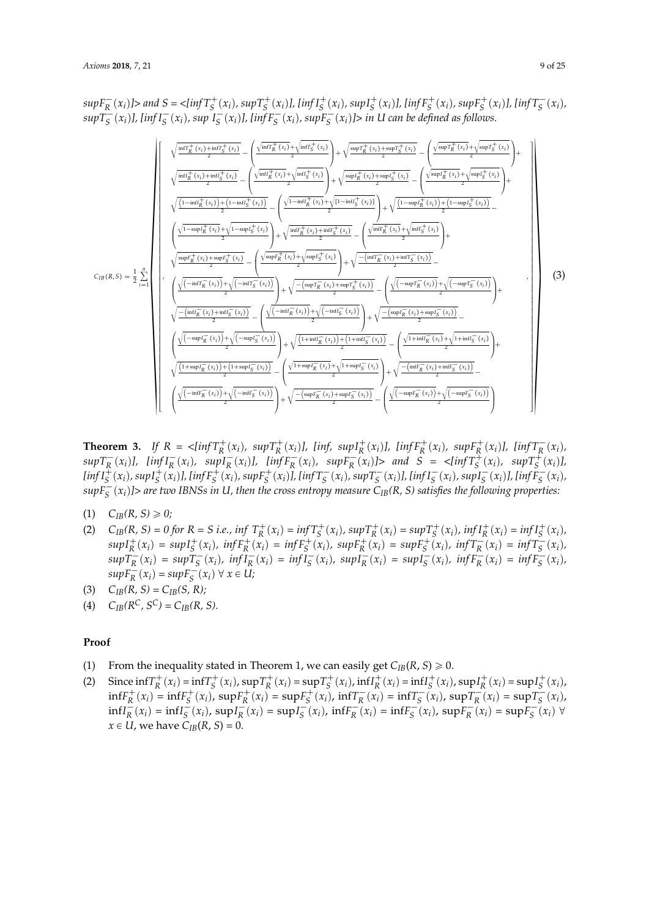$supF_R^-(x_i)$]> and $S$ = <[$infT_S^+(x_i)$, $supT_S^+(x_i)$], [$infI_S^+(x_i)$, $supI_S^+(x_i)$], [$infF_S^+(x_i)$, $supF_S^+(x_i)$], [$infT_S^-(x_i)$, $supT_S^-(x_i)$], [$infI_S^-(x_i)$, $sup\ I_S^-(x_i)$], [$infF_S^-(x_i)$, $supF_S^-(x_i)$]> in $U$ can be defined as follows.

$$
C_{IB}(R,S)=\frac{1}{2}\sum_{i=1}^{n}\left|\begin{bmatrix}
\sqrt{\frac{\inf T_R^+(x_i)+\inf T_S^+(x_i)}{2}}-\left(\frac{\sqrt{\inf T_R^+(x_i)}+\sqrt{\inf T_S^+(x_i)}}{2}\right)+\sqrt{\frac{\sup T_R^+(x_i)+\sup T_S^+(x_i)}{2}}-\left(\frac{\sqrt{\sup T_R^+(x_i)}+\sqrt{\sup T_S^+(x_i)}}{2}\right)+\\
\sqrt{\frac{\inf I_R^+(x_i)+\inf I_S^+(x_i)}{2}}-\left(\frac{\sqrt{\inf I_R^+(x_i)}+\sqrt{\inf I_S^+(x_i)}}{2}\right)+\sqrt{\frac{\sup I_R^+(x_i)+\sup I_S^+(x_i)}{2}}-\left(\frac{\sqrt{\sup I_R^+(x_i)}+\sqrt{\sup I_S^+(x_i)}}{2}\right)+\\
\sqrt{\frac{\left(1-\inf I_R^+(x_i)\right)+\left(1-\inf I_S^+(x_i)\right)}{2}}-\left(\frac{\sqrt{1-\inf I_R^+(x_i)}+\sqrt{[1-\inf I_S^+(x_i)]}}{2}\right)+\sqrt{\frac{\left(1-\sup I_R^+(x_i)\right)+\left(1-\sup I_S^+(x_i)\right)}{2}}-\\
\left(\frac{\sqrt{1-\sup I_R^+(x_i)}+\sqrt{1-\sup I_S^+(x_i)}}{2}\right)+\sqrt{\frac{\inf F_R^+(x_i)+\inf F_S^+(x_i)}{2}}-\left(\frac{\sqrt{\inf F_R^+(x_i)}+\sqrt{\inf F_S^+(x_i)}}{2}\right)+\\
\sqrt{\frac{\sup F_R^+(x_i)+\sup F_S^+(x_i)}{2}}-\left(\frac{\sqrt{\sup F_R^+(x_i)}+\sqrt{\sup F_S^+(x_i)}}{2}\right)+\sqrt{\frac{-\left(\inf T_R^-(x_i)+\inf T_S^-(x_i)\right)}{2}}-\\
,\left(\frac{\sqrt{\left(-\inf T_R^-(x_i)\right)}+\sqrt{\left(-\inf T_S^-(x_i)\right)}}{2}\right)+\sqrt{\frac{-\left(\sup T_R^-(x_i)+\sup T_S^+(x_i)\right)}{2}}-\left(\frac{\sqrt{\left(-\sup T_R^-(x_i)\right)}+\sqrt{\left(-\sup T_S^-(x_i)\right)}}{2}\right)+,\\
\sqrt{\frac{-\left(\inf I_R^-(x_i)+\inf I_S^-(x_i)\right)}{2}}-\left(\frac{\sqrt{\left(-\inf I_R^-(x_i)\right)}+\sqrt{\left(-\inf I_S^-(x_i)\right)}}{2}\right)+\sqrt{\frac{-\left(\sup I_R^-(x_i)+\sup I_S^-(x_i)\right)}{2}}-\\
\left(\frac{\sqrt{\left(-\sup I_R^-(x_i)\right)}+\sqrt{\left(-\sup I_S^-(x_i)\right)}}{2}\right)+\sqrt{\frac{\left(1+\inf I_R^-(x_i)\right)+\left(1+\inf I_S^-(x_i)\right)}{2}}-\left(\frac{\sqrt{1+\inf I_R^-(x_i)}+\sqrt{1+\inf I_S^-(x_i)}}{2}\right)+\\
\sqrt{\frac{\left(1+\sup I_R^-(x_i)\right)+\left(1+\sup I_S^-(x_i)\right)}{2}}-\left(\frac{\sqrt{1+\sup I_R^-(x_i)}+\sqrt{1+\sup I_S^-(x_i)}}{2}\right)+\sqrt{\frac{-\left(\inf F_R^-(x_i)+\inf F_S^-(x_i)\right)}{2}}-\\
\left(\frac{\sqrt{\left(-\inf F_R^-(x_i)\right)}+\sqrt{\left(-\inf F_S^-(x_i)\right)}}{2}\right)+\sqrt{\frac{-\left(\sup F_R^-(x_i)+\sup F_S^-(x_i)\right)}{2}}-\left(\frac{\sqrt{\left(-\sup F_R^-(x_i)\right)}+\sqrt{\left(-\sup F_S^-(x_i)\right)}}{2}\right)
\end{bmatrix}\right| \tag{3}
$$

**Theorem 3.** *If* $R$ = <[$infT_R^+(x_i)$, $supT_R^+(x_i)$], [$inf$, $supI_R^+(x_i)$], [$infF_R^+(x_i)$, $supF_R^+(x_i)$], [$infT_R^-(x_i)$, $supT_R^-(x_i)$], [$infI_R^-(x_i)$, $supI_R^-(x_i)$], [$infF_R^-(x_i)$, $supF_R^-(x_i)$]> *and* $S$ = <[$infT_S^+(x_i)$, $supT_S^+(x_i)$], [$infI_S^+(x_i)$, $supI_S^+(x_i)$], [$infF_S^+(x_i)$, $supF_S^+(x_i)$], [$infT_S^-(x_i)$, $supT_S^-(x_i)$], [$infI_S^-(x_i)$, $supI_S^-(x_i)$], [$infF_S^-(x_i)$, $supF_S^-(x_i)$]> *are two IBNSs in U, then the cross entropy measure* $C_{IB}(R, S)$ *satisfies the following properties:*

(1) $C_{IB}(R, S) \geqslant 0$;

(2) $C_{IB}(R, S) = 0$ for $R = S$ i.e., $inf\ T_R^+(x_i) = infT_S^+(x_i)$, $supT_R^+(x_i) = supT_S^+(x_i)$, $infI_R^+(x_i) = infI_S^+(x_i)$, $supI_R^+(x_i) = supI_S^+(x_i)$, $infF_R^+(x_i) = infF_S^+(x_i)$, $supF_R^+(x_i) = supF_S^+(x_i)$, $infT_R^-(x_i) = infT_S^-(x_i)$, $supT_R^-(x_i) = supT_S^-(x_i)$, $infI_R^-(x_i) = infI_S^-(x_i)$, $supI_R^-(x_i) = supI_S^-(x_i)$, $infF_R^-(x_i) = infF_S^-(x_i)$, $supF_R^-(x_i) = supF_S^-(x_i)$ $\forall\ x \in U$;

(3) $C_{IB}(R, S) = C_{IB}(S, R)$;

(4) $C_{IB}(R^C, S^C) = C_{IB}(R, S)$.

**Proof**

(1) From the inequality stated in Theorem 1, we can easily get $C_{IB}(R, S) \geqslant 0$.

(2) Since $\inf T_R^+(x_i) = \inf T_S^+(x_i)$, $\sup T_R^+(x_i) = \sup T_S^+(x_i)$, $\inf I_R^+(x_i) = \inf I_S^+(x_i)$, $\sup I_R^+(x_i) = \sup I_S^+(x_i)$, $\inf F_R^+(x_i) = \inf F_S^+(x_i)$, $\sup F_R^+(x_i) = \sup F_S^+(x_i)$, $\inf T_R^-(x_i) = \inf T_S^-(x_i)$, $\sup T_R^-(x_i) = \sup T_S^-(x_i)$, $\inf I_R^-(x_i) = \inf I_S^-(x_i)$, $\sup I_R^-(x_i) = \sup I_S^-(x_i)$, $\inf F_R^-(x_i) = \inf F_S^-(x_i)$, $\sup F_R^-(x_i) = \sup F_S^-(x_i)$ $\forall$ $x \in U$, we have $C_{IB}(R, S) = 0$.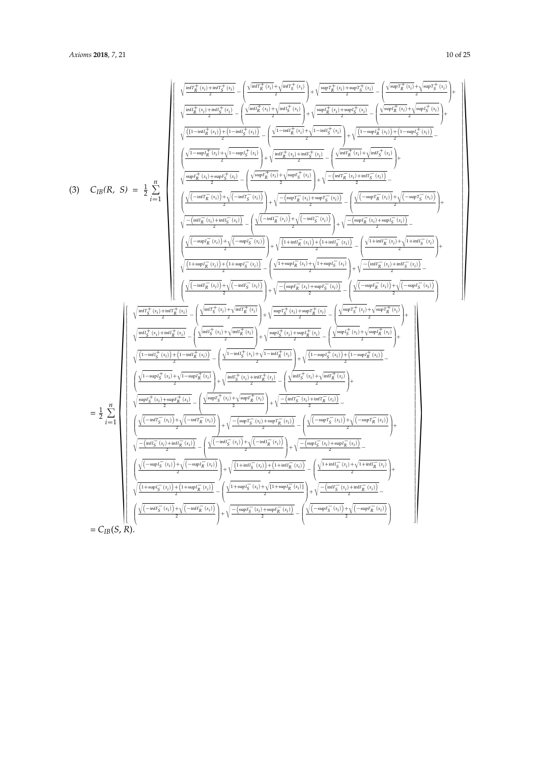(3) $$C_{IB}(R,\ S) = \frac{1}{2}\sum_{i=1}^{n}\left[\begin{array}{l}
\sqrt{\frac{\inf T_R^+(x_i)+\inf T_S^+(x_i)}{2}} - \left(\frac{\sqrt{\inf T_R^+(x_i)}+\sqrt{\inf T_S^+(x_i)}}{2}\right) + \sqrt{\frac{\sup T_R^+(x_i)+\sup T_S^+(x_i)}{2}} - \left(\frac{\sqrt{\sup T_R^+(x_i)}+\sqrt{\sup T_S^+(x_i)}}{2}\right) + \\
\sqrt{\frac{\inf I_R^+(x_i)+\inf I_S^+(x_i)}{2}} - \left(\frac{\sqrt{\inf I_R^+(x_i)}+\sqrt{\inf I_S^+(x_i)}}{2}\right) + \sqrt{\frac{\sup I_R^+(x_i)+\sup I_S^+(x_i)}{2}} - \left(\frac{\sqrt{\sup I_R^+(x_i)}+\sqrt{\sup I_S^+(x_i)}}{2}\right) + \\
\sqrt{\frac{\left(1-\inf I_R^+(x_i)\right)+\left(1-\inf I_S^+(x_i)\right)}{2}} - \left(\frac{\sqrt{1-\inf I_R^+(x_i)}+\sqrt{1-\inf I_S^+(x_i)}}{2}\right) + \sqrt{\frac{\left(1-\sup I_R^+(x_i)\right)+\left(1-\sup I_S^+(x_i)\right)}{2}} - \\
\left(\frac{\sqrt{1-\sup I_R^+(x_i)}+\sqrt{1-\sup I_S^+(x_i)}}{2}\right) + \sqrt{\frac{\inf F_R^+(x_i)+\inf F_S^+(x_i)}{2}} - \left(\frac{\sqrt{\inf F_R^+(x_i)}+\sqrt{\inf F_S^+(x_i)}}{2}\right) + \\
\sqrt{\frac{\sup F_R^+(x_i)+\sup F_S^+(x_i)}{2}} - \left(\frac{\sqrt{\sup F_R^+(x_i)}+\sqrt{\sup F_S^+(x_i)}}{2}\right) + \sqrt{\frac{-\left(\inf T_R^-(x_i)+\inf T_S^-(x_i)\right)}{2}} - \\
\left(\frac{\sqrt{\left(-\inf T_R^-(x_i)\right)}+\sqrt{\left(-\inf T_S^-(x_i)\right)}}{2}\right) + \sqrt{\frac{-\left(\sup T_R^-(x_i)+\sup T_S^-(x_i)\right)}{2}} - \left(\frac{\sqrt{\left(-\sup T_R^-(x_i)\right)}+\sqrt{\left(-\sup T_S^-(x_i)\right)}}{2}\right) + \\
\sqrt{\frac{-\left(\inf I_R^-(x_i)+\inf I_S^-(x_i)\right)}{2}} - \left(\frac{\sqrt{\left(-\inf I_R^-(x_i)\right)}+\sqrt{\left(-\inf I_S^-(x_i)\right)}}{2}\right) + \sqrt{\frac{-\left(\sup I_R^-(x_i)+\sup I_S^-(x_i)\right)}{2}} - \\
\left(\frac{\sqrt{\left(-\sup I_R^-(x_i)\right)}+\sqrt{\left(-\sup I_S^-(x_i)\right)}}{2}\right) + \sqrt{\frac{\left(1+\inf I_R^-(x_i)\right)+\left(1+\inf I_S^-(x_i)\right)}{2}} - \left(\frac{\sqrt{1+\inf I_R^-(x_i)}+\sqrt{1+\inf I_S^-(x_i)}}{2}\right) + \\
\sqrt{\frac{\left(1+\sup I_R^-(x_i)\right)+\left(1+\sup I_S^-(x_i)\right)}{2}} - \left(\frac{\sqrt{1+\sup I_R^-(x_i)}+\sqrt{1+\sup I_S^-(x_i)}}{2}\right) + \sqrt{\frac{-\left(\inf F_R^-(x_i)+\inf F_S^-(x_i)\right)}{2}} - \\
\left(\frac{\sqrt{\left(-\inf F_R^-(x_i)\right)}+\sqrt{\left(-\inf F_S^-(x_i)\right)}}{2}\right) + \sqrt{\frac{-\left(\sup F_R^-(x_i)+\sup F_S^-(x_i)\right)}{2}} - \left(\frac{\sqrt{\left(-\sup F_R^-(x_i)\right)}+\sqrt{\left(-\sup F_S^-(x_i)\right)}}{2}\right)
\end{array}\right]$$

$$= \frac{1}{2}\sum_{i=1}^{n}\left[\begin{array}{l}
\sqrt{\frac{\inf T_S^+(x_i)+\inf T_R^+(x_i)}{2}} - \left(\frac{\sqrt{\inf T_S^+(x_i)}+\sqrt{\inf T_R^+(x_i)}}{2}\right) + \sqrt{\frac{\sup T_S^+(x_i)+\sup T_R^+(x_i)}{2}} - \left(\frac{\sqrt{\sup T_S^+(x_i)}+\sqrt{\sup T_R^+(x_i)}}{2}\right) + \\
\sqrt{\frac{\inf I_S^+(x_i)+\inf I_R^+(x_i)}{2}} - \left(\frac{\sqrt{\inf I_S^+(x_i)}+\sqrt{\inf I_R^+(x_i)}}{2}\right) + \sqrt{\frac{\sup I_S^+(x_i)+\sup I_R^+(x_i)}{2}} - \left(\frac{\sqrt{\sup I_S^+(x_i)}+\sqrt{\sup I_R^+(x_i)}}{2}\right) + \\
\sqrt{\frac{\left(1-\inf I_S^+(x_i)\right)+\left(1-\inf I_R^+(x_i)\right)}{2}} - \left(\frac{\sqrt{1-\inf I_S^+(x_i)}+\sqrt{1-\inf I_R^+(x_i)}}{2}\right) + \sqrt{\frac{\left(1-\sup I_S^+(x_i)\right)+\left(1-\sup I_R^+(x_i)\right)}{2}} - \\
\left(\frac{\sqrt{1-\sup I_S^+(x_i)}+\sqrt{1-\sup I_R^+(x_i)}}{2}\right) + \sqrt{\frac{\inf F_S^+(x_i)+\inf F_R^+(x_i)}{2}} - \left(\frac{\sqrt{\inf F_S^+(x_i)}+\sqrt{\inf F_R^+(x_i)}}{2}\right) + \\
\sqrt{\frac{\sup F_S^+(x_i)+\sup F_R^+(x_i)}{2}} - \left(\frac{\sqrt{\sup F_S^+(x_i)}+\sqrt{\sup F_R^+(x_i)}}{2}\right) + \sqrt{\frac{-\left(\inf T_S^-(x_i)+\inf T_R^-(x_i)\right)}{2}} - \\
\left(\frac{\sqrt{\left(-\inf T_S^-(x_i)\right)}+\sqrt{\left(-\inf T_R^-(x_i)\right)}}{2}\right) + \sqrt{\frac{-\left(\sup T_S^-(x_i)+\sup T_R^-(x_i)\right)}{2}} - \left(\frac{\sqrt{\left(-\sup T_S^-(x_i)\right)}+\sqrt{\left(-\sup T_R^-(x_i)\right)}}{2}\right) + \\
\sqrt{\frac{-\left(\inf I_S^-(x_i)+\inf I_R^-(x_i)\right)}{2}} - \left(\frac{\sqrt{\left(-\inf I_S^-(x_i)\right)}+\sqrt{\left(-\inf I_R^-(x_i)\right)}}{2}\right) + \sqrt{\frac{-\left(\sup I_S^-(x_i)+\sup I_R^-(x_i)\right)}{2}} - \\
\left(\frac{\sqrt{\left(-\sup I_S^-(x_i)\right)}+\sqrt{\left(-\sup I_R^-(x_i)\right)}}{2}\right) + \sqrt{\frac{\left(1+\inf I_S^-(x_i)\right)+\left(1+\inf I_R^-(x_i)\right)}{2}} - \left(\frac{\sqrt{1+\inf I_S^-(x_i)}+\sqrt{1+\inf I_R^-(x_i)}}{2}\right) + \\
\sqrt{\frac{\left(1+\sup I_S^-(x_i)\right)+\left(1+\sup I_R^-(x_i)\right)}{2}} - \left(\frac{\sqrt{1+\sup I_S^-(x_i)}+\sqrt{\left[1+\sup I_R^-(x_i)\right]}}{2}\right) + \sqrt{\frac{-\left(\inf F_S^-(x_i)+\inf F_R^-(x_i)\right)}{2}} - \\
\left(\frac{\sqrt{\left(-\inf F_S^-(x_i)\right)}+\sqrt{\left(-\inf F_R^-(x_i)\right)}}{2}\right) + \sqrt{\frac{-\left(\sup F_S^-(x_i)+\sup F_R^-(x_i)\right)}{2}} - \left(\frac{\sqrt{\left(-\sup F_S^-(x_i)\right)}+\sqrt{\left(-\sup F_R^-(x_i)\right)}}{2}\right)
\end{array}\right]$$

$= C_{IB}(S,\ R).$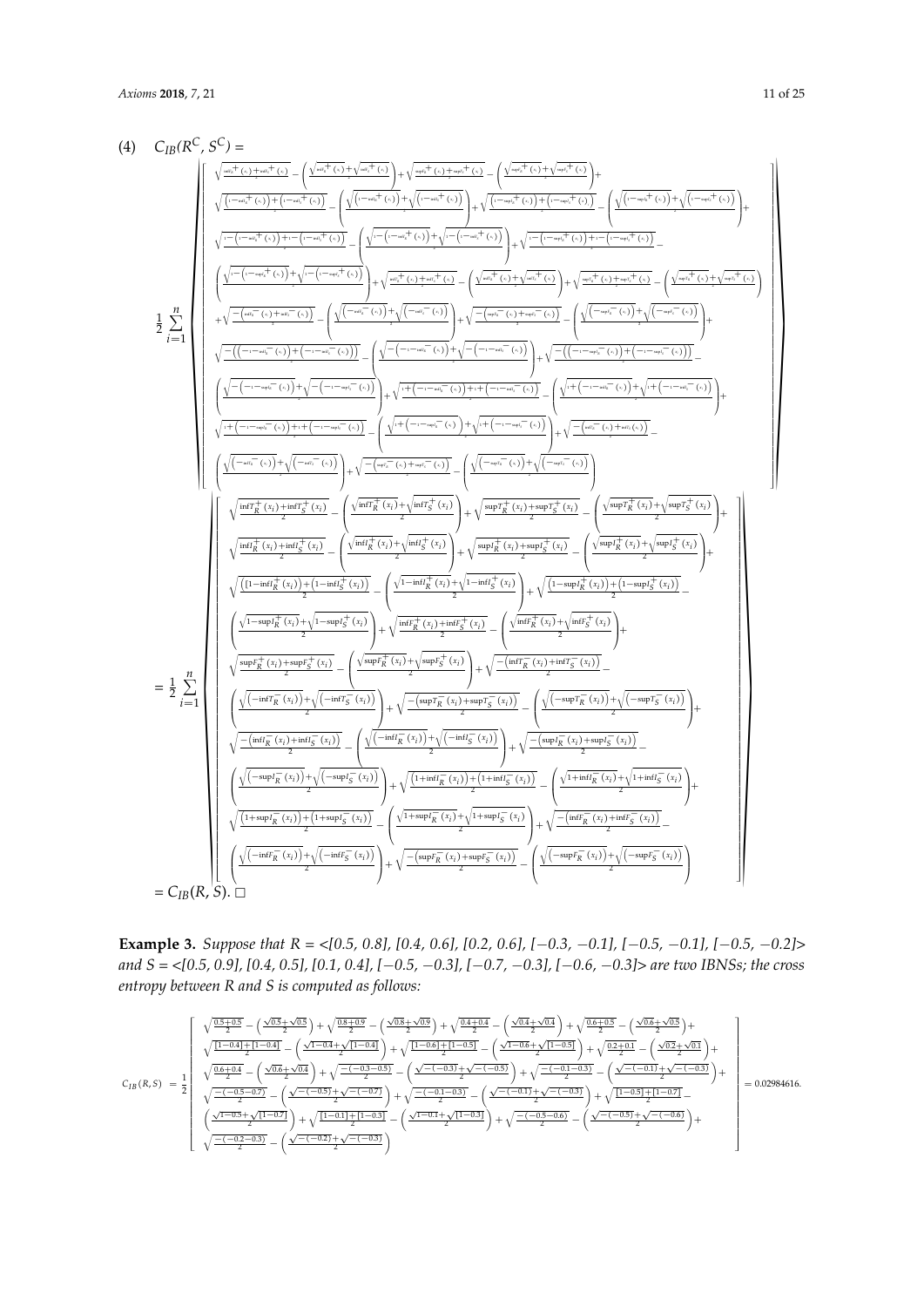(4) $C_{IB}(R^C, S^C) =$

$$
\frac{1}{2}\sum_{i=1}^{n}\left[\begin{array}{l}
\sqrt{\frac{\inf F_R^+(x_i)+\inf F_S^+(x_i)}{2}}-\left(\frac{\sqrt{\inf F_R^+(x_i)}+\sqrt{\inf F_S^+(x_i)}}{2}\right)+\sqrt{\frac{\sup F_R^+(x_i)+\sup F_S^+(x_i)}{2}}-\left(\frac{\sqrt{\sup F_R^+(x_i)}+\sqrt{\sup F_S^+(x_i)}}{2}\right)+\\
\sqrt{\frac{\left(1-\sup I_R^+(x_i)\right)+\left(1-\sup I_S^+(x_i)\right)}{2}}-\left(\frac{\sqrt{\left(1-\sup I_R^+(x_i)\right)}+\sqrt{\left(1-\sup I_S^+(x_i)\right)}}{2}\right)+\sqrt{\frac{\left(1-\inf I_R^+(x_i)\right)+\left(1-\inf I_S^+(x_i)\right)}{2}}-\left(\frac{\sqrt{\left(1-\inf I_R^+(x_i)\right)}+\sqrt{\left(1-\inf I_S^+(x_i)\right)}}{2}\right)+\\
\sqrt{\frac{1-\left(1-\sup I_R^+(x_i)\right)+1-\left(1-\sup I_S^+(x_i)\right)}{2}}-\left(\frac{\sqrt{1-\left(1-\sup I_R^+(x_i)\right)}+\sqrt{1-\left(1-\sup I_S^+(x_i)\right)}}{2}\right)+\sqrt{\frac{1-\left(1-\inf I_R^+(x_i)\right)+1-\left(1-\inf I_S^+(x_i)\right)}{2}}-\\
\left(\frac{\sqrt{1-\left(1-\inf I_R^+(x_i)\right)}+\sqrt{1-\left(1-\inf I_S^+(x_i)\right)}}{2}\right)+\sqrt{\frac{\inf T_R^+(x_i)+\inf T_S^+(x_i)}{2}}-\left(\frac{\sqrt{\inf T_R^+(x_i)}+\sqrt{\inf T_S^+(x_i)}}{2}\right)+\sqrt{\frac{\sup T_R^+(x_i)+\sup T_S^+(x_i)}{2}}-\left(\frac{\sqrt{\sup T_R^+(x_i)}+\sqrt{\sup T_S^+(x_i)}}{2}\right)\\
+\sqrt{\frac{-\left(\inf F_R^-(x_i)+\inf F_S^-(x_i)\right)}{2}}-\left(\frac{\sqrt{\left(-\inf F_R^-(x_i)\right)}+\sqrt{\left(-\inf F_S^-(x_i)\right)}}{2}\right)+\sqrt{\frac{-\left(\sup F_R^-(x_i)+\sup F_S^-(x_i)\right)}{2}}-\left(\frac{\sqrt{\left(-\sup F_R^-(x_i)\right)}+\sqrt{\left(-\sup F_S^-(x_i)\right)}}{2}\right)+\\
\sqrt{\frac{-\left(\left(-1-\sup I_R^-(x_i)\right)+\left(-1-\sup I_S^-(x_i)\right)\right)}{2}}-\left(\frac{\sqrt{-\left(-1-\sup I_R^-(x_i)\right)}+\sqrt{-\left(-1-\sup I_S^-(x_i)\right)}}{2}\right)+\sqrt{\frac{-\left(\left(-1-\inf I_R^-(x_i)\right)+\left(-1-\inf I_S^-(x_i)\right)\right)}{2}}-\\
\left(\frac{\sqrt{-\left(-1-\inf I_R^-(x_i)\right)}+\sqrt{-\left(-1-\inf I_S^-(x_i)\right)}}{2}\right)+\sqrt{\frac{1+\left(-1-\sup I_R^-(x_i)\right)+1+\left(-1-\sup I_S^-(x_i)\right)}{2}}-\left(\frac{\sqrt{1+\left(-1-\sup I_R^-(x_i)\right)}+\sqrt{1+\left(-1-\sup I_S^-(x_i)\right)}}{2}\right)+\\
\sqrt{\frac{1+\left(-1-\inf I_R^-(x_i)\right)+1+\left(-1-\inf I_S^-(x_i)\right)}{2}}-\left(\frac{\sqrt{1+\left(-1-\inf I_R^-(x_i)\right)}+\sqrt{1+\left(-1-\inf I_S^-(x_i)\right)}}{2}\right)+\sqrt{\frac{-\left(\inf T_R^-(x_i)+\inf T_S^-(x_i)\right)}{2}}-\\
\left(\frac{\sqrt{\left(-\inf T_R^-(x_i)\right)}+\sqrt{\left(-\inf T_S^-(x_i)\right)}}{2}\right)+\sqrt{\frac{-\left(\sup T_R^-(x_i)+\sup T_S^-(x_i)\right)}{2}}-\left(\frac{\sqrt{\left(-\sup T_R^-(x_i)\right)}+\sqrt{\left(-\sup T_S^-(x_i)\right)}}{2}\right)
\end{array}\right]
$$

$$
=\frac{1}{2}\sum_{i=1}^{n}\left[\begin{array}{l}
\sqrt{\frac{\inf T_R^+(x_i)+\inf T_S^+(x_i)}{2}}-\left(\frac{\sqrt{\inf T_R^+(x_i)}+\sqrt{\inf T_S^+(x_i)}}{2}\right)+\sqrt{\frac{\sup T_R^+(x_i)+\sup T_S^+(x_i)}{2}}-\left(\frac{\sqrt{\sup T_R^+(x_i)}+\sqrt{\sup T_S^+(x_i)}}{2}\right)+\\
\sqrt{\frac{\inf I_R^+(x_i)+\inf I_S^+(x_i)}{2}}-\left(\frac{\sqrt{\inf I_R^+(x_i)}+\sqrt{\inf I_S^+(x_i)}}{2}\right)+\sqrt{\frac{\sup I_R^+(x_i)+\sup I_S^+(x_i)}{2}}-\left(\frac{\sqrt{\sup I_R^+(x_i)}+\sqrt{\sup I_S^+(x_i)}}{2}\right)+\\
\sqrt{\frac{\left(1-\inf I_R^+(x_i)\right)+\left(1-\inf I_S^+(x_i)\right)}{2}}-\left(\frac{\sqrt{1-\inf I_R^+(x_i)}+\sqrt{1-\inf I_S^+(x_i)}}{2}\right)+\sqrt{\frac{\left(1-\sup I_R^+(x_i)\right)+\left(1-\sup I_S^+(x_i)\right)}{2}}-\\
\left(\frac{\sqrt{1-\sup I_R^+(x_i)}+\sqrt{1-\sup I_S^+(x_i)}}{2}\right)+\sqrt{\frac{\inf F_R^+(x_i)+\inf F_S^+(x_i)}{2}}-\left(\frac{\sqrt{\inf F_R^+(x_i)}+\sqrt{\inf F_S^+(x_i)}}{2}\right)+\\
\sqrt{\frac{\sup F_R^+(x_i)+\sup F_S^+(x_i)}{2}}-\left(\frac{\sqrt{\sup F_R^+(x_i)}+\sqrt{\sup F_S^+(x_i)}}{2}\right)+\sqrt{\frac{-\left(\inf T_R^-(x_i)+\inf T_S^-(x_i)\right)}{2}}-\\
\left(\frac{\sqrt{\left(-\inf T_R^-(x_i)\right)}+\sqrt{\left(-\inf T_S^-(x_i)\right)}}{2}\right)+\sqrt{\frac{-\left(\sup T_R^-(x_i)+\sup T_S^-(x_i)\right)}{2}}-\left(\frac{\sqrt{\left(-\sup T_R^-(x_i)\right)}+\sqrt{\left(-\sup T_S^-(x_i)\right)}}{2}\right)+\\
\sqrt{\frac{-\left(\inf I_R^-(x_i)+\inf I_S^-(x_i)\right)}{2}}-\left(\frac{\sqrt{\left(-\inf I_R^-(x_i)\right)}+\sqrt{\left(-\inf I_S^-(x_i)\right)}}{2}\right)+\sqrt{\frac{-\left(\sup I_R^-(x_i)+\sup I_S^-(x_i)\right)}{2}}-\\
\left(\frac{\sqrt{\left(-\sup I_R^-(x_i)\right)}+\sqrt{\left(-\sup I_S^-(x_i)\right)}}{2}\right)+\sqrt{\frac{\left(1+\inf I_R^-(x_i)\right)+\left(1+\inf I_S^-(x_i)\right)}{2}}-\left(\frac{\sqrt{1+\inf I_R^-(x_i)}+\sqrt{1+\inf I_S^-(x_i)}}{2}\right)+\\
\sqrt{\frac{\left(1+\sup I_R^-(x_i)\right)+\left(1+\sup I_S^-(x_i)\right)}{2}}-\left(\frac{\sqrt{1+\sup I_R^-(x_i)}+\sqrt{1+\sup I_S^-(x_i)}}{2}\right)+\sqrt{\frac{-\left(\inf F_R^-(x_i)+\inf F_S^-(x_i)\right)}{2}}-\\
\left(\frac{\sqrt{\left(-\inf F_R^-(x_i)\right)}+\sqrt{\left(-\inf F_S^-(x_i)\right)}}{2}\right)+\sqrt{\frac{-\left(\sup F_R^-(x_i)+\sup F_S^-(x_i)\right)}{2}}-\left(\frac{\sqrt{\left(-\sup F_R^-(x_i)\right)}+\sqrt{\left(-\sup F_S^-(x_i)\right)}}{2}\right)
\end{array}\right]
$$

$= C_{IB}(R, S)$. □

**Example 3.** *Suppose that R = <[0.5, 0.8], [0.4, 0.6], [0.2, 0.6], [−0.3, −0.1], [−0.5, −0.1], [−0.5, −0.2]> and S = <[0.5, 0.9], [0.4, 0.5], [0.1, 0.4], [−0.5, −0.3], [−0.7, −0.3], [−0.6, −0.3]> are two IBNSs; the cross entropy between R and S is computed as follows:*

$$
C_{IB}(R,S)=\frac{1}{2}\left[\begin{array}{l}
\sqrt{\frac{0.5+0.5}{2}}-\left(\frac{\sqrt{0.5}+\sqrt{0.5}}{2}\right)+\sqrt{\frac{0.8+0.9}{2}}-\left(\frac{\sqrt{0.8}+\sqrt{0.9}}{2}\right)+\sqrt{\frac{0.4+0.4}{2}}-\left(\frac{\sqrt{0.4}+\sqrt{0.4}}{2}\right)+\sqrt{\frac{0.6+0.5}{2}}-\left(\frac{\sqrt{0.6}+\sqrt{0.5}}{2}\right)+\\
\sqrt{\frac{[1-0.4]+[1-0.4]}{2}}-\left(\frac{\sqrt{1-0.4}+\sqrt{[1-0.4]}}{2}\right)+\sqrt{\frac{[1-0.6]+[1-0.5]}{2}}-\left(\frac{\sqrt{1-0.6}+\sqrt{[1-0.5]}}{2}\right)+\sqrt{\frac{0.2+0.1}{2}}-\left(\frac{\sqrt{0.2}+\sqrt{0.1}}{2}\right)+\\
\sqrt{\frac{0.6+0.4}{2}}-\left(\frac{\sqrt{0.6}+\sqrt{0.4}}{2}\right)+\sqrt{\frac{-(-0.3-0.5)}{2}}-\left(\frac{\sqrt{-(-0.3)}+\sqrt{-(-0.5)}}{2}\right)+\sqrt{\frac{-(-0.1-0.3)}{2}}-\left(\frac{\sqrt{-(-0.1)}+\sqrt{-(-0.3)}}{2}\right)+\\
\sqrt{\frac{-(-0.5-0.7)}{2}}-\left(\frac{\sqrt{-(-0.5)}+\sqrt{-(-0.7)}}{2}\right)+\sqrt{\frac{-(-0.1-0.3)}{2}}-\left(\frac{\sqrt{-(-0.1)}+\sqrt{-(-0.3)}}{2}\right)+\sqrt{\frac{[1-0.5]+[1-0.7]}{2}}-\\
\left(\frac{\sqrt{1-0.5}+\sqrt{[1-0.7]}}{2}\right)+\sqrt{\frac{[1-0.1]+[1-0.3]}{2}}-\left(\frac{\sqrt{1-0.1}+\sqrt{[1-0.3]}}{2}\right)+\sqrt{\frac{-(-0.5-0.6)}{2}}-\left(\frac{\sqrt{-(-0.5)}+\sqrt{-(-0.6)}}{2}\right)+\\
\sqrt{\frac{-(-0.2-0.3)}{2}}-\left(\frac{\sqrt{-(-0.2)}+\sqrt{-(-0.3)}}{2}\right)
\end{array}\right]=0.02984616.
$$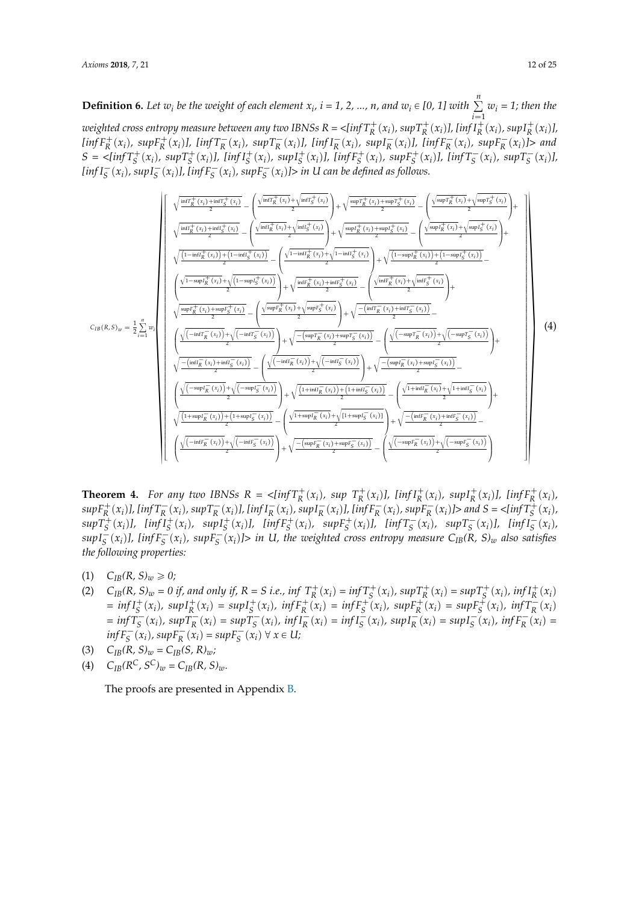**Definition 6.** *Let $w_i$ be the weight of each element $x_i$, i = 1, 2, ..., n, and $w_i \in [0, 1]$ with $\sum_{i=1}^{n} w_i = 1$; then the weighted cross entropy measure between any two IBNSs $R = <[infT_R^+(x_i), supT_R^+(x_i)], [infI_R^+(x_i), supI_R^+(x_i)], [infF_R^+(x_i), supF_R^+(x_i)], [infT_R^-(x_i), supT_R^-(x_i)], [infI_R^-(x_i), supI_R^-(x_i)], [infF_R^-(x_i), supF_R^-(x_i)]>$ and $S = <[infT_S^+(x_i), supT_S^+(x_i)], [infI_S^+(x_i), supI_S^+(x_i)], [infF_S^+(x_i), supF_S^+(x_i)], [infT_S^-(x_i), supT_S^-(x_i)], [infI_S^-(x_i), supI_S^-(x_i)], [infF_S^-(x_i), supF_S^-(x_i)]>$ in U can be defined as follows.*

$$C_{IB}(R,S)_w = \frac{1}{2}\sum_{i=1}^{n} w_i \left[\begin{array}{l}
\sqrt{\frac{\inf T_R^+(x_i)+\inf T_S^+(x_i)}{2}} - \left(\frac{\sqrt{\inf T_R^+(x_i)}+\sqrt{\inf T_S^+(x_i)}}{2}\right) + \sqrt{\frac{\sup T_R^+(x_i)+\sup T_S^+(x_i)}{2}} - \left(\frac{\sqrt{\sup T_R^+(x_i)}+\sqrt{\sup T_S^+(x_i)}}{2}\right) + \\
\sqrt{\frac{\inf I_R^+(x_i)+\inf I_S^+(x_i)}{2}} - \left(\frac{\sqrt{\inf I_R^+(x_i)}+\sqrt{\inf I_S^+(x_i)}}{2}\right) + \sqrt{\frac{\sup I_R^+(x_i)+\sup I_S^+(x_i)}{2}} - \left(\frac{\sqrt{\sup I_R^+(x_i)}+\sqrt{\sup I_S^+(x_i)}}{2}\right) + \\
\sqrt{\frac{\left(1-\inf I_R^+(x_i)\right)+\left(1-\inf I_S^+(x_i)\right)}{2}} - \left(\frac{\sqrt{1-\inf I_R^+(x_i)}+\sqrt{1-\inf I_S^+(x_i)}}{2}\right) + \sqrt{\frac{\left(1-\sup I_R^+(x_i)\right)+\left(1-\sup I_S^+(x_i)\right)}{2}} - \\
\left(\frac{\sqrt{1-\sup I_R^+(x_i)}+\sqrt{\left(1-\sup I_S^+(x_i)\right)}}{2}\right) + \sqrt{\frac{\inf F_R^+(x_i)+\inf F_S^+(x_i)}{2}} - \left(\frac{\sqrt{\inf F_R^+(x_i)}+\sqrt{\inf F_S^+(x_i)}}{2}\right) + \\
\sqrt{\frac{\sup F_R^+(x_i)+\sup F_S^+(x_i)}{2}} - \left(\frac{\sqrt{\sup F_R^+(x_i)}+\sqrt{\sup F_S^+(x_i)}}{2}\right) + \sqrt{\frac{-\left(\inf T_R^-(x_i)+\inf T_S^-(x_i)\right)}{2}} - \\
\left(\frac{\sqrt{\left(-\inf T_R^-(x_i)\right)}+\sqrt{\left(-\inf T_S^-(x_i)\right)}}{2}\right) + \sqrt{\frac{-\left(\sup T_R^-(x_i)+\sup T_S^-(x_i)\right)}{2}} - \left(\frac{\sqrt{\left(-\sup T_R^-(x_i)\right)}+\sqrt{\left(-\sup T_S^-(x_i)\right)}}{2}\right) + \\
\sqrt{\frac{-\left(\inf I_R^-(x_i)+\inf I_S^-(x_i)\right)}{2}} - \left(\frac{\sqrt{\left(-\inf I_R^-(x_i)\right)}+\sqrt{\left(-\inf I_S^-(x_i)\right)}}{2}\right) + \sqrt{\frac{-\left(\sup I_R^-(x_i)+\sup I_S^-(x_i)\right)}{2}} - \\
\left(\frac{\sqrt{\left(-\sup I_R^-(x_i)\right)}+\sqrt{\left(-\sup I_S^-(x_i)\right)}}{2}\right) + \sqrt{\frac{\left(1+\inf I_R^-(x_i)\right)+\left(1+\inf I_S^-(x_i)\right)}{2}} - \left(\frac{\sqrt{1+\inf I_R^-(x_i)}+\sqrt{1+\inf I_S^-(x_i)}}{2}\right) + \\
\sqrt{\frac{\left(1+\sup I_R^-(x_i)\right)+\left(1+\sup I_S^-(x_i)\right)}{2}} - \left(\frac{\sqrt{1+\sup I_R^-(x_i)}+\sqrt{\left[1+\sup I_S^-(x_i)\right]}}{2}\right) + \sqrt{\frac{-\left(\inf F_R^-(x_i)+\inf F_S^-(x_i)\right)}{2}} - \\
\left(\frac{\sqrt{\left(-\inf F_R^-(x_i)\right)}+\sqrt{\left(-\inf F_S^-(x_i)\right)}}{2}\right) + \sqrt{\frac{-\left(\sup F_R^-(x_i)+\sup F_S^-(x_i)\right)}{2}} - \left(\frac{\sqrt{\left(-\sup F_R^-(x_i)\right)}+\sqrt{\left(-\sup F_S^-(x_i)\right)}}{2}\right)
\end{array}\right] \quad (4)$$

**Theorem 4.** *For any two IBNSs $R = <[infT_R^+(x_i), sup\ T_R^+(x_i)], [infI_R^+(x_i), supI_R^+(x_i)], [infF_R^+(x_i), supF_R^+(x_i)], [infT_R^-(x_i), supT_R^-(x_i)], [infI_R^-(x_i), supI_R^-(x_i)], [infF_R^-(x_i), supF_R^-(x_i)]>$ and $S = <[infT_S^+(x_i), supT_S^+(x_i)], [infI_S^+(x_i), supI_S^+(x_i)], [infF_S^+(x_i), supF_S^+(x_i)], [infT_S^-(x_i), supT_S^-(x_i)], [infI_S^-(x_i), supI_S^-(x_i)], [infF_S^-(x_i), supF_S^-(x_i)]>$ in U, the weighted cross entropy measure $C_{IB}(R, S)_w$ also satisfies the following properties:*

(1) $C_{IB}(R, S)_w \geqslant 0$;

(2) $C_{IB}(R, S)_w = 0$ if, and only if, $R = S$ i.e., $inf\ T_R^+(x_i) = infT_S^+(x_i)$, $supT_R^+(x_i) = supT_S^+(x_i)$, $infI_R^+(x_i) = infI_S^+(x_i)$, $supI_R^+(x_i) = supI_S^+(x_i)$, $infF_R^+(x_i) = infF_S^+(x_i)$, $supF_R^+(x_i) = supF_S^+(x_i)$, $infT_R^-(x_i) = infT_S^-(x_i)$, $supT_R^-(x_i) = supT_S^-(x_i)$, $infI_R^-(x_i) = infI_S^-(x_i)$, $supI_R^-(x_i) = supI_S^-(x_i)$, $infF_R^-(x_i) = infF_S^-(x_i)$, $supF_R^-(x_i) = supF_S^-(x_i)$ $\forall x \in U$;

(3) $C_{IB}(R, S)_w = C_{IB}(S, R)_w$;

(4) $C_{IB}(R^C, S^C)_w = C_{IB}(R, S)_w$.

The proofs are presented in Appendix B.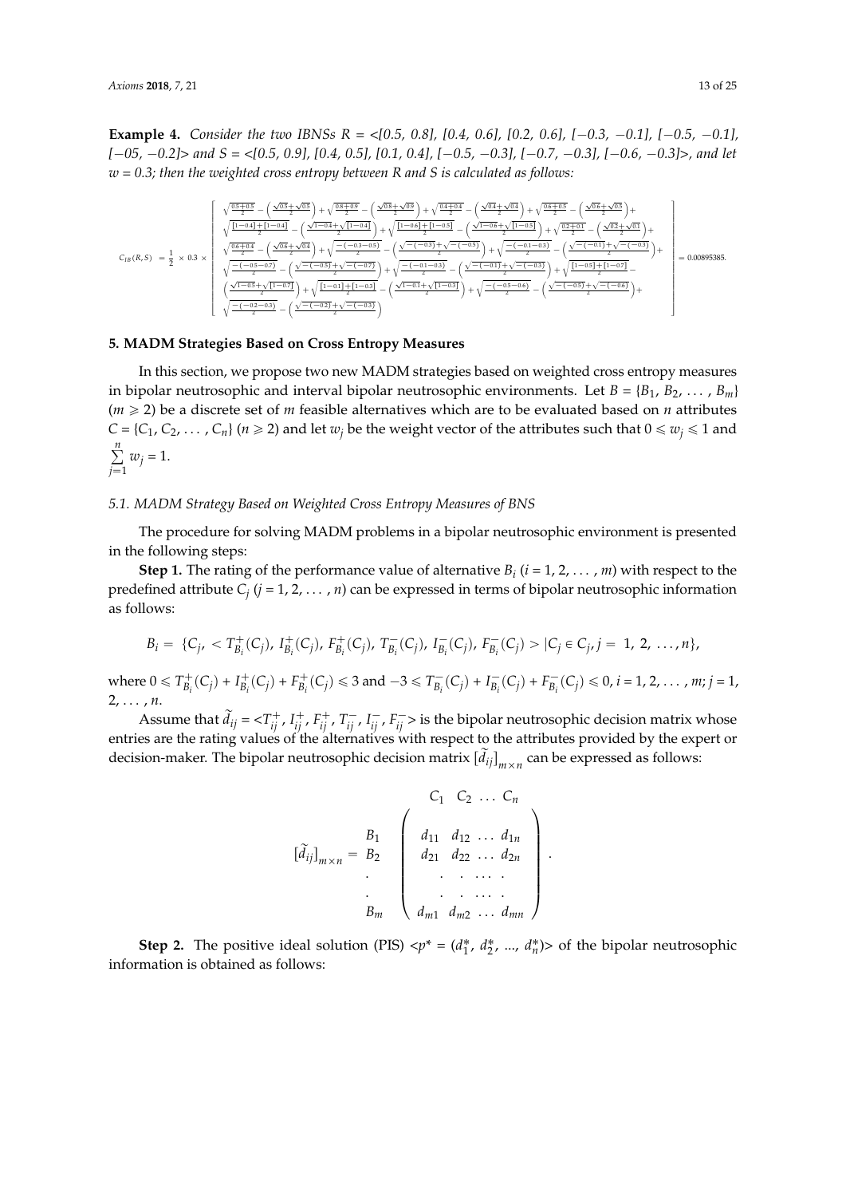**Example 4.** *Consider the two IBNSs R = <[0.5, 0.8], [0.4, 0.6], [0.2, 0.6], [−0.3, −0.1], [−0.5, −0.1], [−05, −0.2]> and S = <[0.5, 0.9], [0.4, 0.5], [0.1, 0.4], [−0.5, −0.3], [−0.7, −0.3], [−0.6, −0.3]>, and let w = 0.3; then the weighted cross entropy between R and S is calculated as follows:*

$$C_{IB}(R,S) = \frac{1}{2} \times 0.3 \times \left[ \begin{array}{l} \sqrt{\frac{0.5+0.5}{2}} - \left(\frac{\sqrt{0.5}+\sqrt{0.5}}{2}\right) + \sqrt{\frac{0.8+0.9}{2}} - \left(\frac{\sqrt{0.8}+\sqrt{0.9}}{2}\right) + \sqrt{\frac{0.4+0.4}{2}} - \left(\frac{\sqrt{0.4}+\sqrt{0.4}}{2}\right) + \sqrt{\frac{0.6+0.5}{2}} - \left(\frac{\sqrt{0.6}+\sqrt{0.5}}{2}\right) + \\ \sqrt{\frac{[1-0.4]+[1-0.4]}{2}} - \left(\frac{\sqrt{1-0.4}+\sqrt{[1-0.4]}}{2}\right) + \sqrt{\frac{[1-0.6]+[1-0.5]}{2}} - \left(\frac{\sqrt{1-0.6}+\sqrt{[1-0.5]}}{2}\right) + \sqrt{\frac{0.2+0.1}{2}} - \left(\frac{\sqrt{0.2}+\sqrt{0.1}}{2}\right) + \\ \sqrt{\frac{0.6+0.4}{2}} - \left(\frac{\sqrt{0.6}+\sqrt{0.4}}{2}\right) + \sqrt{\frac{-(-0.3-0.5)}{2}} - \left(\frac{\sqrt{-(-0.3)}+\sqrt{-(-0.5)}}{2}\right) + \sqrt{\frac{-(-0.1-0.3)}{2}} - \left(\frac{\sqrt{-(-0.1)}+\sqrt{-(-0.3)}}{2}\right) + \\ \sqrt{\frac{-(-0.5-0.7)}{2}} - \left(\frac{\sqrt{-(-0.5)}+\sqrt{-(-0.7)}}{2}\right) + \sqrt{\frac{-(-0.1-0.3)}{2}} - \left(\frac{\sqrt{-(-0.1)}+\sqrt{-(-0.3)}}{2}\right) + \sqrt{\frac{[1-0.5]+[1-0.7]}{2}} - \\ \left(\frac{\sqrt{1-0.5}+\sqrt{[1-0.7]}}{2}\right) + \sqrt{\frac{[1-0.1]+[1-0.3]}{2}} - \left(\frac{\sqrt{1-0.1}+\sqrt{[1-0.3]}}{2}\right) + \sqrt{\frac{-(-0.5-0.6)}{2}} - \left(\frac{\sqrt{-(-0.5)}+\sqrt{-(-0.6)}}{2}\right) + \\ \sqrt{\frac{-(-0.2-0.3)}{2}} - \left(\frac{\sqrt{-(-0.2)}+\sqrt{-(-0.3)}}{2}\right) \end{array} \right] = 0.00895385.$$

## 5. MADM Strategies Based on Cross Entropy Measures

In this section, we propose two new MADM strategies based on weighted cross entropy measures in bipolar neutrosophic and interval bipolar neutrosophic environments. Let $B = \{B_1, B_2, \ldots, B_m\}$ ($m \geqslant 2$) be a discrete set of $m$ feasible alternatives which are to be evaluated based on $n$ attributes $C = \{C_1, C_2, \ldots, C_n\}$ ($n \geqslant 2$) and let $w_j$ be the weight vector of the attributes such that $0 \leqslant w_j \leqslant 1$ and $\sum_{j=1}^{n} w_j = 1$.

### 5.1. MADM Strategy Based on Weighted Cross Entropy Measures of BNS

The procedure for solving MADM problems in a bipolar neutrosophic environment is presented in the following steps:

**Step 1.** The rating of the performance value of alternative $B_i$ ($i = 1, 2, \ldots, m$) with respect to the predefined attribute $C_j$ ($j = 1, 2, \ldots, n$) can be expressed in terms of bipolar neutrosophic information as follows:

$$B_i = \{C_j, < T^{+}_{B_i}(C_j),\ I^{+}_{B_i}(C_j),\ F^{+}_{B_i}(C_j),\ T^{-}_{B_i}(C_j),\ I^{-}_{B_i}(C_j),\ F^{-}_{B_i}(C_j) > |C_j \in C_j, j = 1, 2, \ldots, n\},$$

where $0 \leqslant T^{+}_{B_i}(C_j) + I^{+}_{B_i}(C_j) + F^{+}_{B_i}(C_j) \leqslant 3$ and $-3 \leqslant T^{-}_{B_i}(C_j) + I^{-}_{B_i}(C_j) + F^{-}_{B_i}(C_j) \leqslant 0$, $i = 1, 2, \ldots, m$; $j = 1, 2, \ldots, n$.

Assume that $\tilde{d}_{ij} = <T^{+}_{ij}, I^{+}_{ij}, F^{+}_{ij}, T^{-}_{ij}, I^{-}_{ij}, F^{-}_{ij}>$ is the bipolar neutrosophic decision matrix whose entries are the rating values of the alternatives with respect to the attributes provided by the expert or decision-maker. The bipolar neutrosophic decision matrix $[\tilde{d}_{ij}]_{m \times n}$ can be expressed as follows:

$$[\tilde{d}_{ij}]_{m \times n} = \begin{array}{c} \\ B_1 \\ B_2 \\ . \\ . \\ B_m \end{array} \begin{array}{c} \begin{array}{cccc} C_1 & C_2 & \ldots & C_n \end{array} \\ \left( \begin{array}{cccc} d_{11} & d_{12} & \ldots & d_{1n} \\ d_{21} & d_{22} & \ldots & d_{2n} \\ . & . & \ldots & . \\ . & . & \ldots & . \\ d_{m1} & d_{m2} & \ldots & d_{mn} \end{array} \right) \end{array}.$$

**Step 2.** The positive ideal solution (PIS) $<p^* = (d^*_1, d^*_2, \ldots, d^*_n)>$ of the bipolar neutrosophic information is obtained as follows: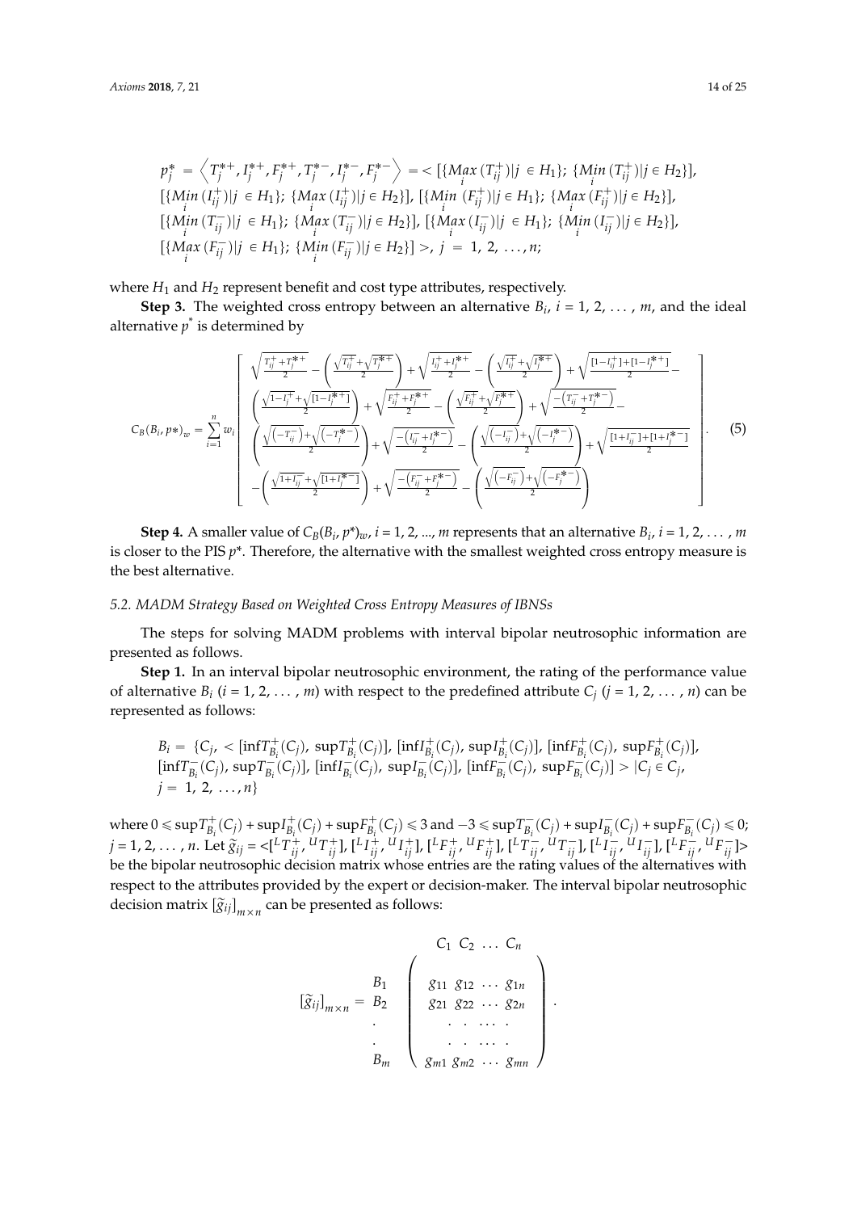$$p_j^* = \left\langle T_j^{*+}, I_j^{*+}, F_j^{*+}, T_j^{*-}, I_j^{*-}, F_j^{*-} \right\rangle = <[\{\underset{i}{Max}\,(T_{ij}^{+})|j \in H_1\};\ \{\underset{i}{Min}\,(T_{ij}^{+})|j \in H_2\}],$$
$$[\{\underset{i}{Min}\,(I_{ij}^{+})|j \in H_1\};\ \{\underset{i}{Max}\,(I_{ij}^{+})|j \in H_2\}],\ [\{\underset{i}{Min}\,(F_{ij}^{+})|j \in H_1\};\ \{\underset{i}{Max}\,(F_{ij}^{+})|j \in H_2\}],$$
$$[\{\underset{i}{Min}\,(T_{ij}^{-})|j \in H_1\};\ \{\underset{i}{Max}\,(T_{ij}^{-})|j \in H_2\}],\ [\{\underset{i}{Max}\,(I_{ij}^{-})|j \in H_1\};\ \{\underset{i}{Min}\,(I_{ij}^{-})|j \in H_2\}],$$
$$[\{\underset{i}{Max}\,(F_{ij}^{-})|j \in H_1\};\ \{\underset{i}{Min}\,(F_{ij}^{-})|j \in H_2\}] >,\ j = 1, 2, \ldots, n;$$

where $H_1$ and $H_2$ represent benefit and cost type attributes, respectively.

**Step 3.** The weighted cross entropy between an alternative $B_i$, $i = 1, 2, \ldots, m$, and the ideal alternative $p^*$ is determined by

$$C_B(B_i, p*)_w = \sum_{i=1}^{n} w_i \left[ \begin{array}{l} \sqrt{\frac{T_{ij}^{+} + T_j^{*+}}{2}} - \left( \frac{\sqrt{T_{ij}^{+}} + \sqrt{T_j^{*+}}}{2} \right) + \sqrt{\frac{I_{ij}^{+} + I_j^{*+}}{2}} - \left( \frac{\sqrt{I_{ij}^{+}} + \sqrt{I_j^{*+}}}{2} \right) + \sqrt{\frac{[1 - I_{ij}^{+}] + [1 - I_j^{*+}]}{2}} - \\ \left( \frac{\sqrt{1 - I_j^{+}} + \sqrt{[1 - I_j^{*+}]}}{2} \right) + \sqrt{\frac{F_{ij}^{+} + F_j^{*+}}{2}} - \left( \frac{\sqrt{F_{ij}^{+}} + \sqrt{F_j^{*+}}}{2} \right) + \sqrt{\frac{-\left(T_{ij}^{-} + T_j^{*-}\right)}{2}} - \\ \left( \frac{\sqrt{\left(-T_{ij}^{-}\right)} + \sqrt{\left(-T_j^{*-}\right)}}{2} \right) + \sqrt{\frac{-\left(I_{ij}^{-} + I_j^{*-}\right)}{2}} - \left( \frac{\sqrt{\left(-I_{ij}^{-}\right)} + \sqrt{\left(-I_j^{*-}\right)}}{2} \right) + \sqrt{\frac{[1 + I_{ij}^{-}] + [1 + I_j^{*-}]}{2}} \\ - \left( \frac{\sqrt{1 + I_{ij}^{-}} + \sqrt{[1 + I_j^{*-}]}}{2} \right) + \sqrt{\frac{-\left(F_{ij}^{-} + F_j^{*-}\right)}{2}} - \left( \frac{\sqrt{\left(-F_{ij}^{-}\right)} + \sqrt{\left(-F_j^{*-}\right)}}{2} \right) \end{array} \right]. \quad (5)$$

**Step 4.** A smaller value of $C_B(B_i, p^*)_w$, $i = 1, 2, \ldots, m$ represents that an alternative $B_i$, $i = 1, 2, \ldots, m$ is closer to the PIS $p^*$. Therefore, the alternative with the smallest weighted cross entropy measure is the best alternative.

### 5.2. MADM Strategy Based on Weighted Cross Entropy Measures of IBNSs

The steps for solving MADM problems with interval bipolar neutrosophic information are presented as follows.

**Step 1.** In an interval bipolar neutrosophic environment, the rating of the performance value of alternative $B_i$ ($i = 1, 2, \ldots, m$) with respect to the predefined attribute $C_j$ ($j = 1, 2, \ldots, n$) can be represented as follows:

$$B_i = \{C_j, < [\inf T_{B_i}^{+}(C_j),\ \sup T_{B_i}^{+}(C_j)],\ [\inf I_{B_i}^{+}(C_j),\ \sup I_{B_i}^{+}(C_j)],\ [\inf F_{B_i}^{+}(C_j),\ \sup F_{B_i}^{+}(C_j)],$$
$$[\inf T_{B_i}^{-}(C_j),\ \sup T_{B_i}^{-}(C_j)],\ [\inf I_{B_i}^{-}(C_j),\ \sup I_{B_i}^{-}(C_j)],\ [\inf F_{B_i}^{-}(C_j),\ \sup F_{B_i}^{-}(C_j)] > |C_j \in C_j,$$
$$j = 1, 2, \ldots, n\}$$

where $0 \leqslant \sup T_{B_i}^{+}(C_j) + \sup I_{B_i}^{+}(C_j) + \sup F_{B_i}^{+}(C_j) \leqslant 3$ and $-3 \leqslant \sup T_{B_i}^{-}(C_j) + \sup I_{B_i}^{-}(C_j) + \sup F_{B_i}^{-}(C_j) \leqslant 0$; $j = 1, 2, \ldots, n$. Let $\tilde{g}_{ij} = <[{}^{L}T_{ij}^{+}, {}^{U}T_{ij}^{+}], [{}^{L}I_{ij}^{+}, {}^{U}I_{ij}^{+}], [{}^{L}F_{ij}^{+}, {}^{U}F_{ij}^{+}], [{}^{L}T_{ij}^{-}, {}^{U}T_{ij}^{-}], [{}^{L}I_{ij}^{-}, {}^{U}I_{ij}^{-}], [{}^{L}F_{ij}^{-}, {}^{U}F_{ij}^{-}]>$ be the bipolar neutrosophic decision matrix whose entries are the rating values of the alternatives with respect to the attributes provided by the expert or decision-maker. The interval bipolar neutrosophic decision matrix $[\tilde{g}_{ij}]_{m \times n}$ can be presented as follows:

$$[\tilde{g}_{ij}]_{m \times n} = \begin{array}{c} \\ B_1 \\ B_2 \\ . \\ . \\ B_m \end{array} \begin{array}{c} \quad C_1 \;\; C_2 \;\; \ldots \;\; C_n \\ \left( \begin{array}{cccc} g_{11} & g_{12} & \cdots & g_{1n} \\ g_{21} & g_{22} & \cdots & g_{2n} \\ . & . & \ldots & . \\ . & . & \ldots & . \\ g_{m1} & g_{m2} & \cdots & g_{mn} \end{array} \right) \end{array}.$$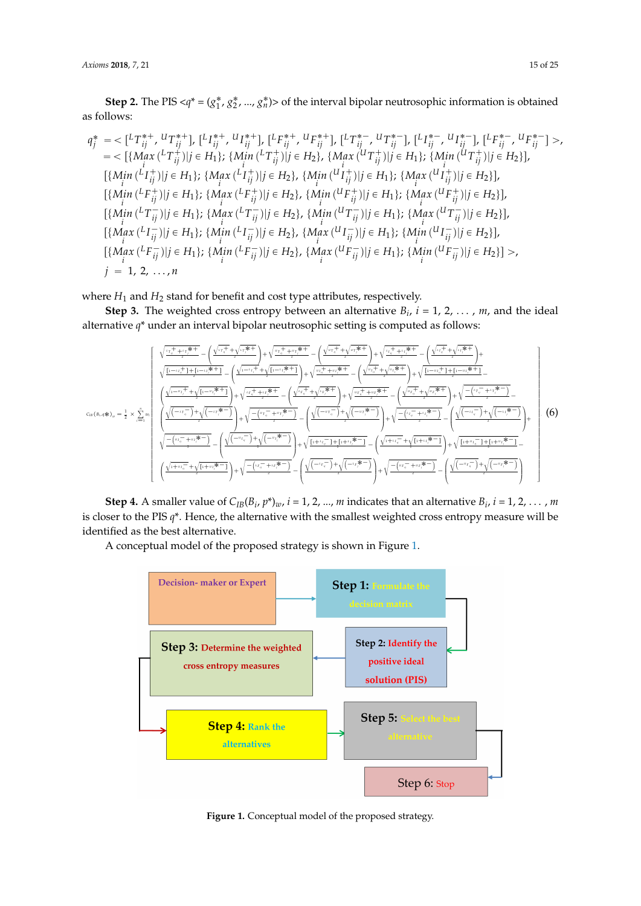**Step 2.** The PIS $<q^* = (g_1^*, g_2^*, \ldots, g_n^*)>$ of the interval bipolar neutrosophic information is obtained as follows:

$$
\begin{aligned}
q_j^* &= <[{}^{L}T_{ij}^{*+}, {}^{U}T_{ij}^{*+}], [{}^{L}I_{ij}^{*+}, {}^{U}I_{ij}^{*+}], [{}^{L}F_{ij}^{*+}, {}^{U}F_{ij}^{*+}], [{}^{L}T_{ij}^{*-}, {}^{U}T_{ij}^{*-}], [{}^{L}I_{ij}^{*-}, {}^{U}I_{ij}^{*-}], [{}^{L}F_{ij}^{*-}, {}^{U}F_{ij}^{*-}] >, \\
&= < [\{\underset{i}{Max}\,({}^{L}T_{ij}^{+})|j \in H_1\}; \{\underset{i}{Min}\,({}^{L}T_{ij}^{+})|j \in H_2\}, \{\underset{i}{Max}\,({}^{U}T_{ij}^{+})|j \in H_1\}; \{\underset{i}{Min}\,({}^{U}T_{ij}^{+})|j \in H_2\}], \\
& [\{\underset{i}{Min}\,({}^{L}I_{ij}^{+})|j \in H_1\}; \{\underset{i}{Max}\,({}^{L}I_{ij}^{+})|j \in H_2\}, \{\underset{i}{Min}\,({}^{U}I_{ij}^{+})|j \in H_1\}; \{\underset{i}{Max}\,({}^{U}I_{ij}^{+})|j \in H_2\}], \\
& [\{\underset{i}{Min}\,({}^{L}F_{ij}^{+})|j \in H_1\}; \{\underset{i}{Max}\,({}^{L}F_{ij}^{+})|j \in H_2\}, \{\underset{i}{Min}\,({}^{U}F_{ij}^{+})|j \in H_1\}; \{\underset{i}{Max}\,({}^{U}F_{ij}^{+})|j \in H_2\}], \\
& [\{\underset{i}{Min}\,({}^{L}T_{ij}^{-})|j \in H_1\}; \{\underset{i}{Max}\,({}^{L}T_{ij}^{-})|j \in H_2\}, \{\underset{i}{Min}\,({}^{U}T_{ij}^{-})|j \in H_1\}; \{\underset{i}{Max}\,({}^{U}T_{ij}^{-})|j \in H_2\}], \\
& [\{\underset{i}{Max}\,({}^{L}I_{ij}^{-})|j \in H_1\}; \{\underset{i}{Min}\,({}^{L}I_{ij}^{-})|j \in H_2\}, \{\underset{i}{Max}\,({}^{U}I_{ij}^{-})|j \in H_1\}; \{\underset{i}{Min}\,({}^{U}I_{ij}^{-})|j \in H_2\}], \\
& [\{\underset{i}{Max}\,({}^{L}F_{ij}^{-})|j \in H_1\}; \{\underset{i}{Min}\,({}^{L}F_{ij}^{-})|j \in H_2\}, \{\underset{i}{Max}\,({}^{U}F_{ij}^{-})|j \in H_1\}; \{\underset{i}{Min}\,({}^{U}F_{ij}^{-})|j \in H_2\}] >, \\
j &= 1, 2, \ldots, n
\end{aligned}
$$

where $H_1$ and $H_2$ stand for benefit and cost type attributes, respectively.

**Step 3.** The weighted cross entropy between an alternative $B_i$, $i = 1, 2, \ldots, m$, and the ideal alternative $q^*$ under an interval bipolar neutrosophic setting is computed as follows:

$$
C_{IB}(B_i, q^*)_w = \frac{1}{2} \times \sum_{j=1}^{n} w_j \left[
\begin{array}{l}
\sqrt{\frac{{}^{L}T_{ij}^{+} + {}^{L}T_{j}^{*+}}{2}} - \left(\frac{\sqrt{{}^{L}T_{ij}^{+}} + \sqrt{{}^{L}T_{j}^{*+}}}{2}\right) + \sqrt{\frac{{}^{U}T_{ij}^{+} + {}^{U}T_{j}^{*+}}{2}} - \left(\frac{\sqrt{{}^{U}T_{ij}^{+}} + \sqrt{{}^{U}T_{j}^{*+}}}{2}\right) + \\
\sqrt{\frac{[1-{}^{L}I_{ij}^{+}] + [1-{}^{L}I_{j}^{*+}]}{2}} - \left(\frac{\sqrt{1-{}^{L}I_{ij}^{+}} + \sqrt{1-{}^{L}I_{j}^{*+}}}{2}\right) + \sqrt{\frac{[1-{}^{U}I_{ij}^{+}] + [1-{}^{U}I_{j}^{*+}]}{2}} - \left(\frac{\sqrt{1-{}^{U}I_{ij}^{+}} + \sqrt{1-{}^{U}I_{j}^{*+}}}{2}\right) + \\
\sqrt{\frac{{}^{L}F_{ij}^{+} + {}^{L}F_{j}^{*+}}{2}} - \left(\frac{\sqrt{{}^{L}F_{ij}^{+}} + \sqrt{{}^{L}F_{j}^{*+}}}{2}\right) + \sqrt{\frac{{}^{U}F_{ij}^{+} + {}^{U}F_{j}^{*+}}{2}} - \left(\frac{\sqrt{{}^{U}F_{ij}^{+}} + \sqrt{{}^{U}F_{j}^{*+}}}{2}\right) + \\
\sqrt{\frac{-({}^{L}T_{ij}^{-} + {}^{L}T_{j}^{*-})}{2}} - \left(\frac{\sqrt{(-{}^{L}T_{ij}^{-})} + \sqrt{(-{}^{L}T_{j}^{*-})}}{2}\right) + \sqrt{\frac{-({}^{U}T_{ij}^{-} + {}^{U}T_{j}^{*-})}{2}} - \left(\frac{\sqrt{(-{}^{U}T_{ij}^{-})} + \sqrt{(-{}^{U}T_{j}^{*-})}}{2}\right) + \\
\sqrt{\frac{[1+{}^{L}I_{ij}^{-}] + [1+{}^{L}I_{j}^{*-}]}{2}} - \left(\frac{\sqrt{1+{}^{L}I_{ij}^{-}} + \sqrt{1+{}^{L}I_{j}^{*-}}}{2}\right) + \sqrt{\frac{[1+{}^{U}I_{ij}^{-}] + [1+{}^{U}I_{j}^{*-}]}{2}} - \left(\frac{\sqrt{1+{}^{U}I_{ij}^{-}} + \sqrt{1+{}^{U}I_{j}^{*-}}}{2}\right) + \\
\sqrt{\frac{-({}^{L}F_{ij}^{-} + {}^{L}F_{j}^{*-})}{2}} - \left(\frac{\sqrt{(-{}^{L}F_{ij}^{-})} + \sqrt{(-{}^{L}F_{j}^{*-})}}{2}\right) + \sqrt{\frac{-({}^{U}F_{ij}^{-} + {}^{U}F_{j}^{*-})}{2}} - \left(\frac{\sqrt{(-{}^{U}F_{ij}^{-})} + \sqrt{(-{}^{U}F_{j}^{*-})}}{2}\right)
\end{array}
\right] \quad (6)
$$

**Step 4.** A smaller value of $C_{IB}(B_i, p^*)_w$, $i = 1, 2, \ldots, m$ indicates that an alternative $B_i$, $i = 1, 2, \ldots, m$ is closer to the PIS $q^*$. Hence, the alternative with the smallest weighted cross entropy measure will be identified as the best alternative.

A conceptual model of the proposed strategy is shown in Figure 1.

**Figure 1.** Conceptual model of the proposed strategy.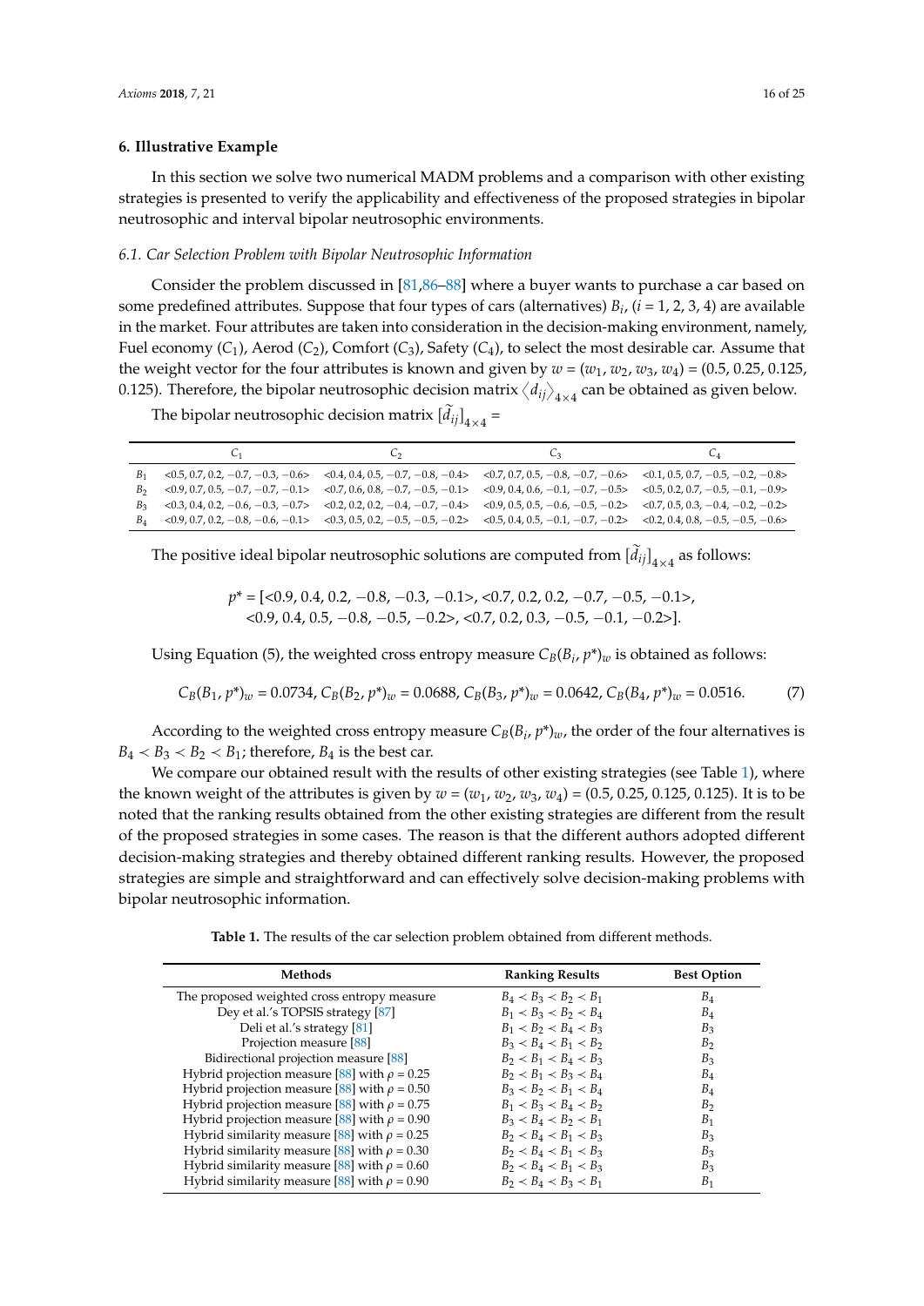## 6. Illustrative Example

In this section we solve two numerical MADM problems and a comparison with other existing strategies is presented to verify the applicability and effectiveness of the proposed strategies in bipolar neutrosophic and interval bipolar neutrosophic environments.

### 6.1. Car Selection Problem with Bipolar Neutrosophic Information

Consider the problem discussed in [81,86–88] where a buyer wants to purchase a car based on some predefined attributes. Suppose that four types of cars (alternatives) $B_i$, ($i$ = 1, 2, 3, 4) are available in the market. Four attributes are taken into consideration in the decision-making environment, namely, Fuel economy ($C_1$), Aerod ($C_2$), Comfort ($C_3$), Safety ($C_4$), to select the most desirable car. Assume that the weight vector for the four attributes is known and given by $w = (w_1, w_2, w_3, w_4)$ = (0.5, 0.25, 0.125, 0.125). Therefore, the bipolar neutrosophic decision matrix $\langle d_{ij} \rangle_{4\times 4}$ can be obtained as given below.

The bipolar neutrosophic decision matrix $[\tilde{d}_{ij}]_{4\times 4}$ =

| | $C_1$ | $C_2$ | $C_3$ | $C_4$ |
|---|---|---|---|---|
| $B_1$ | <0.5, 0.7, 0.2, −0.7, −0.3, −0.6> | <0.4, 0.4, 0.5, −0.7, −0.8, −0.4> | <0.7, 0.7, 0.5, −0.8, −0.7, −0.6> | <0.1, 0.5, 0.7, −0.5, −0.2, −0.8> |
| $B_2$ | <0.9, 0.7, 0.5, −0.7, −0.7, −0.1> | <0.7, 0.6, 0.8, −0.7, −0.5, −0.1> | <0.9, 0.4, 0.6, −0.1, −0.7, −0.5> | <0.5, 0.2, 0.7, −0.5, −0.1, −0.9> |
| $B_3$ | <0.3, 0.4, 0.2, −0.6, −0.3, −0.7> | <0.2, 0.2, 0.2, −0.4, −0.7, −0.4> | <0.9, 0.5, 0.5, −0.6, −0.5, −0.2> | <0.7, 0.5, 0.3, −0.4, −0.2, −0.2> |
| $B_4$ | <0.9, 0.7, 0.2, −0.8, −0.6, −0.1> | <0.3, 0.5, 0.2, −0.5, −0.5, −0.2> | <0.5, 0.4, 0.5, −0.1, −0.7, −0.2> | <0.2, 0.4, 0.8, −0.5, −0.5, −0.6> |

The positive ideal bipolar neutrosophic solutions are computed from $[\tilde{d}_{ij}]_{4\times 4}$ as follows:

$$p^* = [<0.9, 0.4, 0.2, -0.8, -0.3, -0.1>, <0.7, 0.2, 0.2, -0.7, -0.5, -0.1>,$$
$$<0.9, 0.4, 0.5, -0.8, -0.5, -0.2>, <0.7, 0.2, 0.3, -0.5, -0.1, -0.2>].$$

Using Equation (5), the weighted cross entropy measure $C_B(B_i, p^*)_w$ is obtained as follows:

$$C_B(B_1, p^*)_w = 0.0734,\ C_B(B_2, p^*)_w = 0.0688,\ C_B(B_3, p^*)_w = 0.0642,\ C_B(B_4, p^*)_w = 0.0516. \tag{7}$$

According to the weighted cross entropy measure $C_B(B_i, p^*)_w$, the order of the four alternatives is $B_4 \prec B_3 \prec B_2 \prec B_1$; therefore, $B_4$ is the best car.

We compare our obtained result with the results of other existing strategies (see Table 1), where the known weight of the attributes is given by $w = (w_1, w_2, w_3, w_4)$ = (0.5, 0.25, 0.125, 0.125). It is to be noted that the ranking results obtained from the other existing strategies are different from the result of the proposed strategies in some cases. The reason is that the different authors adopted different decision-making strategies and thereby obtained different ranking results. However, the proposed strategies are simple and straightforward and can effectively solve decision-making problems with bipolar neutrosophic information.

**Table 1.** The results of the car selection problem obtained from different methods.

| Methods | Ranking Results | Best Option |
|---|---|---|
| The proposed weighted cross entropy measure | $B_4 \prec B_3 \prec B_2 \prec B_1$ | $B_4$ |
| Dey et al.'s TOPSIS strategy [87] | $B_1 \prec B_3 \prec B_2 \prec B_4$ | $B_4$ |
| Deli et al.'s strategy [81] | $B_1 \prec B_2 \prec B_4 \prec B_3$ | $B_3$ |
| Projection measure [88] | $B_3 \prec B_4 \prec B_1 \prec B_2$ | $B_2$ |
| Bidirectional projection measure [88] | $B_2 \prec B_1 \prec B_4 \prec B_3$ | $B_3$ |
| Hybrid projection measure [88] with $\rho$ = 0.25 | $B_2 \prec B_1 \prec B_3 \prec B_4$ | $B_4$ |
| Hybrid projection measure [88] with $\rho$ = 0.50 | $B_3 \prec B_2 \prec B_1 \prec B_4$ | $B_4$ |
| Hybrid projection measure [88] with $\rho$ = 0.75 | $B_1 \prec B_3 \prec B_4 \prec B_2$ | $B_2$ |
| Hybrid projection measure [88] with $\rho$ = 0.90 | $B_3 \prec B_4 \prec B_2 \prec B_1$ | $B_1$ |
| Hybrid similarity measure [88] with $\rho$ = 0.25 | $B_2 \prec B_4 \prec B_1 \prec B_3$ | $B_3$ |
| Hybrid similarity measure [88] with $\rho$ = 0.30 | $B_2 \prec B_4 \prec B_1 \prec B_3$ | $B_3$ |
| Hybrid similarity measure [88] with $\rho$ = 0.60 | $B_2 \prec B_4 \prec B_1 \prec B_3$ | $B_3$ |
| Hybrid similarity measure [88] with $\rho$ = 0.90 | $B_2 \prec B_4 \prec B_3 \prec B_1$ | $B_1$ |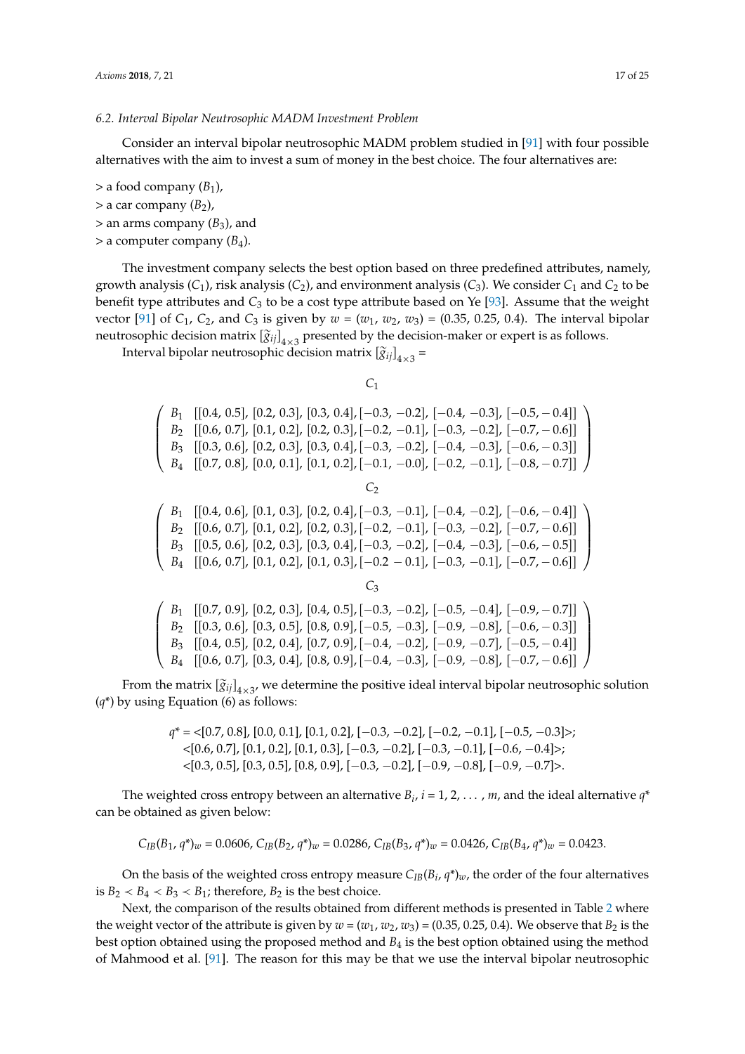### 6.2. Interval Bipolar Neutrosophic MADM Investment Problem

Consider an interval bipolar neutrosophic MADM problem studied in [91] with four possible alternatives with the aim to invest a sum of money in the best choice. The four alternatives are:

> a food company ($B_1$),
> a car company ($B_2$),
> an arms company ($B_3$), and
> a computer company ($B_4$).

The investment company selects the best option based on three predefined attributes, namely, growth analysis ($C_1$), risk analysis ($C_2$), and environment analysis ($C_3$). We consider $C_1$ and $C_2$ to be benefit type attributes and $C_3$ to be a cost type attribute based on Ye [93]. Assume that the weight vector [91] of $C_1$, $C_2$, and $C_3$ is given by $w = (w_1, w_2, w_3) = (0.35, 0.25, 0.4)$. The interval bipolar neutrosophic decision matrix $[\tilde{g}_{ij}]_{4\times 3}$ presented by the decision-maker or expert is as follows.

Interval bipolar neutrosophic decision matrix $[\tilde{g}_{ij}]_{4\times 3}$ =

$$C_1$$

$$\begin{pmatrix} B_1 & [[0.4, 0.5], [0.2, 0.3], [0.3, 0.4], [-0.3, -0.2], [-0.4, -0.3], [-0.5, -0.4]] \\ B_2 & [[0.6, 0.7], [0.1, 0.2], [0.2, 0.3], [-0.2, -0.1], [-0.3, -0.2], [-0.7, -0.6]] \\ B_3 & [[0.3, 0.6], [0.2, 0.3], [0.3, 0.4], [-0.3, -0.2], [-0.4, -0.3], [-0.6, -0.3]] \\ B_4 & [[0.7, 0.8], [0.0, 0.1], [0.1, 0.2], [-0.1, -0.0], [-0.2, -0.1], [-0.8, -0.7]] \end{pmatrix}$$

$$C_2$$

$$\begin{pmatrix} B_1 & [[0.4, 0.6], [0.1, 0.3], [0.2, 0.4], [-0.3, -0.1], [-0.4, -0.2], [-0.6, -0.4]] \\ B_2 & [[0.6, 0.7], [0.1, 0.2], [0.2, 0.3], [-0.2, -0.1], [-0.3, -0.2], [-0.7, -0.6]] \\ B_3 & [[0.5, 0.6], [0.2, 0.3], [0.3, 0.4], [-0.3, -0.2], [-0.4, -0.3], [-0.6, -0.5]] \\ B_4 & [[0.6, 0.7], [0.1, 0.2], [0.1, 0.3], [-0.2 -0.1], [-0.3, -0.1], [-0.7, -0.6]] \end{pmatrix}$$

$$C_3$$

$$\begin{pmatrix} B_1 & [[0.7, 0.9], [0.2, 0.3], [0.4, 0.5], [-0.3, -0.2], [-0.5, -0.4], [-0.9, -0.7]] \\ B_2 & [[0.3, 0.6], [0.3, 0.5], [0.8, 0.9], [-0.5, -0.3], [-0.9, -0.8], [-0.6, -0.3]] \\ B_3 & [[0.4, 0.5], [0.2, 0.4], [0.7, 0.9], [-0.4, -0.2], [-0.9, -0.7], [-0.5, -0.4]] \\ B_4 & [[0.6, 0.7], [0.3, 0.4], [0.8, 0.9], [-0.4, -0.3], [-0.9, -0.8], [-0.7, -0.6]] \end{pmatrix}$$

From the matrix $[\tilde{g}_{ij}]_{4\times 3}$, we determine the positive ideal interval bipolar neutrosophic solution ($q^*$) by using Equation (6) as follows:

$$\begin{aligned} q^* = &<[0.7, 0.8], [0.0, 0.1], [0.1, 0.2], [-0.3, -0.2], [-0.2, -0.1], [-0.5, -0.3]>; \\ &<[0.6, 0.7], [0.1, 0.2], [0.1, 0.3], [-0.3, -0.2], [-0.3, -0.1], [-0.6, -0.4]>; \\ &<[0.3, 0.5], [0.3, 0.5], [0.8, 0.9], [-0.3, -0.2], [-0.9, -0.8], [-0.9, -0.7]>. \end{aligned}$$

The weighted cross entropy between an alternative $B_i$, $i = 1, 2, \ldots, m$, and the ideal alternative $q^*$ can be obtained as given below:

$$C_{IB}(B_1, q^*)_w = 0.0606,\ C_{IB}(B_2, q^*)_w = 0.0286,\ C_{IB}(B_3, q^*)_w = 0.0426,\ C_{IB}(B_4, q^*)_w = 0.0423.$$

On the basis of the weighted cross entropy measure $C_{IB}(B_i, q^*)_w$, the order of the four alternatives is $B_2 < B_4 < B_3 < B_1$; therefore, $B_2$ is the best choice.

Next, the comparison of the results obtained from different methods is presented in Table 2 where the weight vector of the attribute is given by $w = (w_1, w_2, w_3) = (0.35, 0.25, 0.4)$. We observe that $B_2$ is the best option obtained using the proposed method and $B_4$ is the best option obtained using the method of Mahmood et al. [91]. The reason for this may be that we use the interval bipolar neutrosophic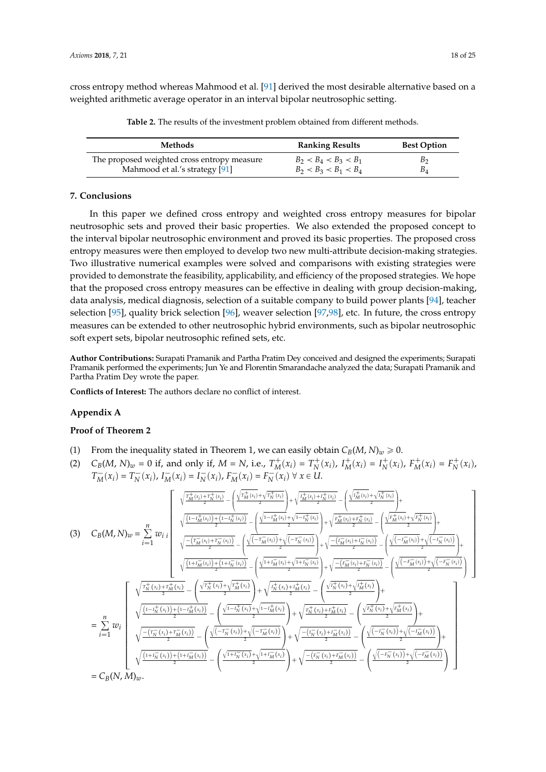cross entropy method whereas Mahmood et al. [91] derived the most desirable alternative based on a weighted arithmetic average operator in an interval bipolar neutrosophic setting.

**Table 2.** The results of the investment problem obtained from different methods.

| Methods | Ranking Results | Best Option |
|---|---|---|
| The proposed weighted cross entropy measure | $B_2 \prec B_4 \prec B_3 \prec B_1$ | $B_2$ |
| Mahmood et al.'s strategy [91] | $B_2 \prec B_3 \prec B_1 \prec B_4$ | $B_4$ |

## 7. Conclusions

In this paper we defined cross entropy and weighted cross entropy measures for bipolar neutrosophic sets and proved their basic properties. We also extended the proposed concept to the interval bipolar neutrosophic environment and proved its basic properties. The proposed cross entropy measures were then employed to develop two new multi-attribute decision-making strategies. Two illustrative numerical examples were solved and comparisons with existing strategies were provided to demonstrate the feasibility, applicability, and efficiency of the proposed strategies. We hope that the proposed cross entropy measures can be effective in dealing with group decision-making, data analysis, medical diagnosis, selection of a suitable company to build power plants [94], teacher selection [95], quality brick selection [96], weaver selection [97,98], etc. In future, the cross entropy measures can be extended to other neutrosophic hybrid environments, such as bipolar neutrosophic soft expert sets, bipolar neutrosophic refined sets, etc.

**Author Contributions:** Surapati Pramanik and Partha Pratim Dey conceived and designed the experiments; Surapati Pramanik performed the experiments; Jun Ye and Florentin Smarandache analyzed the data; Surapati Pramanik and Partha Pratim Dey wrote the paper.

**Conflicts of Interest:** The authors declare no conflict of interest.

## Appendix A

### Proof of Theorem 2

(1) From the inequality stated in Theorem 1, we can easily obtain $C_B(M, N)_w \geqslant 0$.

(2) $C_B(M, N)_w = 0$ if, and only if, $M = N$, i.e., $T_M^+(x_i) = T_N^+(x_i)$, $I_M^+(x_i) = I_N^+(x_i)$, $F_M^+(x_i) = F_N^+(x_i)$, $T_M^-(x_i) = T_N^-(x_i)$, $I_M^-(x_i) = I_N^-(x_i)$, $F_M^-(x_i) = F_N^-(x_i)$ $\forall$ $x \in U$.

(3)
$$C_B(M,N)_w = \sum_{i=1}^{n} w_i \left[\begin{array}{l} \sqrt{\frac{T_M^+(x_i)+T_N^+(x_i)}{2}} - \left(\frac{\sqrt{T_M^+(x_i)}+\sqrt{T_N^+(x_i)}}{2}\right) + \sqrt{\frac{I_M^+(x_i)+I_N^+(x_i)}{2}} - \left(\frac{\sqrt{I_M^+(x_i)}+\sqrt{I_N^+(x_i)}}{2}\right) + \\ \sqrt{\frac{(1-I_M^+(x_i))+(1-I_N^+(x_i))}{2}} - \left(\frac{\sqrt{1-I_M^+(x_i)}+\sqrt{1-I_N^+(x_i)}}{2}\right) + \sqrt{\frac{F_M^+(x_i)+F_N^+(x_i)}{2}} - \left(\frac{\sqrt{F_M^+(x_i)}+\sqrt{F_N^+(x_i)}}{2}\right) + \\ \sqrt{\frac{-(T_M^-(x_i)+T_N^-(x_i))}{2}} - \left(\frac{\sqrt{(-T_M^-(x_i))}+\sqrt{(-T_N^-(x_i))}}{2}\right) + \sqrt{\frac{-(I_M^-(x_i)+I_N^-(x_i))}{2}} - \left(\frac{\sqrt{(-I_M^-(x_i))}+\sqrt{(-I_N^-(x_i))}}{2}\right) + \\ \sqrt{\frac{(1+I_M^-(x_i))+(1+I_N^-(x_i))}{2}} - \left(\frac{\sqrt{1+I_M^-(x_i)}+\sqrt{1+I_N^-(x_i)}}{2}\right) + \sqrt{\frac{-(F_M^-(x_i)+F_N^-(x_i))}{2}} - \left(\frac{\sqrt{(-F_M^-(x_i))}+\sqrt{(-F_N^-(x_i))}}{2}\right) \end{array}\right]$$

$$= \sum_{i=1}^{n} w_i \left[\begin{array}{l} \sqrt{\frac{T_N^+(x_i)+T_M^+(x_i)}{2}} - \left(\frac{\sqrt{T_N^+(x_i)}+\sqrt{T_M^+(x_i)}}{2}\right) + \sqrt{\frac{I_N^+(x_i)+I_M^+(x_i)}{2}} - \left(\frac{\sqrt{I_N^+(x_i)}+\sqrt{I_M^+(x_i)}}{2}\right) + \\ \sqrt{\frac{(1-I_N^+(x_i))+(1-I_M^+(x_i))}{2}} - \left(\frac{\sqrt{1-I_N^+(x_i)}+\sqrt{1-I_M^+(x_i)}}{2}\right) + \sqrt{\frac{F_N^+(x_i)+F_M^+(x_i)}{2}} - \left(\frac{\sqrt{F_N^+(x_i)}+\sqrt{F_M^+(x_i)}}{2}\right) + \\ \sqrt{\frac{-(T_N^-(x_i)+T_M^-(x_i))}{2}} - \left(\frac{\sqrt{(-T_N^-(x_i))}+\sqrt{(-T_M^-(x_i))}}{2}\right) + \sqrt{\frac{-(I_N^-(x_i)+I_M^-(x_i))}{2}} - \left(\frac{\sqrt{(-I_N^-(x_i))}+\sqrt{(-I_M^-(x_i))}}{2}\right) + \\ \sqrt{\frac{(1+I_N^-(x_i))+(1+I_M^-(x_i))}{2}} - \left(\frac{\sqrt{1+I_N^-(x_i)}+\sqrt{1+I_M^-(x_i)}}{2}\right) + \sqrt{\frac{-(F_N^-(x_i)+F_M^-(x_i))}{2}} - \left(\frac{\sqrt{(-F_N^-(x_i))}+\sqrt{(-F_M^-(x_i))}}{2}\right) \end{array}\right]$$

$= C_B(N, M)_w$.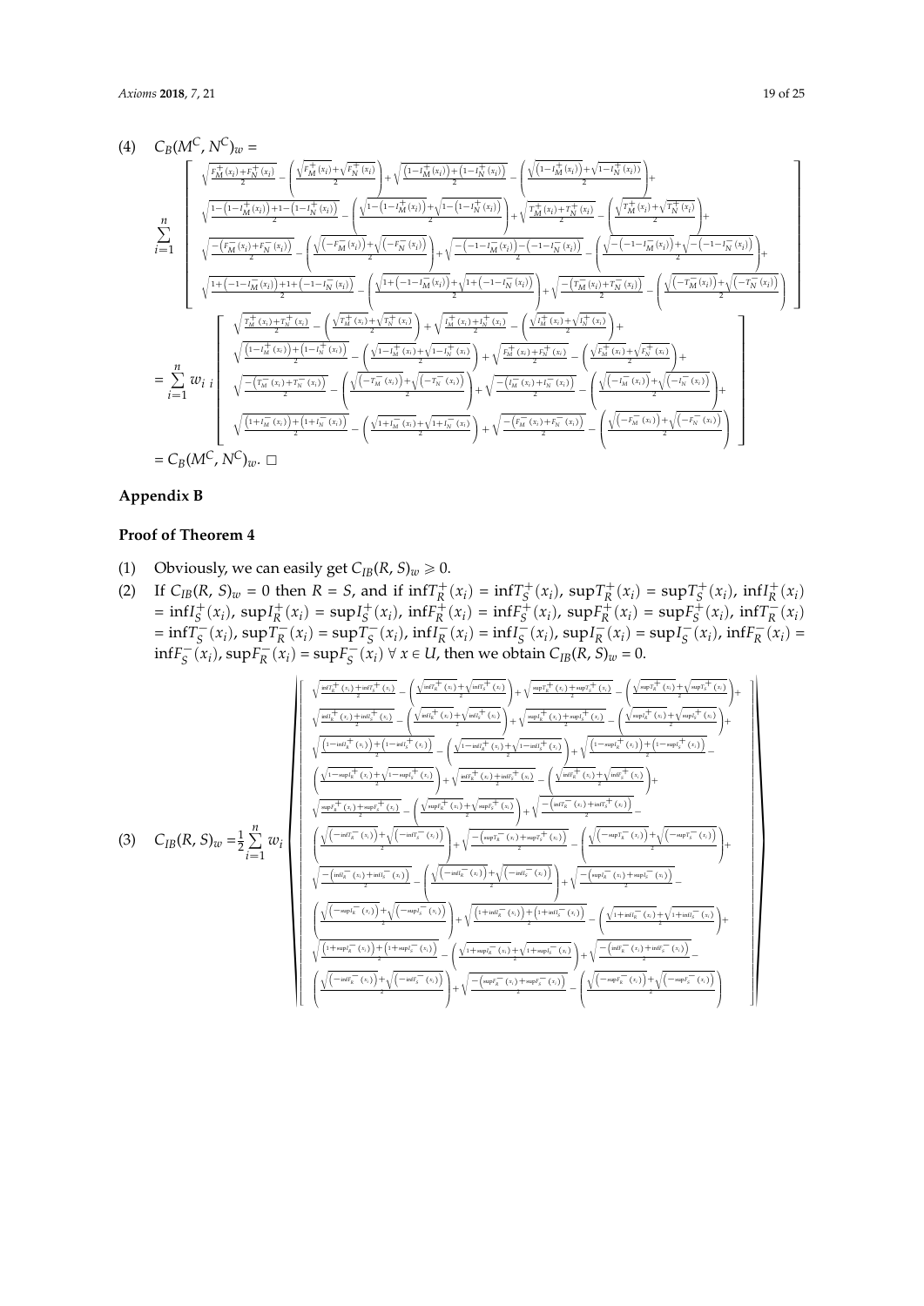(4) $C_B(M^C, N^C)_w =$

$$\sum_{i=1}^{n}\left[\begin{array}{l}\sqrt{\frac{F_M^+(x_i)+F_N^+(x_i)}{2}}-\left(\frac{\sqrt{F_M^+(x_i)}+\sqrt{F_N^+(x_i)}}{2}\right)+\sqrt{\frac{\left(1-I_M^+(x_i)\right)+\left(1-I_N^+(x_i)\right)}{2}}-\left(\frac{\sqrt{\left(1-I_M^+(x_i)\right)}+\sqrt{1-I_N^+(x_i)}}{2}\right)+\\ \sqrt{\frac{1-\left(1-I_M^+(x_i)\right)+1-\left(1-I_N^+(x_i)\right)}{2}}-\left(\frac{\sqrt{1-\left(1-I_M^+(x_i)\right)}+\sqrt{1-\left(1-I_N^+(x_i)\right)}}{2}\right)+\sqrt{\frac{T_M^+(x_i)+T_N^+(x_i)}{2}}-\left(\frac{\sqrt{T_M^+(x_i)}+\sqrt{T_N^+(x_i)}}{2}\right)+\\ \sqrt{\frac{-\left(F_M^-(x_i)+F_N^-(x_i)\right)}{2}}-\left(\frac{\sqrt{\left(-F_M^-(x_i)\right)}+\sqrt{\left(-F_N^-(x_i)\right)}}{2}\right)+\sqrt{\frac{-\left(-1-I_M^-(x_i)\right)-\left(-1-I_N^-(x_i)\right)}{2}}-\left(\frac{\sqrt{-\left(-1-I_M^-(x_i)\right)}+\sqrt{-\left(-1-I_N^-(x_i)\right)}}{2}\right)+\\ \sqrt{\frac{1+\left(-1-I_M^-(x_i)\right)+1+\left(-1-I_N^-(x_i)\right)}{2}}-\left(\frac{\sqrt{1+\left(-1-I_M^-(x_i)\right)}+\sqrt{1+\left(-1-I_N^-(x_i)\right)}}{2}\right)+\sqrt{\frac{-\left(T_M^-(x_i)+T_N^-(x_i)\right)}{2}}-\left(\frac{\sqrt{\left(-T_M^-(x_i)\right)}+\sqrt{\left(-T_N^-(x_i)\right)}}{2}\right)\end{array}\right]$$

$$=\sum_{i=1}^{n} w_i\, {}_i\left[\begin{array}{l}\sqrt{\frac{T_M^+(x_i)+T_N^+(x_i)}{2}}-\left(\frac{\sqrt{T_M^+(x_i)}+\sqrt{T_N^+(x_i)}}{2}\right)+\sqrt{\frac{I_M^+(x_i)+I_N^+(x_i)}{2}}-\left(\frac{\sqrt{I_M^+(x_i)}+\sqrt{I_N^+(x_i)}}{2}\right)+\\ \sqrt{\frac{\left(1-I_M^+(x_i)\right)+\left(1-I_N^+(x_i)\right)}{2}}-\left(\frac{\sqrt{1-I_M^+(x_i)}+\sqrt{1-I_N^+(x_i)}}{2}\right)+\sqrt{\frac{F_M^+(x_i)+F_N^+(x_i)}{2}}-\left(\frac{\sqrt{F_M^+(x_i)}+\sqrt{F_N^+(x_i)}}{2}\right)+\\ \sqrt{\frac{-\left(T_M^-(x_i)+T_N^-(x_i)\right)}{2}}-\left(\frac{\sqrt{\left(-T_M^-(x_i)\right)}+\sqrt{\left(-T_N^-(x_i)\right)}}{2}\right)+\sqrt{\frac{-\left(I_M^-(x_i)+I_N^-(x_i)\right)}{2}}-\left(\frac{\sqrt{\left(-I_M^-(x_i)\right)}+\sqrt{\left(-I_N^-(x_i)\right)}}{2}\right)+\\ \sqrt{\frac{\left(1+I_M^-(x_i)\right)+\left(1+I_N^-(x_i)\right)}{2}}-\left(\frac{\sqrt{1+I_M^-(x_i)}+\sqrt{1+I_N^-(x_i)}}{2}\right)+\sqrt{\frac{-\left(F_M^-(x_i)+F_N^-(x_i)\right)}{2}}-\left(\frac{\sqrt{\left(-F_M^-(x_i)\right)}+\sqrt{\left(-F_N^-(x_i)\right)}}{2}\right)\end{array}\right]$$

$= C_B(M^C, N^C)_w$. □

## Appendix B

### Proof of Theorem 4

(1) Obviously, we can easily get $C_{IB}(R, S)_w \geqslant 0$.

(2) If $C_{IB}(R, S)_w = 0$ then $R = S$, and if $\inf T_R^+(x_i) = \inf T_S^+(x_i)$, $\sup T_R^+(x_i) = \sup T_S^+(x_i)$, $\inf I_R^+(x_i) = \inf I_S^+(x_i)$, $\sup I_R^+(x_i) = \sup I_S^+(x_i)$, $\inf F_R^+(x_i) = \inf F_S^+(x_i)$, $\sup F_R^+(x_i) = \sup F_S^+(x_i)$, $\inf T_R^-(x_i) = \inf T_S^-(x_i)$, $\sup T_R^-(x_i) = \sup T_S^-(x_i)$, $\inf I_R^-(x_i) = \inf I_S^-(x_i)$, $\sup I_R^-(x_i) = \sup I_S^-(x_i)$, $\inf F_R^-(x_i) = \inf F_S^-(x_i)$, $\sup F_R^-(x_i) = \sup F_S^-(x_i)$ $\forall\, x \in U$, then we obtain $C_{IB}(R, S)_w = 0$.

(3) 
$$C_{IB}(R,S)_w = \frac{1}{2}\sum_{i=1}^{n} w_i \left|\left[\begin{array}{l}\sqrt{\frac{\inf T_R^+(x_i)+\inf T_S^+(x_i)}{2}}-\left(\frac{\sqrt{\inf T_R^+(x_i)}+\sqrt{\inf T_S^+(x_i)}}{2}\right)+\sqrt{\frac{\sup T_R^+(x_i)+\sup T_S^+(x_i)}{2}}-\left(\frac{\sqrt{\sup T_R^+(x_i)}+\sqrt{\sup T_S^+(x_i)}}{2}\right)+\\ \sqrt{\frac{\inf I_R^+(x_i)+\inf I_S^+(x_i)}{2}}-\left(\frac{\sqrt{\inf I_R^+(x_i)}+\sqrt{\inf I_S^+(x_i)}}{2}\right)+\sqrt{\frac{\sup I_R^+(x_i)+\sup I_S^+(x_i)}{2}}-\left(\frac{\sqrt{\sup I_R^+(x_i)}+\sqrt{\sup I_S^+(x_i)}}{2}\right)+\\ \sqrt{\frac{\left(1-\inf I_R^+(x_i)\right)+\left(1-\inf I_S^+(x_i)\right)}{2}}-\left(\frac{\sqrt{1-\inf I_R^+(x_i)}+\sqrt{1-\inf I_S^+(x_i)}}{2}\right)+\sqrt{\frac{\left(1-\sup I_R^+(x_i)\right)+\left(1-\sup I_S^+(x_i)\right)}{2}}-\\ \left(\frac{\sqrt{1-\sup I_R^+(x_i)}+\sqrt{1-\sup I_S^+(x_i)}}{2}\right)+\sqrt{\frac{\inf F_R^+(x_i)+\inf F_S^+(x_i)}{2}}-\left(\frac{\sqrt{\inf F_R^+(x_i)}+\sqrt{\inf F_S^+(x_i)}}{2}\right)+\\ \sqrt{\frac{\sup F_R^+(x_i)+\sup F_S^+(x_i)}{2}}-\left(\frac{\sqrt{\sup F_R^+(x_i)}+\sqrt{\sup F_S^+(x_i)}}{2}\right)+\sqrt{\frac{-\left(\inf T_R^-(x_i)+\inf T_S^-(x_i)\right)}{2}}-\\ \left(\frac{\sqrt{\left(-\inf T_R^-(x_i)\right)}+\sqrt{\left(-\inf T_S^-(x_i)\right)}}{2}\right)+\sqrt{\frac{-\left(\sup T_R^-(x_i)+\sup T_S^-(x_i)\right)}{2}}-\left(\frac{\sqrt{\left(-\sup T_R^-(x_i)\right)}+\sqrt{\left(-\sup T_S^-(x_i)\right)}}{2}\right)+\\ \sqrt{\frac{-\left(\inf I_R^-(x_i)+\inf I_S^-(x_i)\right)}{2}}-\left(\frac{\sqrt{\left(-\inf I_R^-(x_i)\right)}+\sqrt{\left(-\inf I_S^-(x_i)\right)}}{2}\right)+\sqrt{\frac{-\left(\sup I_R^-(x_i)+\sup I_S^-(x_i)\right)}{2}}-\\ \left(\frac{\sqrt{\left(-\sup I_R^-(x_i)\right)}+\sqrt{\left(-\sup I_S^-(x_i)\right)}}{2}\right)+\sqrt{\frac{\left(1+\inf I_R^-(x_i)\right)+\left(1+\inf I_S^-(x_i)\right)}{2}}-\left(\frac{\sqrt{1+\inf I_R^-(x_i)}+\sqrt{1+\inf I_S^-(x_i)}}{2}\right)+\\ \sqrt{\frac{\left(1+\sup I_R^-(x_i)\right)+\left(1+\sup I_S^-(x_i)\right)}{2}}-\left(\frac{\sqrt{1+\sup I_R^-(x_i)}+\sqrt{1+\sup I_S^-(x_i)}}{2}\right)+\sqrt{\frac{-\left(\inf F_R^-(x_i)+\inf F_S^-(x_i)\right)}{2}}-\\ \left(\frac{\sqrt{\left(-\inf F_R^-(x_i)\right)}+\sqrt{\left(-\inf F_S^-(x_i)\right)}}{2}\right)+\sqrt{\frac{-\left(\sup F_R^-(x_i)+\sup F_S^-(x_i)\right)}{2}}-\left(\frac{\sqrt{\left(-\sup F_R^-(x_i)\right)}+\sqrt{\left(-\sup F_S^-(x_i)\right)}}{2}\right)\end{array}\right]\right|$$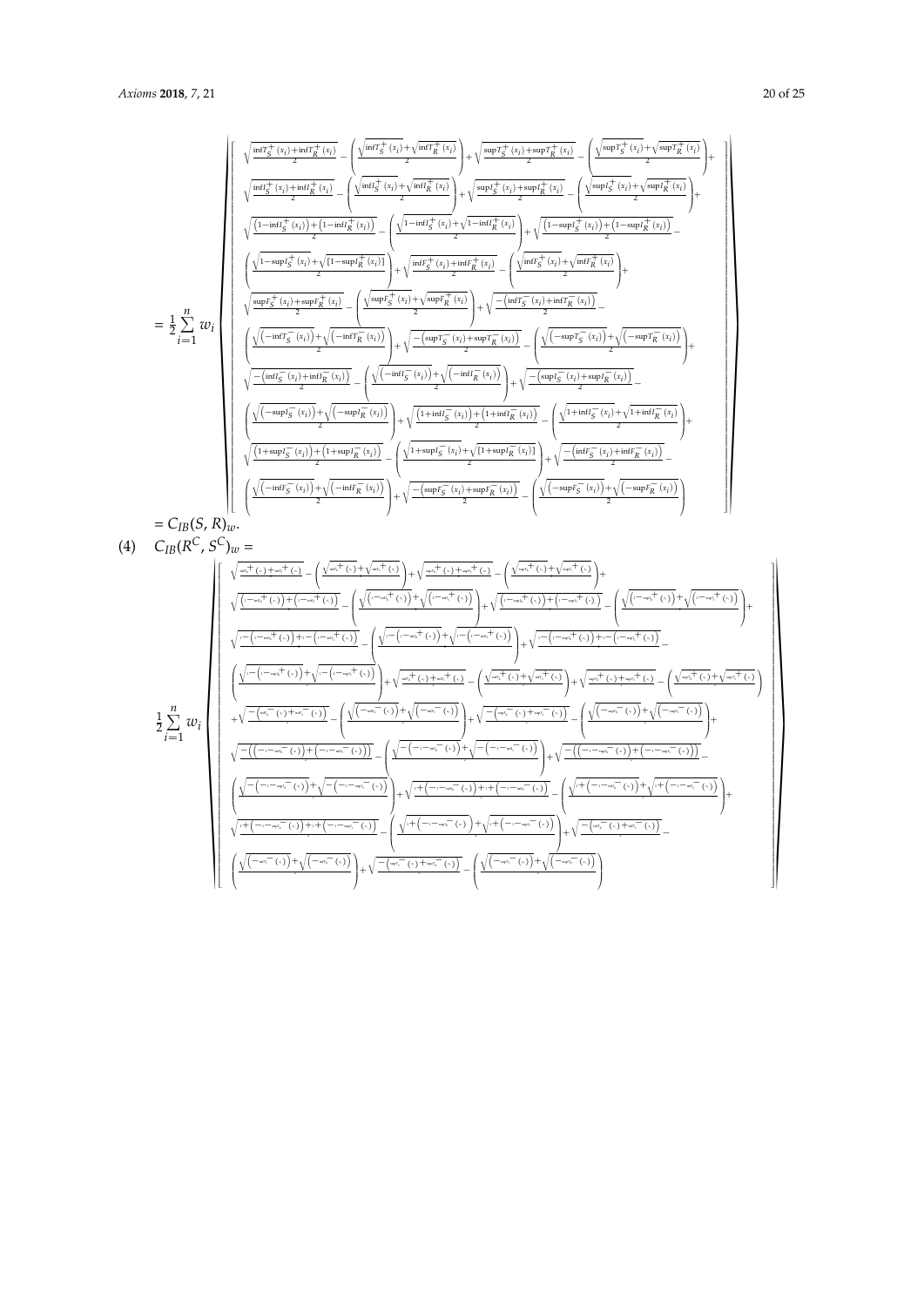$$
= \frac{1}{2}\sum_{i=1}^{n} w_i \left[\begin{array}{l}
\sqrt{\frac{\inf T_S^+(x_i)+\inf T_R^+(x_i)}{2}} - \left(\frac{\sqrt{\inf T_S^+(x_i)}+\sqrt{\inf T_R^+(x_i)}}{2}\right) + \sqrt{\frac{\sup T_S^+(x_i)+\sup T_R^+(x_i)}{2}} - \left(\frac{\sqrt{\sup T_S^+(x_i)}+\sqrt{\sup T_R^+(x_i)}}{2}\right) + \\
\sqrt{\frac{\inf I_S^+(x_i)+\inf I_R^+(x_i)}{2}} - \left(\frac{\sqrt{\inf I_S^+(x_i)}+\sqrt{\inf I_R^+(x_i)}}{2}\right) + \sqrt{\frac{\sup I_S^+(x_i)+\sup I_R^+(x_i)}{2}} - \left(\frac{\sqrt{\sup I_S^+(x_i)}+\sqrt{\sup I_R^+(x_i)}}{2}\right) + \\
\sqrt{\frac{\left(1-\inf I_S^+(x_i)\right)+\left(1-\inf I_R^+(x_i)\right)}{2}} - \left(\frac{\sqrt{1-\inf I_S^+(x_i)}+\sqrt{1-\inf I_R^+(x_i)}}{2}\right) + \sqrt{\frac{\left(1-\sup I_S^+(x_i)\right)+\left(1-\sup I_R^+(x_i)\right)}{2}} - \\
\left(\frac{\sqrt{1-\sup I_S^+(x_i)}+\sqrt{\left[1-\sup I_R^+(x_i)\right]}}{2}\right) + \sqrt{\frac{\inf F_S^+(x_i)+\inf F_R^+(x_i)}{2}} - \left(\frac{\sqrt{\inf F_S^+(x_i)}+\sqrt{\inf F_R^+(x_i)}}{2}\right) + \\
\sqrt{\frac{\sup F_S^+(x_i)+\sup F_R^+(x_i)}{2}} - \left(\frac{\sqrt{\sup F_S^+(x_i)}+\sqrt{\sup F_R^+(x_i)}}{2}\right) + \sqrt{\frac{-\left(\inf T_S^-(x_i)+\inf T_R^-(x_i)\right)}{2}} - \\
\left(\frac{\sqrt{\left(-\inf T_S^-(x_i)\right)}+\sqrt{\left(-\inf T_R^-(x_i)\right)}}{2}\right) + \sqrt{\frac{-\left(\sup T_S^-(x_i)+\sup T_R^-(x_i)\right)}{2}} - \left(\frac{\sqrt{\left(-\sup T_S^-(x_i)\right)}+\sqrt{\left(-\sup T_R^-(x_i)\right)}}{2}\right) + \\
\sqrt{\frac{-\left(\inf I_S^-(x_i)+\inf I_R^-(x_i)\right)}{2}} - \left(\frac{\sqrt{\left(-\inf I_S^-(x_i)\right)}+\sqrt{\left(-\inf I_R^-(x_i)\right)}}{2}\right) + \sqrt{\frac{-\left(\sup I_S^-(x_i)+\sup I_R^-(x_i)\right)}{2}} - \\
\left(\frac{\sqrt{\left(-\sup I_S^-(x_i)\right)}+\sqrt{\left(-\sup I_R^-(x_i)\right)}}{2}\right) + \sqrt{\frac{\left(1+\inf I_S^-(x_i)\right)+\left(1+\inf I_R^-(x_i)\right)}{2}} - \left(\frac{\sqrt{1+\inf I_S^-(x_i)}+\sqrt{1+\inf I_R^-(x_i)}}{2}\right) + \\
\sqrt{\frac{\left(1+\sup I_S^-(x_i)\right)+\left(1+\sup I_R^-(x_i)\right)}{2}} - \left(\frac{\sqrt{1+\sup I_S^-(x_i)}+\sqrt{\left[1+\sup I_R^-(x_i)\right]}}{2}\right) + \sqrt{\frac{-\left(\inf F_S^-(x_i)+\inf F_R^-(x_i)\right)}{2}} - \\
\left(\frac{\sqrt{\left(-\inf F_S^-(x_i)\right)}+\sqrt{\left(-\inf F_R^-(x_i)\right)}}{2}\right) + \sqrt{\frac{-\left(\sup F_S^-(x_i)+\sup F_R^-(x_i)\right)}{2}} - \left(\frac{\sqrt{\left(-\sup F_S^-(x_i)\right)}+\sqrt{\left(-\sup F_R^-(x_i)\right)}}{2}\right)
\end{array}\right]
$$

$= C_{IB}(S,R)_w.$

(4) $C_{IB}(R^C, S^C)_w =$

$$
\frac{1}{2}\sum_{i=1}^{n} w_i \left[\begin{array}{l}
\sqrt{\frac{\inf F_R^+(x_i)+\inf F_S^+(x_i)}{2}} - \left(\frac{\sqrt{\inf F_R^+(x_i)}+\sqrt{\inf F_S^+(x_i)}}{2}\right) + \sqrt{\frac{\sup F_R^+(x_i)+\sup F_S^+(x_i)}{2}} - \left(\frac{\sqrt{\sup F_R^+(x_i)}+\sqrt{\sup F_S^+(x_i)}}{2}\right) + \\
\sqrt{\frac{\left(1-\inf I_R^+(x_i)\right)+\left(1-\inf I_S^+(x_i)\right)}{2}} - \left(\frac{\sqrt{\left(1-\inf I_R^+(x_i)\right)}+\sqrt{\left(1-\inf I_S^+(x_i)\right)}}{2}\right) + \sqrt{\frac{\left(1-\sup I_R^+(x_i)\right)+\left(1-\sup I_S^+(x_i)\right)}{2}} - \left(\frac{\sqrt{\left(1-\sup I_R^+(x_i)\right)}+\sqrt{\left(1-\sup I_S^+(x_i)\right)}}{2}\right) + \\
\sqrt{\frac{1-\left(1-\inf I_R^+(x_i)\right)+1-\left(1-\inf I_S^+(x_i)\right)}{2}} - \left(\frac{\sqrt{1-\left(1-\inf I_R^+(x_i)\right)}+\sqrt{1-\left(1-\inf I_S^+(x_i)\right)}}{2}\right) + \sqrt{\frac{1-\left(1-\sup I_R^+(x_i)\right)+1-\left(1-\sup I_S^+(x_i)\right)}{2}} - \\
\left(\frac{\sqrt{1-\left(1-\sup I_R^+(x_i)\right)}+\sqrt{1-\left(1-\sup I_S^+(x_i)\right)}}{2}\right) + \sqrt{\frac{\inf T_R^+(x_i)+\inf T_S^+(x_i)}{2}} - \left(\frac{\sqrt{\inf T_R^+(x_i)}+\sqrt{\inf T_S^+(x_i)}}{2}\right) + \sqrt{\frac{\sup T_R^+(x_i)+\sup T_S^+(x_i)}{2}} - \left(\frac{\sqrt{\sup T_R^+(x_i)}+\sqrt{\sup T_S^+(x_i)}}{2}\right) \\
+\sqrt{\frac{-\left(\inf F_R^-(x_i)+\inf F_S^-(x_i)\right)}{2}} - \left(\frac{\sqrt{\left(-\inf F_R^-(x_i)\right)}+\sqrt{\left(-\inf F_S^-(x_i)\right)}}{2}\right) + \sqrt{\frac{-\left(\sup F_R^-(x_i)+\sup F_S^-(x_i)\right)}{2}} - \left(\frac{\sqrt{\left(-\sup F_R^-(x_i)\right)}+\sqrt{\left(-\sup F_S^-(x_i)\right)}}{2}\right) + \\
\sqrt{\frac{-\left(\left(-1-\inf I_R^-(x_i)\right)+\left(-1-\inf I_S^-(x_i)\right)\right)}{2}} - \left(\frac{\sqrt{-\left(-1-\inf I_R^-(x_i)\right)}+\sqrt{-\left(-1-\inf I_S^-(x_i)\right)}}{2}\right) + \sqrt{\frac{-\left(\left(-1-\sup I_R^-(x_i)\right)+\left(-1-\sup I_S^-(x_i)\right)\right)}{2}} - \\
\left(\frac{\sqrt{-\left(-1-\sup I_R^-(x_i)\right)}+\sqrt{-\left(-1-\sup I_S^-(x_i)\right)}}{2}\right) + \sqrt{\frac{1+\left(-1-\inf I_R^-(x_i)\right)+1+\left(-1-\inf I_S^-(x_i)\right)}{2}} - \left(\frac{\sqrt{1+\left(-1-\inf I_R^-(x_i)\right)}+\sqrt{1+\left(-1-\inf I_S^-(x_i)\right)}}{2}\right) + \\
\sqrt{\frac{1+\left(-1-\sup I_R^-(x_i)\right)+1+\left(-1-\sup I_S^-(x_i)\right)}{2}} - \left(\frac{\sqrt{1+\left(-1-\sup I_R^-(x_i)\right)}+\sqrt{1+\left(-1-\sup I_S^-(x_i)\right)}}{2}\right) + \sqrt{\frac{-\left(\inf T_R^-(x_i)+\inf T_S^-(x_i)\right)}{2}} - \\
\left(\frac{\sqrt{\left(-\inf T_R^-(x_i)\right)}+\sqrt{\left(-\inf T_S^-(x_i)\right)}}{2}\right) + \sqrt{\frac{-\left(\sup T_R^-(x_i)+\sup T_S^-(x_i)\right)}{2}} - \left(\frac{\sqrt{\left(-\sup T_R^-(x_i)\right)}+\sqrt{\left(-\sup T_S^-(x_i)\right)}}{2}\right)
\end{array}\right]
$$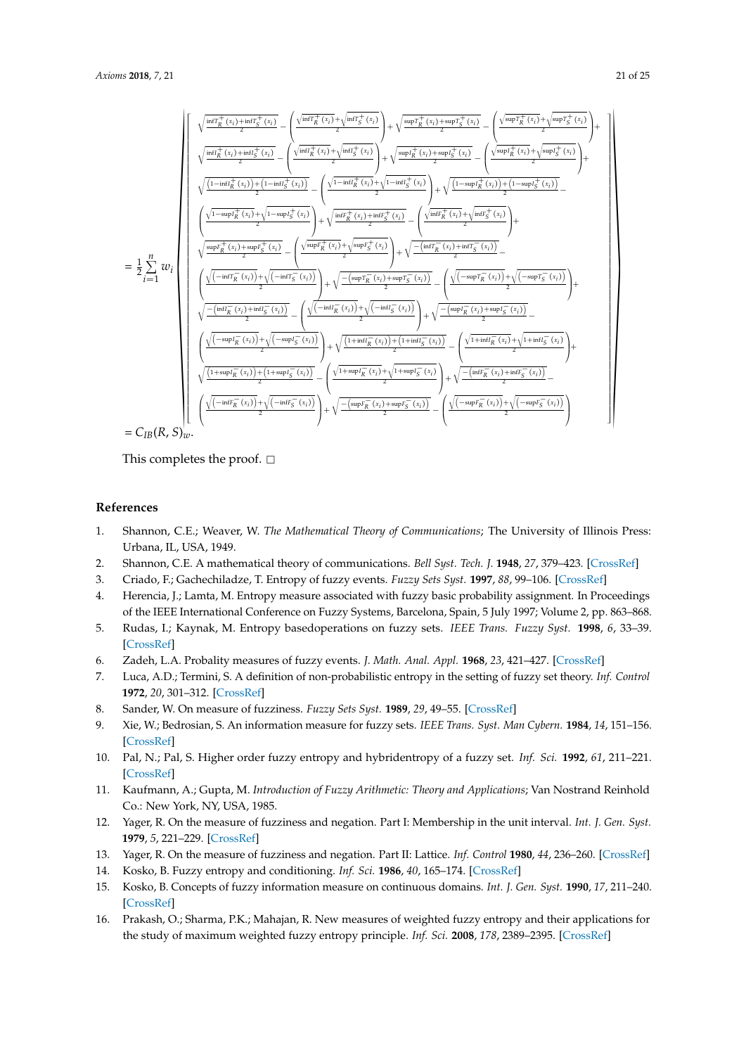$$
= \frac{1}{2}\sum_{i=1}^{n} w_i \left| \begin{bmatrix}
\sqrt{\frac{\inf T_R^+(x_i)+\inf T_S^+(x_i)}{2}} - \left(\frac{\sqrt{\inf T_R^+(x_i)}+\sqrt{\inf T_S^+(x_i)}}{2}\right) + \sqrt{\frac{\sup T_R^+(x_i)+\sup T_S^+(x_i)}{2}} - \left(\frac{\sqrt{\sup T_R^+(x_i)}+\sqrt{\sup T_S^+(x_i)}}{2}\right) + \\
\sqrt{\frac{\inf I_R^+(x_i)+\inf I_S^+(x_i)}{2}} - \left(\frac{\sqrt{\inf I_R^+(x_i)}+\sqrt{\inf I_S^+(x_i)}}{2}\right) + \sqrt{\frac{\sup I_R^+(x_i)+\sup I_S^+(x_i)}{2}} - \left(\frac{\sqrt{\sup I_R^+(x_i)}+\sqrt{\sup I_S^+(x_i)}}{2}\right) + \\
\sqrt{\frac{\left(1-\inf I_R^+(x_i)\right)+\left(1-\inf I_S^+(x_i)\right)}{2}} - \left(\frac{\sqrt{1-\inf I_R^+(x_i)}+\sqrt{1-\inf I_S^+(x_i)}}{2}\right) + \sqrt{\frac{\left(1-\sup I_R^+(x_i)\right)+\left(1-\sup I_S^+(x_i)\right)}{2}} - \\
\left(\frac{\sqrt{1-\sup I_R^+(x_i)}+\sqrt{1-\sup I_S^+(x_i)}}{2}\right) + \sqrt{\frac{\inf F_R^+(x_i)+\inf F_S^+(x_i)}{2}} - \left(\frac{\sqrt{\inf F_R^+(x_i)}+\sqrt{\inf F_S^+(x_i)}}{2}\right) + \\
\sqrt{\frac{\sup F_R^+(x_i)+\sup F_S^+(x_i)}{2}} - \left(\frac{\sqrt{\sup F_R^+(x_i)}+\sqrt{\sup F_S^+(x_i)}}{2}\right) + \sqrt{\frac{-\left(\inf T_R^-(x_i)+\inf T_S^-(x_i)\right)}{2}} - \\
\left(\frac{\sqrt{\left(-\inf T_R^-(x_i)\right)}+\sqrt{\left(-\inf T_S^-(x_i)\right)}}{2}\right) + \sqrt{\frac{-\left(\sup T_R^-(x_i)+\sup T_S^-(x_i)\right)}{2}} - \left(\frac{\sqrt{\left(-\sup T_R^-(x_i)\right)}+\sqrt{\left(-\sup T_S^-(x_i)\right)}}{2}\right) + \\
\sqrt{\frac{-\left(\inf I_R^-(x_i)+\inf I_S^-(x_i)\right)}{2}} - \left(\frac{\sqrt{\left(-\inf I_R^-(x_i)\right)}+\sqrt{\left(-\inf I_S^-(x_i)\right)}}{2}\right) + \sqrt{\frac{-\left(\sup I_R^-(x_i)+\sup I_S^-(x_i)\right)}{2}} - \\
\left(\frac{\sqrt{\left(-\sup I_R^-(x_i)\right)}+\sqrt{\left(-\sup I_S^-(x_i)\right)}}{2}\right) + \sqrt{\frac{\left(1+\inf I_R^-(x_i)\right)+\left(1+\inf I_S^-(x_i)\right)}{2}} - \left(\frac{\sqrt{1+\inf I_R^-(x_i)}+\sqrt{1+\inf I_S^-(x_i)}}{2}\right) + \\
\sqrt{\frac{\left(1+\sup I_R^-(x_i)\right)+\left(1+\sup I_S^-(x_i)\right)}{2}} - \left(\frac{\sqrt{1+\sup I_R^-(x_i)}+\sqrt{1+\sup I_S^-(x_i)}}{2}\right) + \sqrt{\frac{-\left(\inf F_R^-(x_i)+\inf F_S^-(x_i)\right)}{2}} - \\
\left(\frac{\sqrt{\left(-\inf F_R^-(x_i)\right)}+\sqrt{\left(-\inf F_S^-(x_i)\right)}}{2}\right) + \sqrt{\frac{-\left(\sup F_R^-(x_i)+\sup F_S^-(x_i)\right)}{2}} - \left(\frac{\sqrt{\left(-\sup F_R^-(x_i)\right)}+\sqrt{\left(-\sup F_S^-(x_i)\right)}}{2}\right)
\end{bmatrix} \right|
$$

$$
= C_{IB}(R,S)_w.
$$

This completes the proof. □

## References

1. Shannon, C.E.; Weaver, W. *The Mathematical Theory of Communications*; The University of Illinois Press: Urbana, IL, USA, 1949.
2. Shannon, C.E. A mathematical theory of communications. *Bell Syst. Tech. J.* **1948**, *27*, 379–423. [CrossRef]
3. Criado, F.; Gachechiladze, T. Entropy of fuzzy events. *Fuzzy Sets Syst.* **1997**, *88*, 99–106. [CrossRef]
4. Herencia, J.; Lamta, M. Entropy measure associated with fuzzy basic probability assignment. In Proceedings of the IEEE International Conference on Fuzzy Systems, Barcelona, Spain, 5 July 1997; Volume 2, pp. 863–868.
5. Rudas, I.; Kaynak, M. Entropy basedoperations on fuzzy sets. *IEEE Trans. Fuzzy Syst.* **1998**, *6*, 33–39. [CrossRef]
6. Zadeh, L.A. Probality measures of fuzzy events. *J. Math. Anal. Appl.* **1968**, *23*, 421–427. [CrossRef]
7. Luca, A.D.; Termini, S. A definition of non-probabilistic entropy in the setting of fuzzy set theory. *Inf. Control* **1972**, *20*, 301–312. [CrossRef]
8. Sander, W. On measure of fuzziness. *Fuzzy Sets Syst.* **1989**, *29*, 49–55. [CrossRef]
9. Xie, W.; Bedrosian, S. An information measure for fuzzy sets. *IEEE Trans. Syst. Man Cybern.* **1984**, *14*, 151–156. [CrossRef]
10. Pal, N.; Pal, S. Higher order fuzzy entropy and hybridentropy of a fuzzy set. *Inf. Sci.* **1992**, *61*, 211–221. [CrossRef]
11. Kaufmann, A.; Gupta, M. *Introduction of Fuzzy Arithmetic: Theory and Applications*; Van Nostrand Reinhold Co.: New York, NY, USA, 1985.
12. Yager, R. On the measure of fuzziness and negation. Part I: Membership in the unit interval. *Int. J. Gen. Syst.* **1979**, *5*, 221–229. [CrossRef]
13. Yager, R. On the measure of fuzziness and negation. Part II: Lattice. *Inf. Control* **1980**, *44*, 236–260. [CrossRef]
14. Kosko, B. Fuzzy entropy and conditioning. *Inf. Sci.* **1986**, *40*, 165–174. [CrossRef]
15. Kosko, B. Concepts of fuzzy information measure on continuous domains. *Int. J. Gen. Syst.* **1990**, *17*, 211–240. [CrossRef]
16. Prakash, O.; Sharma, P.K.; Mahajan, R. New measures of weighted fuzzy entropy and their applications for the study of maximum weighted fuzzy entropy principle. *Inf. Sci.* **2008**, *178*, 2389–2395. [CrossRef]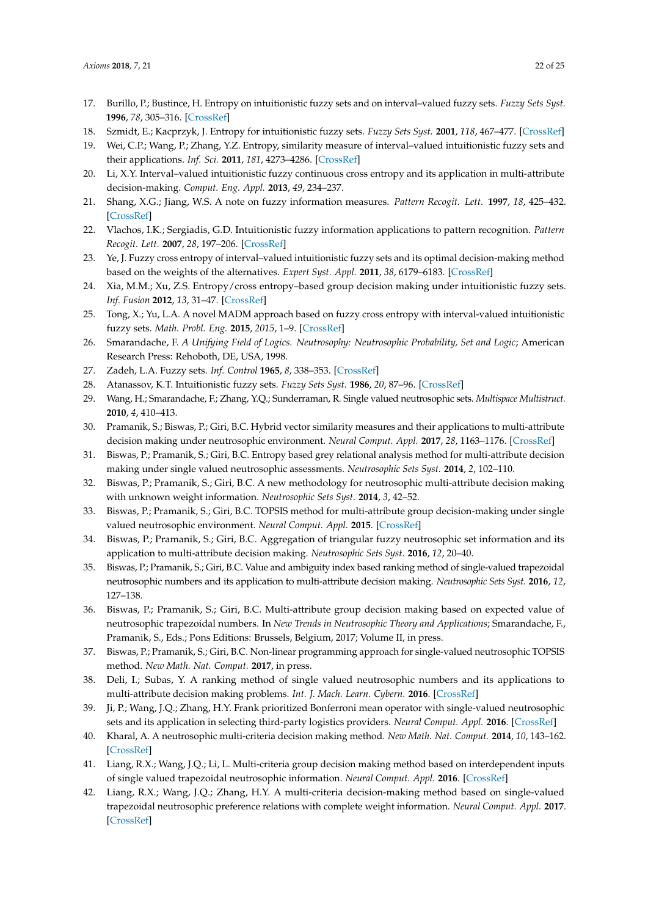17. Burillo, P.; Bustince, H. Entropy on intuitionistic fuzzy sets and on interval–valued fuzzy sets. *Fuzzy Sets Syst.* **1996**, *78*, 305–316. [CrossRef]
18. Szmidt, E.; Kacprzyk, J. Entropy for intuitionistic fuzzy sets. *Fuzzy Sets Syst.* **2001**, *118*, 467–477. [CrossRef]
19. Wei, C.P.; Wang, P.; Zhang, Y.Z. Entropy, similarity measure of interval–valued intuitionistic fuzzy sets and their applications. *Inf. Sci.* **2011**, *181*, 4273–4286. [CrossRef]
20. Li, X.Y. Interval–valued intuitionistic fuzzy continuous cross entropy and its application in multi-attribute decision-making. *Comput. Eng. Appl.* **2013**, *49*, 234–237.
21. Shang, X.G.; Jiang, W.S. A note on fuzzy information measures. *Pattern Recogit. Lett.* **1997**, *18*, 425–432. [CrossRef]
22. Vlachos, I.K.; Sergiadis, G.D. Intuitionistic fuzzy information applications to pattern recognition. *Pattern Recogit. Lett.* **2007**, *28*, 197–206. [CrossRef]
23. Ye, J. Fuzzy cross entropy of interval–valued intuitionistic fuzzy sets and its optimal decision-making method based on the weights of the alternatives. *Expert Syst. Appl.* **2011**, *38*, 6179–6183. [CrossRef]
24. Xia, M.M.; Xu, Z.S. Entropy/cross entropy–based group decision making under intuitionistic fuzzy sets. *Inf. Fusion* **2012**, *13*, 31–47. [CrossRef]
25. Tong, X.; Yu, L.A. A novel MADM approach based on fuzzy cross entropy with interval-valued intuitionistic fuzzy sets. *Math. Probl. Eng.* **2015**, *2015*, 1–9. [CrossRef]
26. Smarandache, F. *A Unifying Field of Logics. Neutrosophy: Neutrosophic Probability, Set and Logic*; American Research Press: Rehoboth, DE, USA, 1998.
27. Zadeh, L.A. Fuzzy sets. *Inf. Control* **1965**, *8*, 338–353. [CrossRef]
28. Atanassov, K.T. Intuitionistic fuzzy sets. *Fuzzy Sets Syst.* **1986**, *20*, 87–96. [CrossRef]
29. Wang, H.; Smarandache, F.; Zhang, Y.Q.; Sunderraman, R. Single valued neutrosophic sets. *Multispace Multistruct.* **2010**, *4*, 410–413.
30. Pramanik, S.; Biswas, P.; Giri, B.C. Hybrid vector similarity measures and their applications to multi-attribute decision making under neutrosophic environment. *Neural Comput. Appl.* **2017**, *28*, 1163–1176. [CrossRef]
31. Biswas, P.; Pramanik, S.; Giri, B.C. Entropy based grey relational analysis method for multi-attribute decision making under single valued neutrosophic assessments. *Neutrosophic Sets Syst.* **2014**, *2*, 102–110.
32. Biswas, P.; Pramanik, S.; Giri, B.C. A new methodology for neutrosophic multi-attribute decision making with unknown weight information. *Neutrosophic Sets Syst.* **2014**, *3*, 42–52.
33. Biswas, P.; Pramanik, S.; Giri, B.C. TOPSIS method for multi-attribute group decision-making under single valued neutrosophic environment. *Neural Comput. Appl.* **2015**. [CrossRef]
34. Biswas, P.; Pramanik, S.; Giri, B.C. Aggregation of triangular fuzzy neutrosophic set information and its application to multi-attribute decision making. *Neutrosophic Sets Syst.* **2016**, *12*, 20–40.
35. Biswas, P.; Pramanik, S.; Giri, B.C. Value and ambiguity index based ranking method of single-valued trapezoidal neutrosophic numbers and its application to multi-attribute decision making. *Neutrosophic Sets Syst.* **2016**, *12*, 127–138.
36. Biswas, P.; Pramanik, S.; Giri, B.C. Multi-attribute group decision making based on expected value of neutrosophic trapezoidal numbers. In *New Trends in Neutrosophic Theory and Applications*; Smarandache, F., Pramanik, S., Eds.; Pons Editions: Brussels, Belgium, 2017; Volume II, in press.
37. Biswas, P.; Pramanik, S.; Giri, B.C. Non-linear programming approach for single-valued neutrosophic TOPSIS method. *New Math. Nat. Comput.* **2017**, in press.
38. Deli, I.; Subas, Y. A ranking method of single valued neutrosophic numbers and its applications to multi-attribute decision making problems. *Int. J. Mach. Learn. Cybern.* **2016**. [CrossRef]
39. Ji, P.; Wang, J.Q.; Zhang, H.Y. Frank prioritized Bonferroni mean operator with single-valued neutrosophic sets and its application in selecting third-party logistics providers. *Neural Comput. Appl.* **2016**. [CrossRef]
40. Kharal, A. A neutrosophic multi-criteria decision making method. *New Math. Nat. Comput.* **2014**, *10*, 143–162. [CrossRef]
41. Liang, R.X.; Wang, J.Q.; Li, L. Multi-criteria group decision making method based on interdependent inputs of single valued trapezoidal neutrosophic information. *Neural Comput. Appl.* **2016**. [CrossRef]
42. Liang, R.X.; Wang, J.Q.; Zhang, H.Y. A multi-criteria decision-making method based on single-valued trapezoidal neutrosophic preference relations with complete weight information. *Neural Comput. Appl.* **2017**. [CrossRef]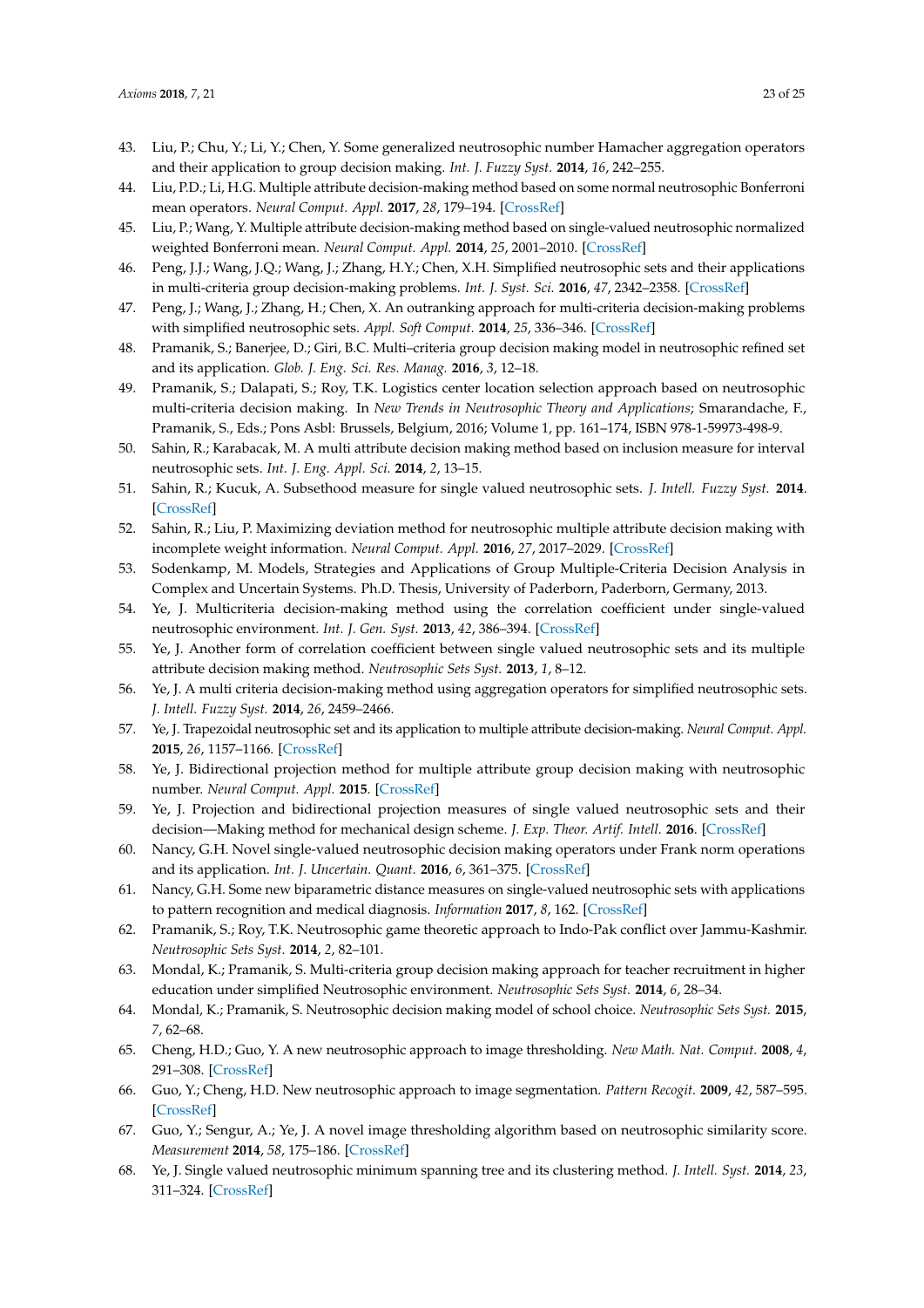43. Liu, P.; Chu, Y.; Li, Y.; Chen, Y. Some generalized neutrosophic number Hamacher aggregation operators and their application to group decision making. *Int. J. Fuzzy Syst.* **2014**, *16*, 242–255.
44. Liu, P.D.; Li, H.G. Multiple attribute decision-making method based on some normal neutrosophic Bonferroni mean operators. *Neural Comput. Appl.* **2017**, *28*, 179–194. [CrossRef]
45. Liu, P.; Wang, Y. Multiple attribute decision-making method based on single-valued neutrosophic normalized weighted Bonferroni mean. *Neural Comput. Appl.* **2014**, *25*, 2001–2010. [CrossRef]
46. Peng, J.J.; Wang, J.Q.; Wang, J.; Zhang, H.Y.; Chen, X.H. Simplified neutrosophic sets and their applications in multi-criteria group decision-making problems. *Int. J. Syst. Sci.* **2016**, *47*, 2342–2358. [CrossRef]
47. Peng, J.; Wang, J.; Zhang, H.; Chen, X. An outranking approach for multi-criteria decision-making problems with simplified neutrosophic sets. *Appl. Soft Comput.* **2014**, *25*, 336–346. [CrossRef]
48. Pramanik, S.; Banerjee, D.; Giri, B.C. Multi–criteria group decision making model in neutrosophic refined set and its application. *Glob. J. Eng. Sci. Res. Manag.* **2016**, *3*, 12–18.
49. Pramanik, S.; Dalapati, S.; Roy, T.K. Logistics center location selection approach based on neutrosophic multi-criteria decision making. In *New Trends in Neutrosophic Theory and Applications*; Smarandache, F., Pramanik, S., Eds.; Pons Asbl: Brussels, Belgium, 2016; Volume 1, pp. 161–174, ISBN 978-1-59973-498-9.
50. Sahin, R.; Karabacak, M. A multi attribute decision making method based on inclusion measure for interval neutrosophic sets. *Int. J. Eng. Appl. Sci.* **2014**, *2*, 13–15.
51. Sahin, R.; Kucuk, A. Subsethood measure for single valued neutrosophic sets. *J. Intell. Fuzzy Syst.* **2014**. [CrossRef]
52. Sahin, R.; Liu, P. Maximizing deviation method for neutrosophic multiple attribute decision making with incomplete weight information. *Neural Comput. Appl.* **2016**, *27*, 2017–2029. [CrossRef]
53. Sodenkamp, M. Models, Strategies and Applications of Group Multiple-Criteria Decision Analysis in Complex and Uncertain Systems. Ph.D. Thesis, University of Paderborn, Paderborn, Germany, 2013.
54. Ye, J. Multicriteria decision-making method using the correlation coefficient under single-valued neutrosophic environment. *Int. J. Gen. Syst.* **2013**, *42*, 386–394. [CrossRef]
55. Ye, J. Another form of correlation coefficient between single valued neutrosophic sets and its multiple attribute decision making method. *Neutrosophic Sets Syst.* **2013**, *1*, 8–12.
56. Ye, J. A multi criteria decision-making method using aggregation operators for simplified neutrosophic sets. *J. Intell. Fuzzy Syst.* **2014**, *26*, 2459–2466.
57. Ye, J. Trapezoidal neutrosophic set and its application to multiple attribute decision-making. *Neural Comput. Appl.* **2015**, *26*, 1157–1166. [CrossRef]
58. Ye, J. Bidirectional projection method for multiple attribute group decision making with neutrosophic number. *Neural Comput. Appl.* **2015**. [CrossRef]
59. Ye, J. Projection and bidirectional projection measures of single valued neutrosophic sets and their decision—Making method for mechanical design scheme. *J. Exp. Theor. Artif. Intell.* **2016**. [CrossRef]
60. Nancy, G.H. Novel single-valued neutrosophic decision making operators under Frank norm operations and its application. *Int. J. Uncertain. Quant.* **2016**, *6*, 361–375. [CrossRef]
61. Nancy, G.H. Some new biparametric distance measures on single-valued neutrosophic sets with applications to pattern recognition and medical diagnosis. *Information* **2017**, *8*, 162. [CrossRef]
62. Pramanik, S.; Roy, T.K. Neutrosophic game theoretic approach to Indo-Pak conflict over Jammu-Kashmir. *Neutrosophic Sets Syst.* **2014**, *2*, 82–101.
63. Mondal, K.; Pramanik, S. Multi-criteria group decision making approach for teacher recruitment in higher education under simplified Neutrosophic environment. *Neutrosophic Sets Syst.* **2014**, *6*, 28–34.
64. Mondal, K.; Pramanik, S. Neutrosophic decision making model of school choice. *Neutrosophic Sets Syst.* **2015**, *7*, 62–68.
65. Cheng, H.D.; Guo, Y. A new neutrosophic approach to image thresholding. *New Math. Nat. Comput.* **2008**, *4*, 291–308. [CrossRef]
66. Guo, Y.; Cheng, H.D. New neutrosophic approach to image segmentation. *Pattern Recogit.* **2009**, *42*, 587–595. [CrossRef]
67. Guo, Y.; Sengur, A.; Ye, J. A novel image thresholding algorithm based on neutrosophic similarity score. *Measurement* **2014**, *58*, 175–186. [CrossRef]
68. Ye, J. Single valued neutrosophic minimum spanning tree and its clustering method. *J. Intell. Syst.* **2014**, *23*, 311–324. [CrossRef]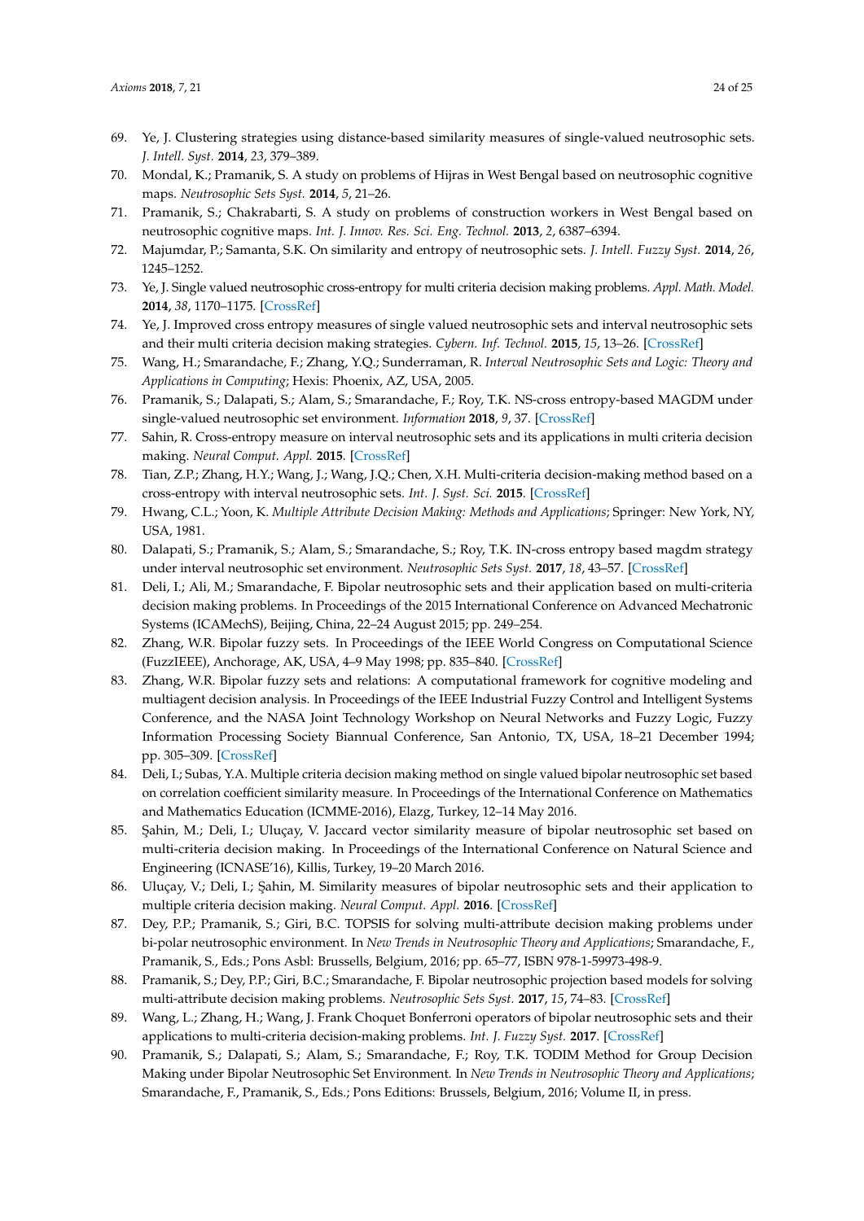69. Ye, J. Clustering strategies using distance-based similarity measures of single-valued neutrosophic sets. *J. Intell. Syst.* **2014**, *23*, 379–389.
70. Mondal, K.; Pramanik, S. A study on problems of Hijras in West Bengal based on neutrosophic cognitive maps. *Neutrosophic Sets Syst.* **2014**, *5*, 21–26.
71. Pramanik, S.; Chakrabarti, S. A study on problems of construction workers in West Bengal based on neutrosophic cognitive maps. *Int. J. Innov. Res. Sci. Eng. Technol.* **2013**, *2*, 6387–6394.
72. Majumdar, P.; Samanta, S.K. On similarity and entropy of neutrosophic sets. *J. Intell. Fuzzy Syst.* **2014**, *26*, 1245–1252.
73. Ye, J. Single valued neutrosophic cross-entropy for multi criteria decision making problems. *Appl. Math. Model.* **2014**, *38*, 1170–1175. [CrossRef]
74. Ye, J. Improved cross entropy measures of single valued neutrosophic sets and interval neutrosophic sets and their multi criteria decision making strategies. *Cybern. Inf. Technol.* **2015**, *15*, 13–26. [CrossRef]
75. Wang, H.; Smarandache, F.; Zhang, Y.Q.; Sunderraman, R. *Interval Neutrosophic Sets and Logic: Theory and Applications in Computing*; Hexis: Phoenix, AZ, USA, 2005.
76. Pramanik, S.; Dalapati, S.; Alam, S.; Smarandache, F.; Roy, T.K. NS-cross entropy-based MAGDM under single-valued neutrosophic set environment. *Information* **2018**, *9*, 37. [CrossRef]
77. Sahin, R. Cross-entropy measure on interval neutrosophic sets and its applications in multi criteria decision making. *Neural Comput. Appl.* **2015**. [CrossRef]
78. Tian, Z.P.; Zhang, H.Y.; Wang, J.; Wang, J.Q.; Chen, X.H. Multi-criteria decision-making method based on a cross-entropy with interval neutrosophic sets. *Int. J. Syst. Sci.* **2015**. [CrossRef]
79. Hwang, C.L.; Yoon, K. *Multiple Attribute Decision Making: Methods and Applications*; Springer: New York, NY, USA, 1981.
80. Dalapati, S.; Pramanik, S.; Alam, S.; Smarandache, S.; Roy, T.K. IN-cross entropy based magdm strategy under interval neutrosophic set environment. *Neutrosophic Sets Syst.* **2017**, *18*, 43–57. [CrossRef]
81. Deli, I.; Ali, M.; Smarandache, F. Bipolar neutrosophic sets and their application based on multi-criteria decision making problems. In Proceedings of the 2015 International Conference on Advanced Mechatronic Systems (ICAMechS), Beijing, China, 22–24 August 2015; pp. 249–254.
82. Zhang, W.R. Bipolar fuzzy sets. In Proceedings of the IEEE World Congress on Computational Science (FuzzIEEE), Anchorage, AK, USA, 4–9 May 1998; pp. 835–840. [CrossRef]
83. Zhang, W.R. Bipolar fuzzy sets and relations: A computational framework for cognitive modeling and multiagent decision analysis. In Proceedings of the IEEE Industrial Fuzzy Control and Intelligent Systems Conference, and the NASA Joint Technology Workshop on Neural Networks and Fuzzy Logic, Fuzzy Information Processing Society Biannual Conference, San Antonio, TX, USA, 18–21 December 1994; pp. 305–309. [CrossRef]
84. Deli, I.; Subas, Y.A. Multiple criteria decision making method on single valued bipolar neutrosophic set based on correlation coefficient similarity measure. In Proceedings of the International Conference on Mathematics and Mathematics Education (ICMME-2016), Elazg, Turkey, 12–14 May 2016.
85. Şahin, M.; Deli, I.; Uluçay, V. Jaccard vector similarity measure of bipolar neutrosophic set based on multi-criteria decision making. In Proceedings of the International Conference on Natural Science and Engineering (ICNASE'16), Killis, Turkey, 19–20 March 2016.
86. Uluçay, V.; Deli, I.; Şahin, M. Similarity measures of bipolar neutrosophic sets and their application to multiple criteria decision making. *Neural Comput. Appl.* **2016**. [CrossRef]
87. Dey, P.P.; Pramanik, S.; Giri, B.C. TOPSIS for solving multi-attribute decision making problems under bi-polar neutrosophic environment. In *New Trends in Neutrosophic Theory and Applications*; Smarandache, F., Pramanik, S., Eds.; Pons Asbl: Brussells, Belgium, 2016; pp. 65–77, ISBN 978-1-59973-498-9.
88. Pramanik, S.; Dey, P.P.; Giri, B.C.; Smarandache, F. Bipolar neutrosophic projection based models for solving multi-attribute decision making problems. *Neutrosophic Sets Syst.* **2017**, *15*, 74–83. [CrossRef]
89. Wang, L.; Zhang, H.; Wang, J. Frank Choquet Bonferroni operators of bipolar neutrosophic sets and their applications to multi-criteria decision-making problems. *Int. J. Fuzzy Syst.* **2017**. [CrossRef]
90. Pramanik, S.; Dalapati, S.; Alam, S.; Smarandache, F.; Roy, T.K. TODIM Method for Group Decision Making under Bipolar Neutrosophic Set Environment. In *New Trends in Neutrosophic Theory and Applications*; Smarandache, F., Pramanik, S., Eds.; Pons Editions: Brussels, Belgium, 2016; Volume II, in press.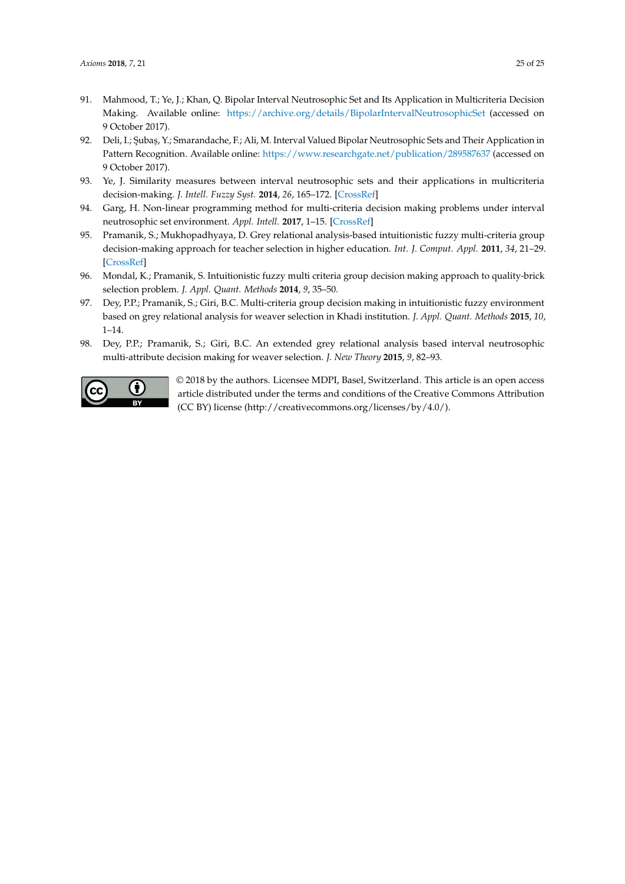91. Mahmood, T.; Ye, J.; Khan, Q. Bipolar Interval Neutrosophic Set and Its Application in Multicriteria Decision Making. Available online: https://archive.org/details/BipolarIntervalNeutrosophicSet (accessed on 9 October 2017).
92. Deli, I.; Şubaş, Y.; Smarandache, F.; Ali, M. Interval Valued Bipolar Neutrosophic Sets and Their Application in Pattern Recognition. Available online: https://www.researchgate.net/publication/289587637 (accessed on 9 October 2017).
93. Ye, J. Similarity measures between interval neutrosophic sets and their applications in multicriteria decision-making. *J. Intell. Fuzzy Syst.* **2014**, *26*, 165–172. [CrossRef]
94. Garg, H. Non-linear programming method for multi-criteria decision making problems under interval neutrosophic set environment. *Appl. Intell.* **2017**, 1–15. [CrossRef]
95. Pramanik, S.; Mukhopadhyaya, D. Grey relational analysis-based intuitionistic fuzzy multi-criteria group decision-making approach for teacher selection in higher education. *Int. J. Comput. Appl.* **2011**, *34*, 21–29. [CrossRef]
96. Mondal, K.; Pramanik, S. Intuitionistic fuzzy multi criteria group decision making approach to quality-brick selection problem. *J. Appl. Quant. Methods* **2014**, *9*, 35–50.
97. Dey, P.P.; Pramanik, S.; Giri, B.C. Multi-criteria group decision making in intuitionistic fuzzy environment based on grey relational analysis for weaver selection in Khadi institution. *J. Appl. Quant. Methods* **2015**, *10*, 1–14.
98. Dey, P.P.; Pramanik, S.; Giri, B.C. An extended grey relational analysis based interval neutrosophic multi-attribute decision making for weaver selection. *J. New Theory* **2015**, *9*, 82–93.

© 2018 by the authors. Licensee MDPI, Basel, Switzerland. This article is an open access article distributed under the terms and conditions of the Creative Commons Attribution (CC BY) license (http://creativecommons.org/licenses/by/4.0/).